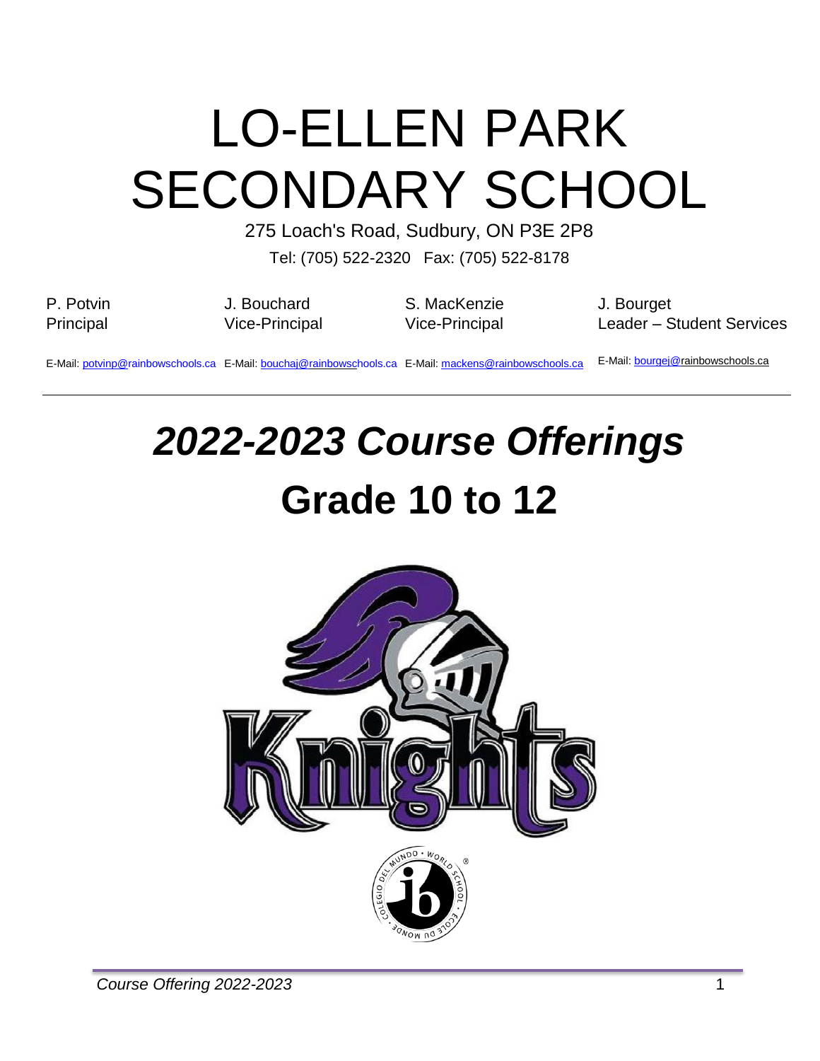# LO-ELLEN PARK SECONDARY SCHOOL

275 Loach's Road, Sudbury, ON P3E 2P8

Tel: (705) 522-2320 Fax: (705) 522-8178

| P. Potvin | J. Bouchard | S. MacKenzie | J. Bourget |
|---|---|---|---|
| Principal | Vice-Principal | Vice-Principal | Leader – Student Services |
| E-Mail: potvinp@rainbowschools.ca | E-Mail: bouchaj@rainbowschools.ca | E-Mail: mackens@rainbowschools.ca | E-Mail: bourgej@rainbowschools.ca |

---

## *2022-2023 Course Offerings*

## Grade 10 to 12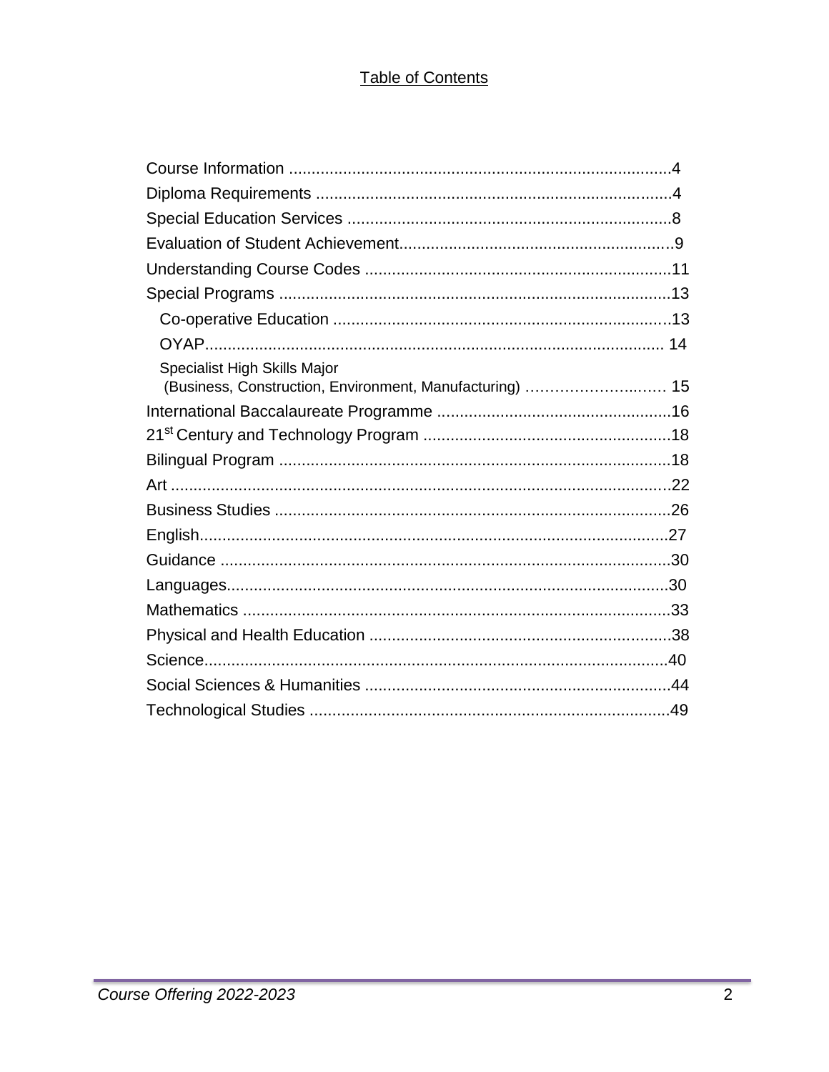# Table of Contents

Course Information ....................................................................................4
Diploma Requirements ...............................................................................4
Special Education Services .......................................................................8
Evaluation of Student Achievement............................................................9
Understanding Course Codes ...................................................................11
Special Programs ......................................................................................13
- Co-operative Education ..........................................................................13
- OYAP.................................................................................................... 14
- Specialist High Skills Major (Business, Construction, Environment, Manufacturing) ……………….…… 15

International Baccalaureate Programme ....................................................16
21st Century and Technology Program ......................................................18
Bilingual Program ......................................................................................18
Art ..............................................................................................................22
Business Studies .......................................................................................26
English.......................................................................................................27
Guidance ...................................................................................................30
Languages.................................................................................................30
Mathematics ..............................................................................................33
Physical and Health Education ..................................................................38
Science......................................................................................................40
Social Sciences & Humanities ....................................................................44
Technological Studies ...............................................................................49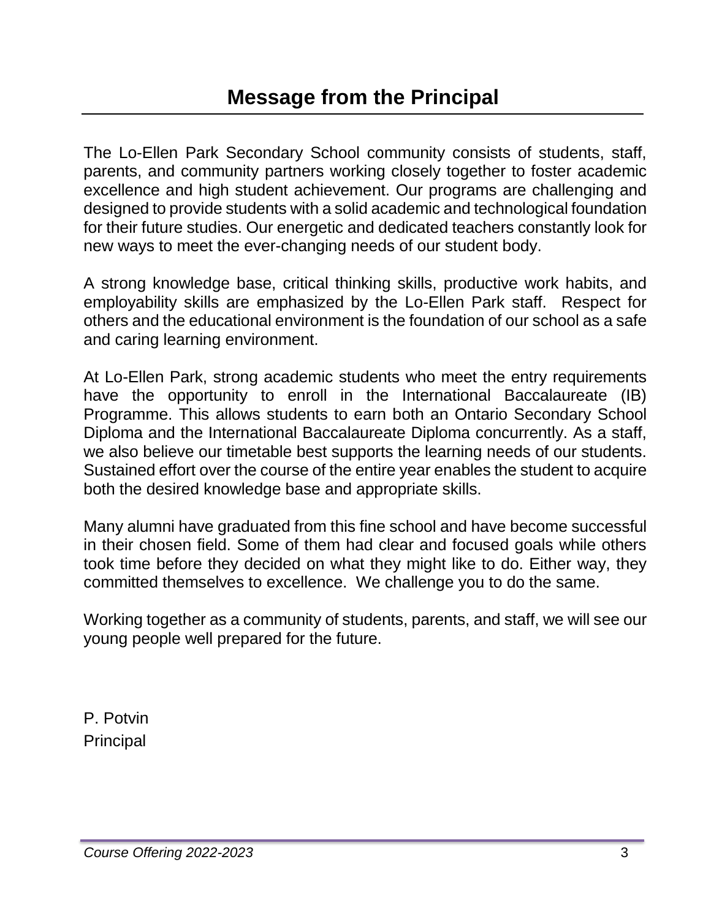# Message from the Principal

The Lo-Ellen Park Secondary School community consists of students, staff, parents, and community partners working closely together to foster academic excellence and high student achievement. Our programs are challenging and designed to provide students with a solid academic and technological foundation for their future studies. Our energetic and dedicated teachers constantly look for new ways to meet the ever-changing needs of our student body.

A strong knowledge base, critical thinking skills, productive work habits, and employability skills are emphasized by the Lo-Ellen Park staff. Respect for others and the educational environment is the foundation of our school as a safe and caring learning environment.

At Lo-Ellen Park, strong academic students who meet the entry requirements have the opportunity to enroll in the International Baccalaureate (IB) Programme. This allows students to earn both an Ontario Secondary School Diploma and the International Baccalaureate Diploma concurrently. As a staff, we also believe our timetable best supports the learning needs of our students. Sustained effort over the course of the entire year enables the student to acquire both the desired knowledge base and appropriate skills.

Many alumni have graduated from this fine school and have become successful in their chosen field. Some of them had clear and focused goals while others took time before they decided on what they might like to do. Either way, they committed themselves to excellence. We challenge you to do the same.

Working together as a community of students, parents, and staff, we will see our young people well prepared for the future.

P. Potvin
Principal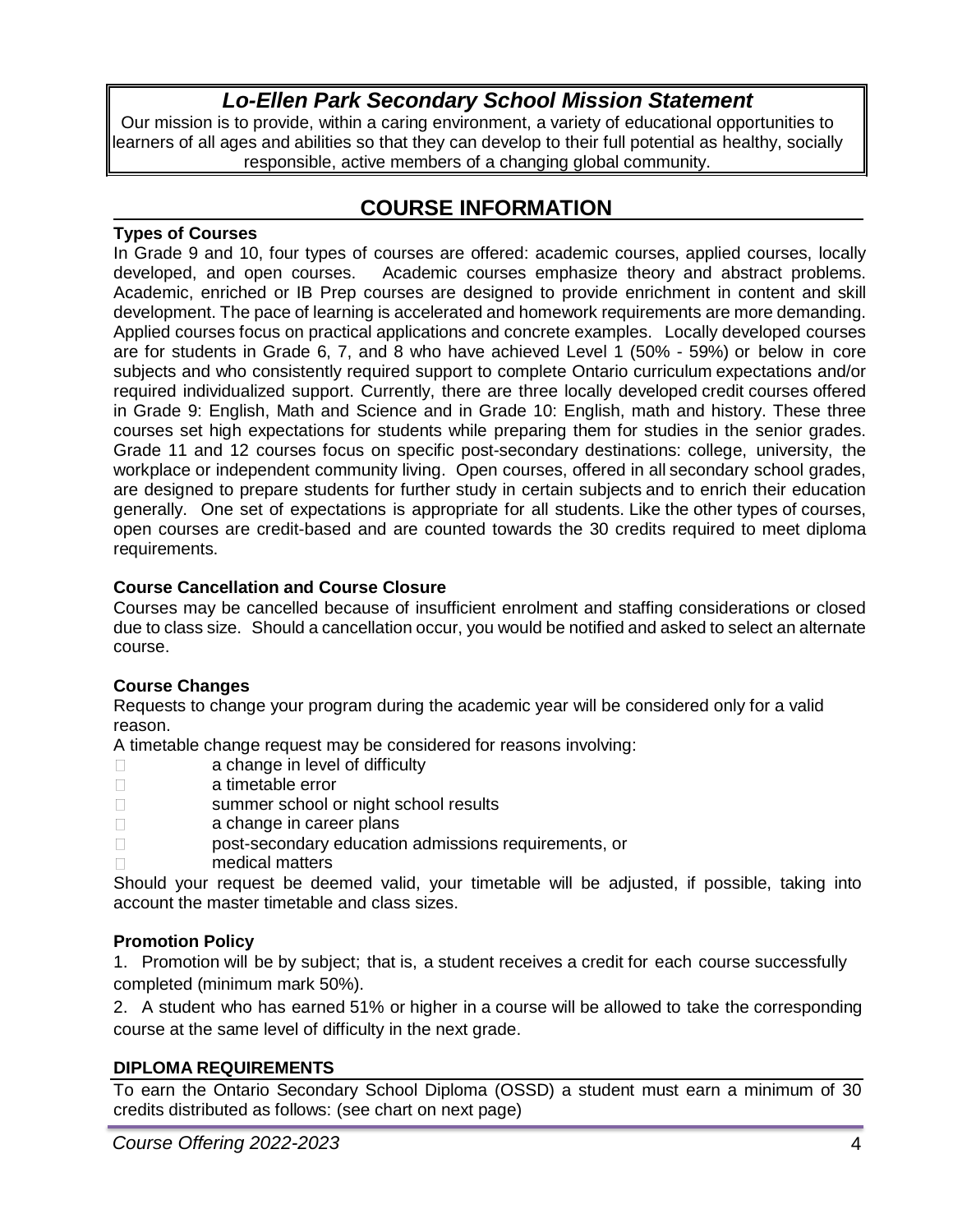## *Lo-Ellen Park Secondary School Mission Statement*

Our mission is to provide, within a caring environment, a variety of educational opportunities to learners of all ages and abilities so that they can develop to their full potential as healthy, socially responsible, active members of a changing global community.

# COURSE INFORMATION

**Types of Courses**

In Grade 9 and 10, four types of courses are offered: academic courses, applied courses, locally developed, and open courses. Academic courses emphasize theory and abstract problems. Academic, enriched or IB Prep courses are designed to provide enrichment in content and skill development. The pace of learning is accelerated and homework requirements are more demanding. Applied courses focus on practical applications and concrete examples. Locally developed courses are for students in Grade 6, 7, and 8 who have achieved Level 1 (50% - 59%) or below in core subjects and who consistently required support to complete Ontario curriculum expectations and/or required individualized support. Currently, there are three locally developed credit courses offered in Grade 9: English, Math and Science and in Grade 10: English, math and history. These three courses set high expectations for students while preparing them for studies in the senior grades. Grade 11 and 12 courses focus on specific post-secondary destinations: college, university, the workplace or independent community living. Open courses, offered in all secondary school grades, are designed to prepare students for further study in certain subjects and to enrich their education generally. One set of expectations is appropriate for all students. Like the other types of courses, open courses are credit-based and are counted towards the 30 credits required to meet diploma requirements.

**Course Cancellation and Course Closure**

Courses may be cancelled because of insufficient enrolment and staffing considerations or closed due to class size. Should a cancellation occur, you would be notified and asked to select an alternate course.

**Course Changes**

Requests to change your program during the academic year will be considered only for a valid reason.

A timetable change request may be considered for reasons involving:

- a change in level of difficulty
- a timetable error
- summer school or night school results
- a change in career plans
- post-secondary education admissions requirements, or
- medical matters

Should your request be deemed valid, your timetable will be adjusted, if possible, taking into account the master timetable and class sizes.

**Promotion Policy**

1. Promotion will be by subject; that is, a student receives a credit for each course successfully completed (minimum mark 50%).
2. A student who has earned 51% or higher in a course will be allowed to take the corresponding course at the same level of difficulty in the next grade.

**DIPLOMA REQUIREMENTS**

To earn the Ontario Secondary School Diploma (OSSD) a student must earn a minimum of 30 credits distributed as follows: (see chart on next page)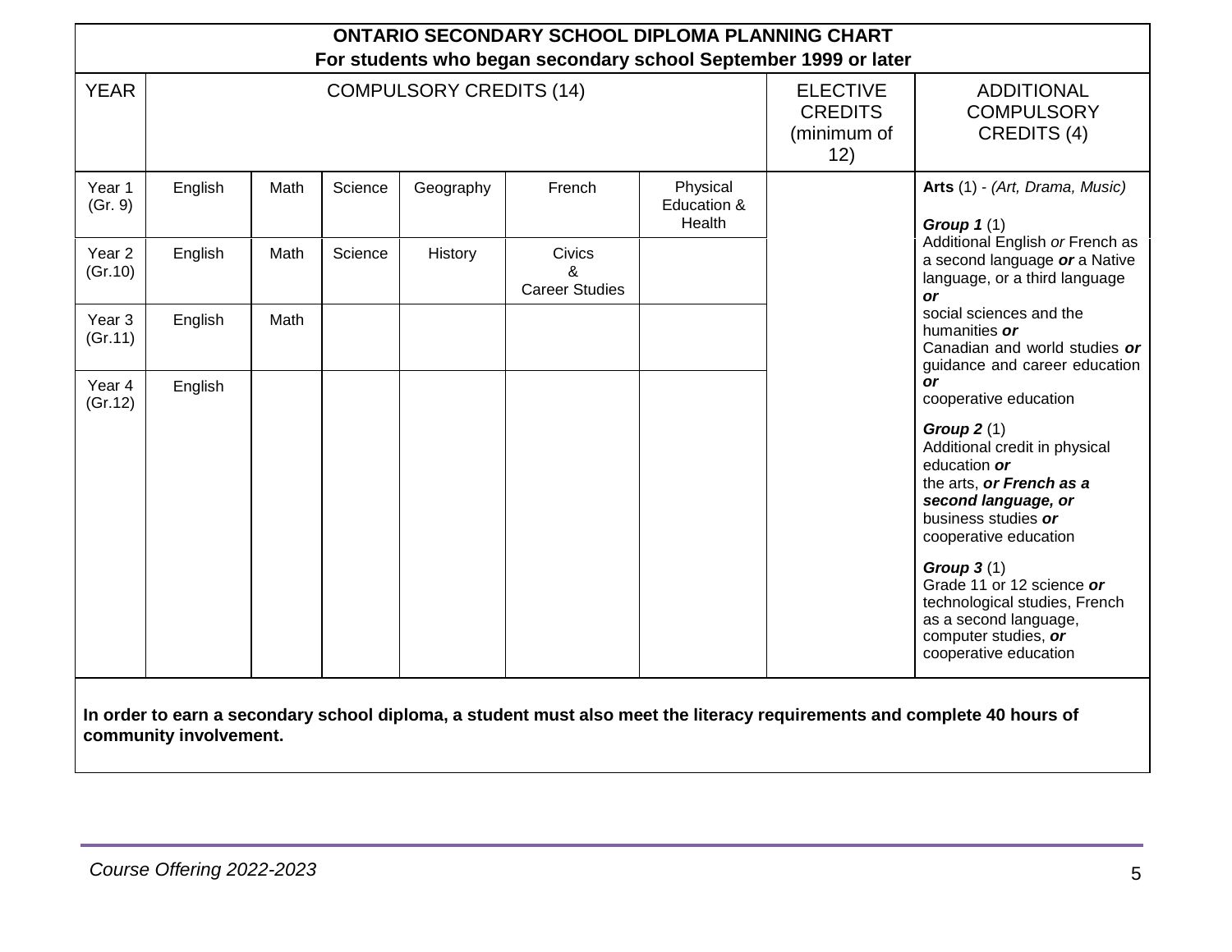# ONTARIO SECONDARY SCHOOL DIPLOMA PLANNING CHART

**For students who began secondary school September 1999 or later**

| YEAR | COMPULSORY CREDITS (14) | | | | | | ELECTIVE CREDITS (minimum of 12) | ADDITIONAL COMPULSORY CREDITS (4) |
|---|---|---|---|---|---|---|---|---|
| Year 1 (Gr. 9) | English | Math | Science | Geography | French | Physical Education & Health | | **Arts** (1) - *(Art, Drama, Music)*<br><br>***Group 1*** (1)<br>Additional English *or* French as a second language ***or*** a Native language, or a third language ***or***<br>social sciences and the humanities ***or***<br>Canadian and world studies ***or*** guidance and career education ***or***<br>cooperative education<br><br>***Group 2*** (1)<br>Additional credit in physical education ***or***<br>the arts, ***or French as a second language, or***<br>business studies ***or***<br>cooperative education<br><br>***Group 3*** (1)<br>Grade 11 or 12 science ***or***<br>technological studies, French as a second language, computer studies, ***or***<br>cooperative education |
| Year 2 (Gr.10) | English | Math | Science | History | Civics & Career Studies | | | |
| Year 3 (Gr.11) | English | Math | | | | | | |
| Year 4 (Gr.12) | English | | | | | | | |

**In order to earn a secondary school diploma, a student must also meet the literacy requirements and complete 40 hours of community involvement.**

*Course Offering 2022-2023*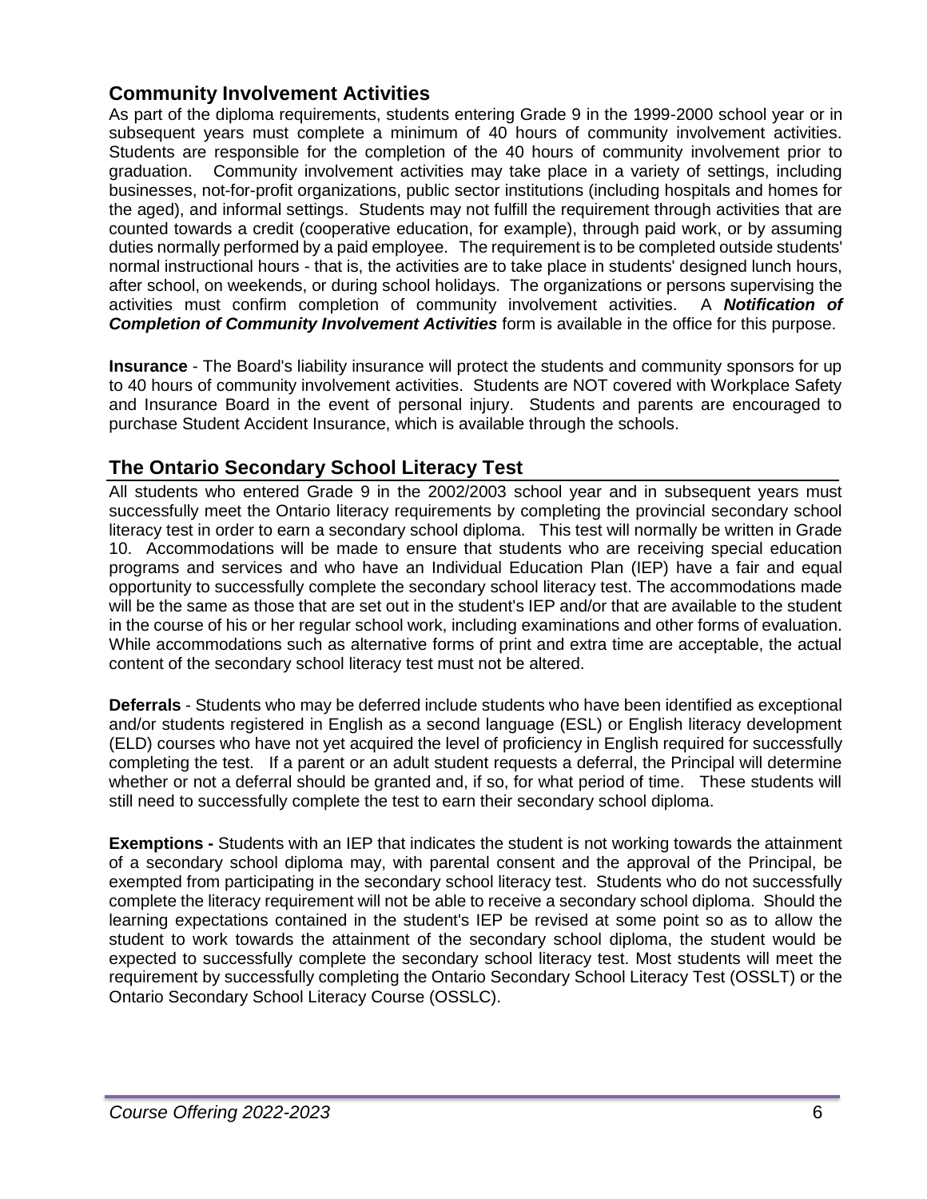## Community Involvement Activities

As part of the diploma requirements, students entering Grade 9 in the 1999-2000 school year or in subsequent years must complete a minimum of 40 hours of community involvement activities. Students are responsible for the completion of the 40 hours of community involvement prior to graduation. Community involvement activities may take place in a variety of settings, including businesses, not-for-profit organizations, public sector institutions (including hospitals and homes for the aged), and informal settings. Students may not fulfill the requirement through activities that are counted towards a credit (cooperative education, for example), through paid work, or by assuming duties normally performed by a paid employee. The requirement is to be completed outside students' normal instructional hours - that is, the activities are to take place in students' designed lunch hours, after school, on weekends, or during school holidays. The organizations or persons supervising the activities must confirm completion of community involvement activities. A ***Notification of Completion of Community Involvement Activities*** form is available in the office for this purpose.

**Insurance** - The Board's liability insurance will protect the students and community sponsors for up to 40 hours of community involvement activities. Students are NOT covered with Workplace Safety and Insurance Board in the event of personal injury. Students and parents are encouraged to purchase Student Accident Insurance, which is available through the schools.

## The Ontario Secondary School Literacy Test

All students who entered Grade 9 in the 2002/2003 school year and in subsequent years must successfully meet the Ontario literacy requirements by completing the provincial secondary school literacy test in order to earn a secondary school diploma. This test will normally be written in Grade 10. Accommodations will be made to ensure that students who are receiving special education programs and services and who have an Individual Education Plan (IEP) have a fair and equal opportunity to successfully complete the secondary school literacy test. The accommodations made will be the same as those that are set out in the student's IEP and/or that are available to the student in the course of his or her regular school work, including examinations and other forms of evaluation. While accommodations such as alternative forms of print and extra time are acceptable, the actual content of the secondary school literacy test must not be altered.

**Deferrals** - Students who may be deferred include students who have been identified as exceptional and/or students registered in English as a second language (ESL) or English literacy development (ELD) courses who have not yet acquired the level of proficiency in English required for successfully completing the test. If a parent or an adult student requests a deferral, the Principal will determine whether or not a deferral should be granted and, if so, for what period of time. These students will still need to successfully complete the test to earn their secondary school diploma.

**Exemptions -** Students with an IEP that indicates the student is not working towards the attainment of a secondary school diploma may, with parental consent and the approval of the Principal, be exempted from participating in the secondary school literacy test. Students who do not successfully complete the literacy requirement will not be able to receive a secondary school diploma. Should the learning expectations contained in the student's IEP be revised at some point so as to allow the student to work towards the attainment of the secondary school diploma, the student would be expected to successfully complete the secondary school literacy test. Most students will meet the requirement by successfully completing the Ontario Secondary School Literacy Test (OSSLT) or the Ontario Secondary School Literacy Course (OSSLC).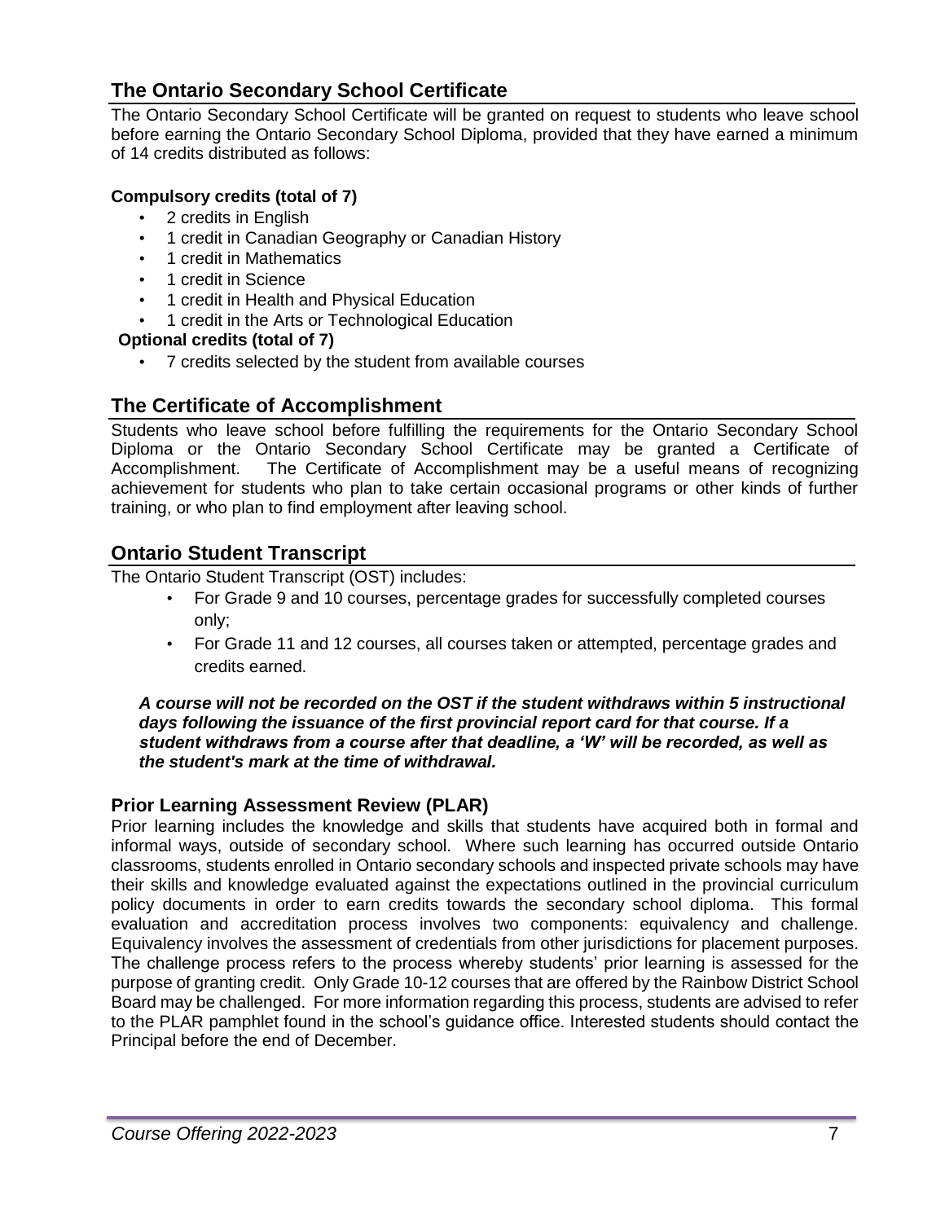## The Ontario Secondary School Certificate

The Ontario Secondary School Certificate will be granted on request to students who leave school before earning the Ontario Secondary School Diploma, provided that they have earned a minimum of 14 credits distributed as follows:

**Compulsory credits (total of 7)**

- 2 credits in English
- 1 credit in Canadian Geography or Canadian History
- 1 credit in Mathematics
- 1 credit in Science
- 1 credit in Health and Physical Education
- 1 credit in the Arts or Technological Education

**Optional credits (total of 7)**

- 7 credits selected by the student from available courses

## The Certificate of Accomplishment

Students who leave school before fulfilling the requirements for the Ontario Secondary School Diploma or the Ontario Secondary School Certificate may be granted a Certificate of Accomplishment. The Certificate of Accomplishment may be a useful means of recognizing achievement for students who plan to take certain occasional programs or other kinds of further training, or who plan to find employment after leaving school.

## Ontario Student Transcript

The Ontario Student Transcript (OST) includes:

- For Grade 9 and 10 courses, percentage grades for successfully completed courses only;
- For Grade 11 and 12 courses, all courses taken or attempted, percentage grades and credits earned.

***A course will not be recorded on the OST if the student withdraws within 5 instructional days following the issuance of the first provincial report card for that course. If a student withdraws from a course after that deadline, a 'W' will be recorded, as well as the student's mark at the time of withdrawal.***

### Prior Learning Assessment Review (PLAR)

Prior learning includes the knowledge and skills that students have acquired both in formal and informal ways, outside of secondary school. Where such learning has occurred outside Ontario classrooms, students enrolled in Ontario secondary schools and inspected private schools may have their skills and knowledge evaluated against the expectations outlined in the provincial curriculum policy documents in order to earn credits towards the secondary school diploma. This formal evaluation and accreditation process involves two components: equivalency and challenge. Equivalency involves the assessment of credentials from other jurisdictions for placement purposes. The challenge process refers to the process whereby students' prior learning is assessed for the purpose of granting credit. Only Grade 10-12 courses that are offered by the Rainbow District School Board may be challenged. For more information regarding this process, students are advised to refer to the PLAR pamphlet found in the school's guidance office. Interested students should contact the Principal before the end of December.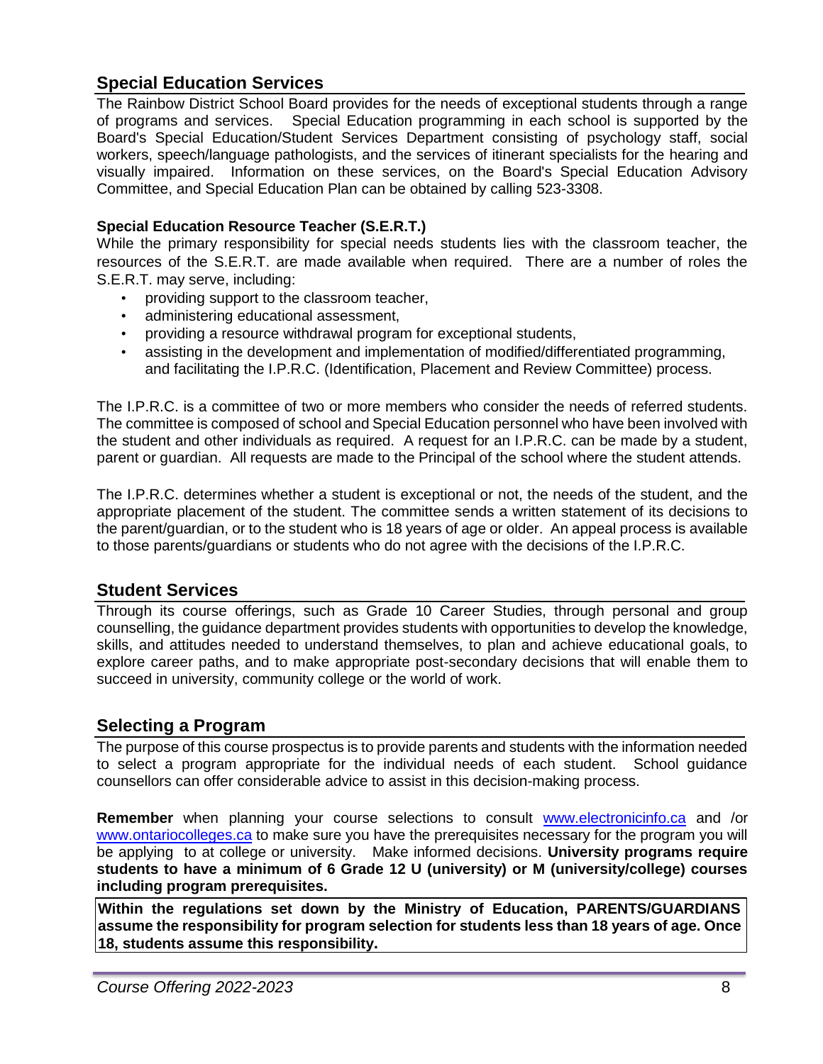## Special Education Services

The Rainbow District School Board provides for the needs of exceptional students through a range of programs and services. Special Education programming in each school is supported by the Board's Special Education/Student Services Department consisting of psychology staff, social workers, speech/language pathologists, and the services of itinerant specialists for the hearing and visually impaired. Information on these services, on the Board's Special Education Advisory Committee, and Special Education Plan can be obtained by calling 523-3308.

### Special Education Resource Teacher (S.E.R.T.)

While the primary responsibility for special needs students lies with the classroom teacher, the resources of the S.E.R.T. are made available when required. There are a number of roles the S.E.R.T. may serve, including:

- providing support to the classroom teacher,
- administering educational assessment,
- providing a resource withdrawal program for exceptional students,
- assisting in the development and implementation of modified/differentiated programming, and facilitating the I.P.R.C. (Identification, Placement and Review Committee) process.

The I.P.R.C. is a committee of two or more members who consider the needs of referred students. The committee is composed of school and Special Education personnel who have been involved with the student and other individuals as required. A request for an I.P.R.C. can be made by a student, parent or guardian. All requests are made to the Principal of the school where the student attends.

The I.P.R.C. determines whether a student is exceptional or not, the needs of the student, and the appropriate placement of the student. The committee sends a written statement of its decisions to the parent/guardian, or to the student who is 18 years of age or older. An appeal process is available to those parents/guardians or students who do not agree with the decisions of the I.P.R.C.

## Student Services

Through its course offerings, such as Grade 10 Career Studies, through personal and group counselling, the guidance department provides students with opportunities to develop the knowledge, skills, and attitudes needed to understand themselves, to plan and achieve educational goals, to explore career paths, and to make appropriate post-secondary decisions that will enable them to succeed in university, community college or the world of work.

## Selecting a Program

The purpose of this course prospectus is to provide parents and students with the information needed to select a program appropriate for the individual needs of each student. School guidance counsellors can offer considerable advice to assist in this decision-making process.

**Remember** when planning your course selections to consult [www.electronicinfo.ca](http://www.electronicinfo.ca) and /or [www.ontariocolleges.ca](http://www.ontariocolleges.ca) to make sure you have the prerequisites necessary for the program you will be applying to at college or university. Make informed decisions. **University programs require students to have a minimum of 6 Grade 12 U (university) or M (university/college) courses including program prerequisites.**

**Within the regulations set down by the Ministry of Education, PARENTS/GUARDIANS assume the responsibility for program selection for students less than 18 years of age. Once 18, students assume this responsibility.**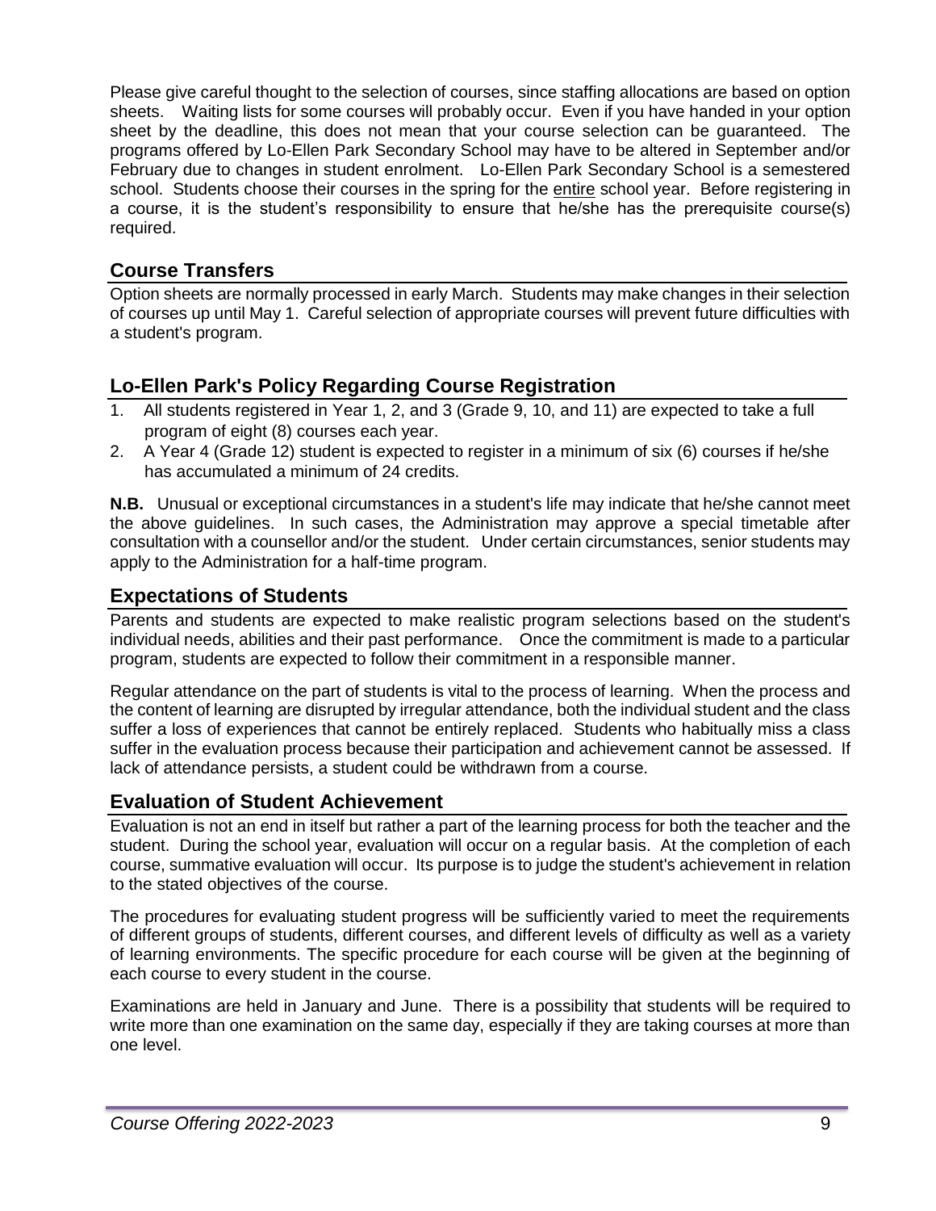Please give careful thought to the selection of courses, since staffing allocations are based on option sheets. Waiting lists for some courses will probably occur. Even if you have handed in your option sheet by the deadline, this does not mean that your course selection can be guaranteed. The programs offered by Lo-Ellen Park Secondary School may have to be altered in September and/or February due to changes in student enrolment. Lo-Ellen Park Secondary School is a semestered school. Students choose their courses in the spring for the <u>entire</u> school year. Before registering in a course, it is the student's responsibility to ensure that he/she has the prerequisite course(s) required.

## Course Transfers

Option sheets are normally processed in early March. Students may make changes in their selection of courses up until May 1. Careful selection of appropriate courses will prevent future difficulties with a student's program.

## Lo-Ellen Park's Policy Regarding Course Registration

1. All students registered in Year 1, 2, and 3 (Grade 9, 10, and 11) are expected to take a full program of eight (8) courses each year.
2. A Year 4 (Grade 12) student is expected to register in a minimum of six (6) courses if he/she has accumulated a minimum of 24 credits.

**N.B.** Unusual or exceptional circumstances in a student's life may indicate that he/she cannot meet the above guidelines. In such cases, the Administration may approve a special timetable after consultation with a counsellor and/or the student. Under certain circumstances, senior students may apply to the Administration for a half-time program.

## Expectations of Students

Parents and students are expected to make realistic program selections based on the student's individual needs, abilities and their past performance. Once the commitment is made to a particular program, students are expected to follow their commitment in a responsible manner.

Regular attendance on the part of students is vital to the process of learning. When the process and the content of learning are disrupted by irregular attendance, both the individual student and the class suffer a loss of experiences that cannot be entirely replaced. Students who habitually miss a class suffer in the evaluation process because their participation and achievement cannot be assessed. If lack of attendance persists, a student could be withdrawn from a course.

## Evaluation of Student Achievement

Evaluation is not an end in itself but rather a part of the learning process for both the teacher and the student. During the school year, evaluation will occur on a regular basis. At the completion of each course, summative evaluation will occur. Its purpose is to judge the student's achievement in relation to the stated objectives of the course.

The procedures for evaluating student progress will be sufficiently varied to meet the requirements of different groups of students, different courses, and different levels of difficulty as well as a variety of learning environments. The specific procedure for each course will be given at the beginning of each course to every student in the course.

Examinations are held in January and June. There is a possibility that students will be required to write more than one examination on the same day, especially if they are taking courses at more than one level.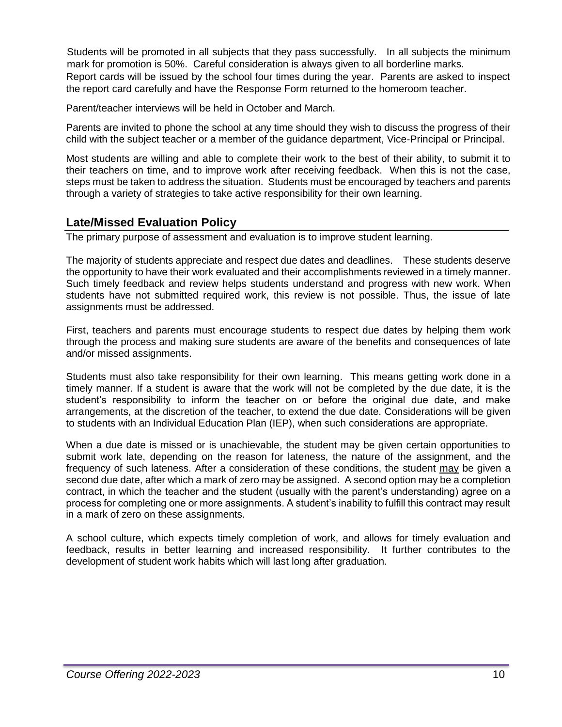Students will be promoted in all subjects that they pass successfully. In all subjects the minimum mark for promotion is 50%. Careful consideration is always given to all borderline marks.

Report cards will be issued by the school four times during the year. Parents are asked to inspect the report card carefully and have the Response Form returned to the homeroom teacher.

Parent/teacher interviews will be held in October and March.

Parents are invited to phone the school at any time should they wish to discuss the progress of their child with the subject teacher or a member of the guidance department, Vice-Principal or Principal.

Most students are willing and able to complete their work to the best of their ability, to submit it to their teachers on time, and to improve work after receiving feedback. When this is not the case, steps must be taken to address the situation. Students must be encouraged by teachers and parents through a variety of strategies to take active responsibility for their own learning.

## Late/Missed Evaluation Policy

The primary purpose of assessment and evaluation is to improve student learning.

The majority of students appreciate and respect due dates and deadlines. These students deserve the opportunity to have their work evaluated and their accomplishments reviewed in a timely manner. Such timely feedback and review helps students understand and progress with new work. When students have not submitted required work, this review is not possible. Thus, the issue of late assignments must be addressed.

First, teachers and parents must encourage students to respect due dates by helping them work through the process and making sure students are aware of the benefits and consequences of late and/or missed assignments.

Students must also take responsibility for their own learning. This means getting work done in a timely manner. If a student is aware that the work will not be completed by the due date, it is the student's responsibility to inform the teacher on or before the original due date, and make arrangements, at the discretion of the teacher, to extend the due date. Considerations will be given to students with an Individual Education Plan (IEP), when such considerations are appropriate.

When a due date is missed or is unachievable, the student may be given certain opportunities to submit work late, depending on the reason for lateness, the nature of the assignment, and the frequency of such lateness. After a consideration of these conditions, the student <u>may</u> be given a second due date, after which a mark of zero may be assigned. A second option may be a completion contract, in which the teacher and the student (usually with the parent's understanding) agree on a process for completing one or more assignments. A student's inability to fulfill this contract may result in a mark of zero on these assignments.

A school culture, which expects timely completion of work, and allows for timely evaluation and feedback, results in better learning and increased responsibility. It further contributes to the development of student work habits which will last long after graduation.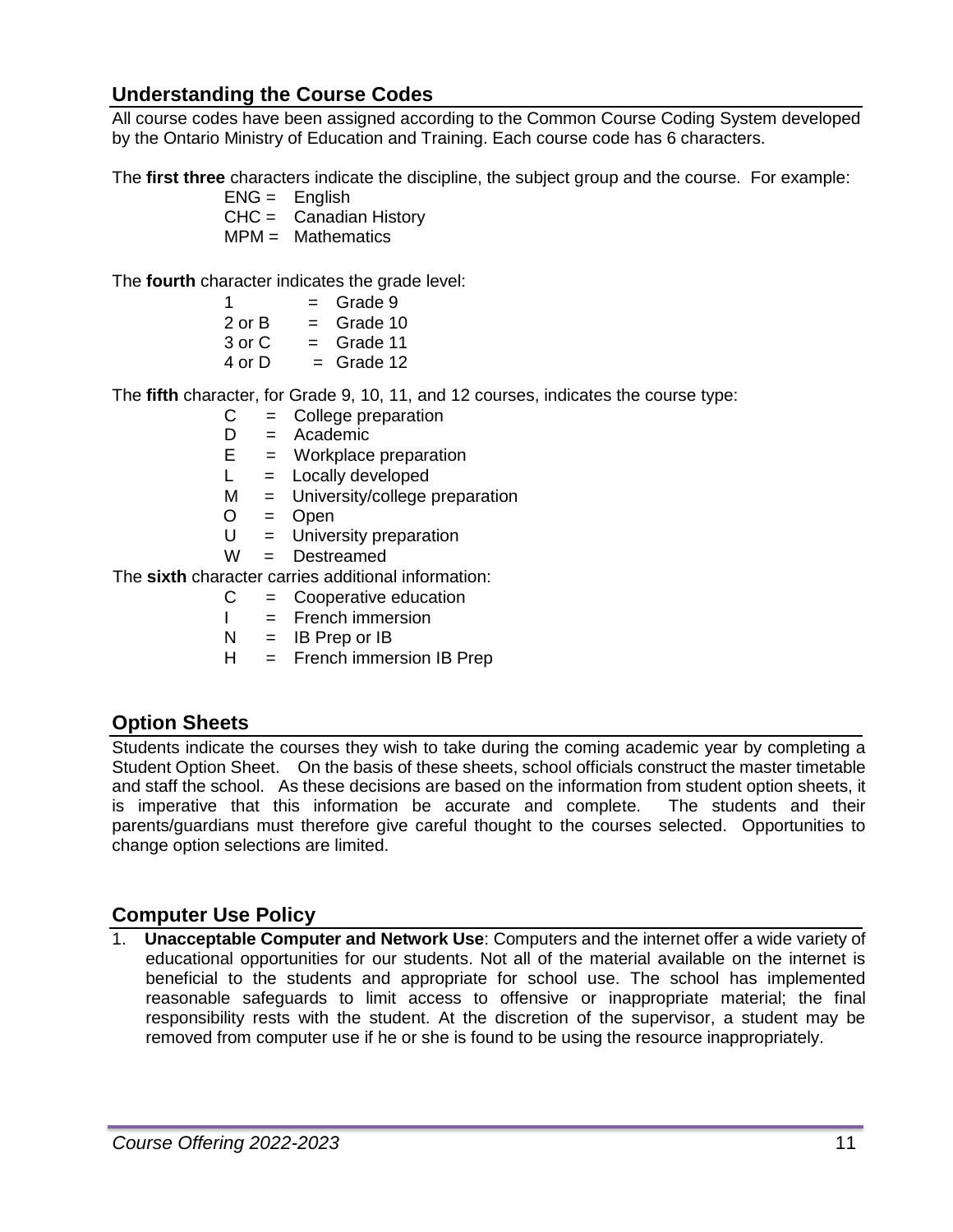## Understanding the Course Codes

All course codes have been assigned according to the Common Course Coding System developed by the Ontario Ministry of Education and Training. Each course code has 6 characters.

The **first three** characters indicate the discipline, the subject group and the course. For example:

- ENG = English
- CHC = Canadian History
- MPM = Mathematics

The **fourth** character indicates the grade level:

- 1 = Grade 9
- 2 or B = Grade 10
- 3 or C = Grade 11
- 4 or D = Grade 12

The **fifth** character, for Grade 9, 10, 11, and 12 courses, indicates the course type:

- C = College preparation
- D = Academic
- E = Workplace preparation
- L = Locally developed
- M = University/college preparation
- O = Open
- U = University preparation
- W = Destreamed

The **sixth** character carries additional information:

- C = Cooperative education
- I = French immersion
- N = IB Prep or IB
- H = French immersion IB Prep

## Option Sheets

Students indicate the courses they wish to take during the coming academic year by completing a Student Option Sheet. On the basis of these sheets, school officials construct the master timetable and staff the school. As these decisions are based on the information from student option sheets, it is imperative that this information be accurate and complete. The students and their parents/guardians must therefore give careful thought to the courses selected. Opportunities to change option selections are limited.

## Computer Use Policy

1. **Unacceptable Computer and Network Use**: Computers and the internet offer a wide variety of educational opportunities for our students. Not all of the material available on the internet is beneficial to the students and appropriate for school use. The school has implemented reasonable safeguards to limit access to offensive or inappropriate material; the final responsibility rests with the student. At the discretion of the supervisor, a student may be removed from computer use if he or she is found to be using the resource inappropriately.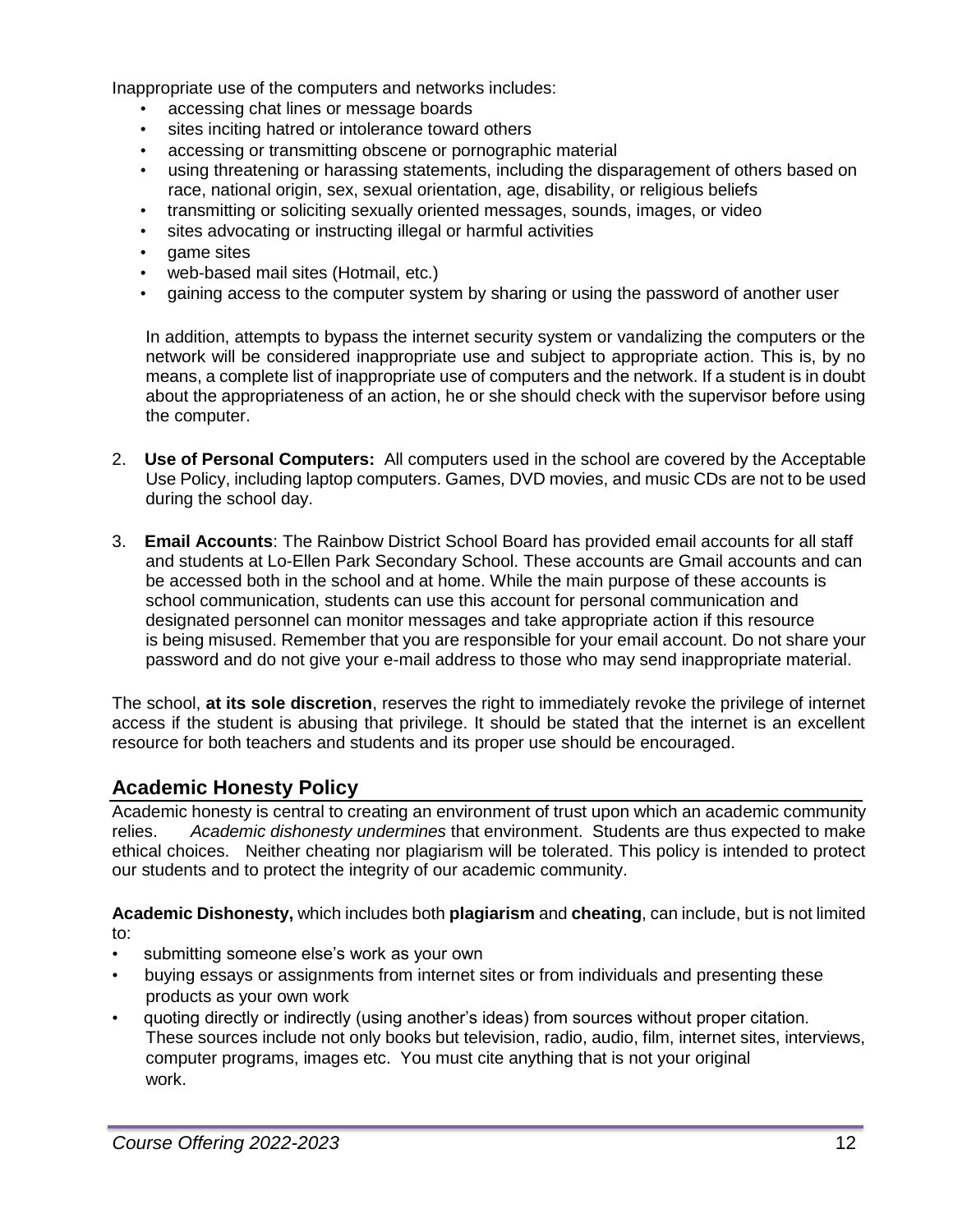Inappropriate use of the computers and networks includes:

- accessing chat lines or message boards
- sites inciting hatred or intolerance toward others
- accessing or transmitting obscene or pornographic material
- using threatening or harassing statements, including the disparagement of others based on race, national origin, sex, sexual orientation, age, disability, or religious beliefs
- transmitting or soliciting sexually oriented messages, sounds, images, or video
- sites advocating or instructing illegal or harmful activities
- game sites
- web-based mail sites (Hotmail, etc.)
- gaining access to the computer system by sharing or using the password of another user

In addition, attempts to bypass the internet security system or vandalizing the computers or the network will be considered inappropriate use and subject to appropriate action. This is, by no means, a complete list of inappropriate use of computers and the network. If a student is in doubt about the appropriateness of an action, he or she should check with the supervisor before using the computer.

2. **Use of Personal Computers:** All computers used in the school are covered by the Acceptable Use Policy, including laptop computers. Games, DVD movies, and music CDs are not to be used during the school day.

3. **Email Accounts**: The Rainbow District School Board has provided email accounts for all staff and students at Lo-Ellen Park Secondary School. These accounts are Gmail accounts and can be accessed both in the school and at home. While the main purpose of these accounts is school communication, students can use this account for personal communication and designated personnel can monitor messages and take appropriate action if this resource is being misused. Remember that you are responsible for your email account. Do not share your password and do not give your e-mail address to those who may send inappropriate material.

The school, **at its sole discretion**, reserves the right to immediately revoke the privilege of internet access if the student is abusing that privilege. It should be stated that the internet is an excellent resource for both teachers and students and its proper use should be encouraged.

## Academic Honesty Policy

Academic honesty is central to creating an environment of trust upon which an academic community relies. *Academic dishonesty undermines* that environment. Students are thus expected to make ethical choices. Neither cheating nor plagiarism will be tolerated. This policy is intended to protect our students and to protect the integrity of our academic community.

**Academic Dishonesty,** which includes both **plagiarism** and **cheating**, can include, but is not limited to:

- submitting someone else's work as your own
- buying essays or assignments from internet sites or from individuals and presenting these products as your own work
- quoting directly or indirectly (using another's ideas) from sources without proper citation. These sources include not only books but television, radio, audio, film, internet sites, interviews, computer programs, images etc. You must cite anything that is not your original work.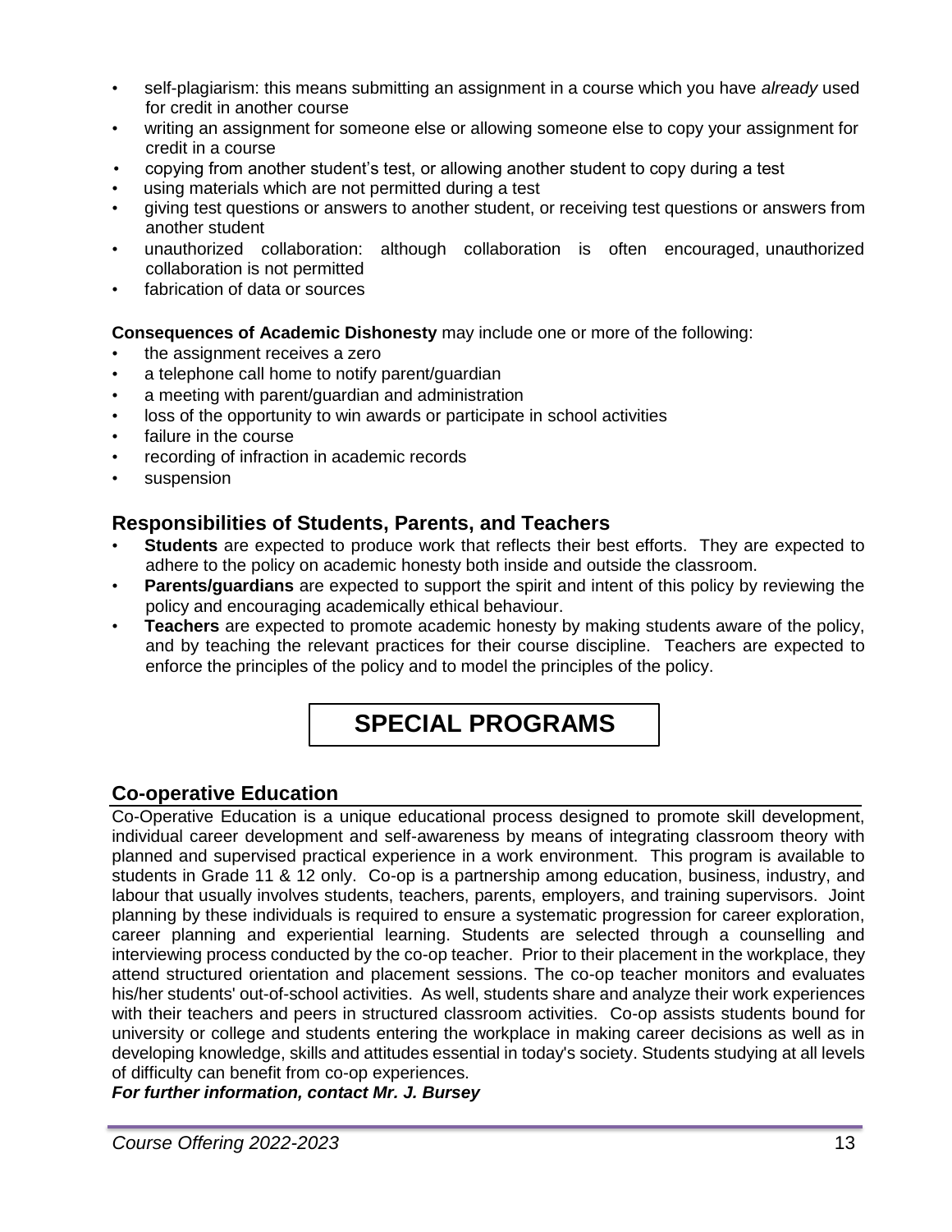- self-plagiarism: this means submitting an assignment in a course which you have *already* used for credit in another course
- writing an assignment for someone else or allowing someone else to copy your assignment for credit in a course
- copying from another student's test, or allowing another student to copy during a test
- using materials which are not permitted during a test
- giving test questions or answers to another student, or receiving test questions or answers from another student
- unauthorized collaboration: although collaboration is often encouraged, unauthorized collaboration is not permitted
- fabrication of data or sources

**Consequences of Academic Dishonesty** may include one or more of the following:

- the assignment receives a zero
- a telephone call home to notify parent/guardian
- a meeting with parent/guardian and administration
- loss of the opportunity to win awards or participate in school activities
- failure in the course
- recording of infraction in academic records
- suspension

## Responsibilities of Students, Parents, and Teachers

- **Students** are expected to produce work that reflects their best efforts. They are expected to adhere to the policy on academic honesty both inside and outside the classroom.
- **Parents/guardians** are expected to support the spirit and intent of this policy by reviewing the policy and encouraging academically ethical behaviour.
- **Teachers** are expected to promote academic honesty by making students aware of the policy, and by teaching the relevant practices for their course discipline. Teachers are expected to enforce the principles of the policy and to model the principles of the policy.

# SPECIAL PROGRAMS

## Co-operative Education

Co-Operative Education is a unique educational process designed to promote skill development, individual career development and self-awareness by means of integrating classroom theory with planned and supervised practical experience in a work environment. This program is available to students in Grade 11 & 12 only. Co-op is a partnership among education, business, industry, and labour that usually involves students, teachers, parents, employers, and training supervisors. Joint planning by these individuals is required to ensure a systematic progression for career exploration, career planning and experiential learning. Students are selected through a counselling and interviewing process conducted by the co-op teacher. Prior to their placement in the workplace, they attend structured orientation and placement sessions. The co-op teacher monitors and evaluates his/her students' out-of-school activities. As well, students share and analyze their work experiences with their teachers and peers in structured classroom activities. Co-op assists students bound for university or college and students entering the workplace in making career decisions as well as in developing knowledge, skills and attitudes essential in today's society. Students studying at all levels of difficulty can benefit from co-op experiences.

***For further information, contact Mr. J. Bursey***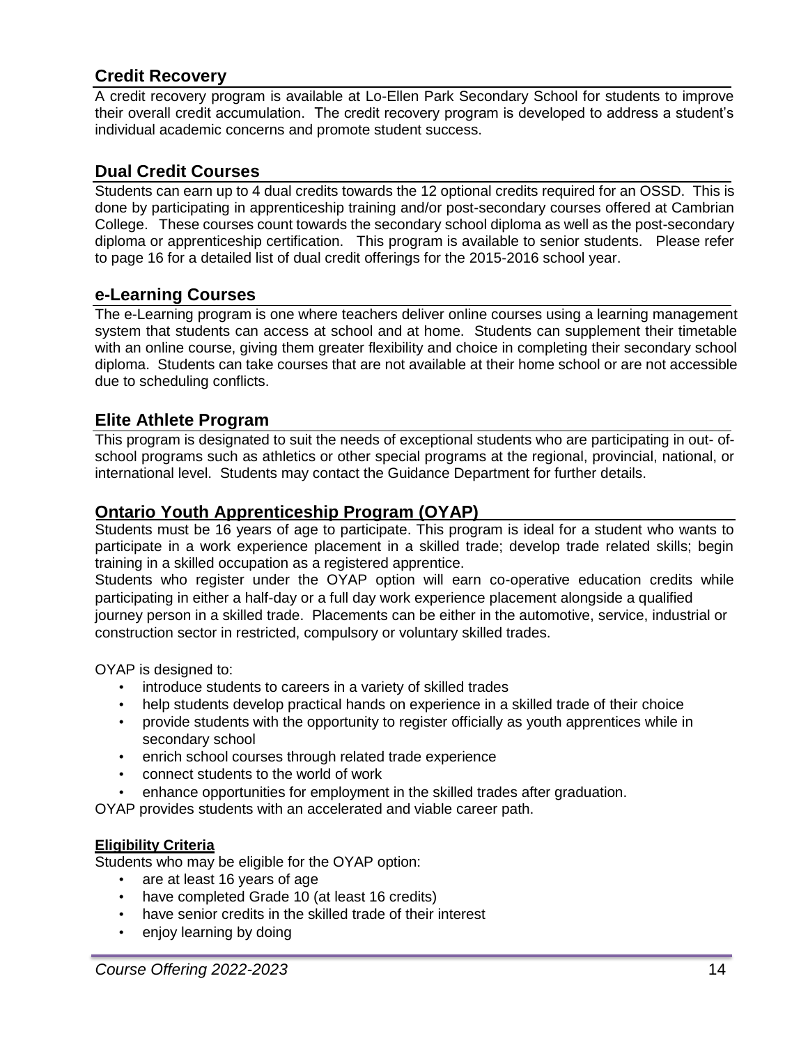## Credit Recovery

A credit recovery program is available at Lo-Ellen Park Secondary School for students to improve their overall credit accumulation. The credit recovery program is developed to address a student's individual academic concerns and promote student success.

## Dual Credit Courses

Students can earn up to 4 dual credits towards the 12 optional credits required for an OSSD. This is done by participating in apprenticeship training and/or post-secondary courses offered at Cambrian College. These courses count towards the secondary school diploma as well as the post-secondary diploma or apprenticeship certification. This program is available to senior students. Please refer to page 16 for a detailed list of dual credit offerings for the 2015-2016 school year.

## e-Learning Courses

The e-Learning program is one where teachers deliver online courses using a learning management system that students can access at school and at home. Students can supplement their timetable with an online course, giving them greater flexibility and choice in completing their secondary school diploma. Students can take courses that are not available at their home school or are not accessible due to scheduling conflicts.

## Elite Athlete Program

This program is designated to suit the needs of exceptional students who are participating in out- of-school programs such as athletics or other special programs at the regional, provincial, national, or international level. Students may contact the Guidance Department for further details.

## Ontario Youth Apprenticeship Program (OYAP)

Students must be 16 years of age to participate. This program is ideal for a student who wants to participate in a work experience placement in a skilled trade; develop trade related skills; begin training in a skilled occupation as a registered apprentice.

Students who register under the OYAP option will earn co-operative education credits while participating in either a half-day or a full day work experience placement alongside a qualified journey person in a skilled trade. Placements can be either in the automotive, service, industrial or construction sector in restricted, compulsory or voluntary skilled trades.

OYAP is designed to:

- introduce students to careers in a variety of skilled trades
- help students develop practical hands on experience in a skilled trade of their choice
- provide students with the opportunity to register officially as youth apprentices while in secondary school
- enrich school courses through related trade experience
- connect students to the world of work
- enhance opportunities for employment in the skilled trades after graduation.

OYAP provides students with an accelerated and viable career path.

### Eligibility Criteria

Students who may be eligible for the OYAP option:

- are at least 16 years of age
- have completed Grade 10 (at least 16 credits)
- have senior credits in the skilled trade of their interest
- enjoy learning by doing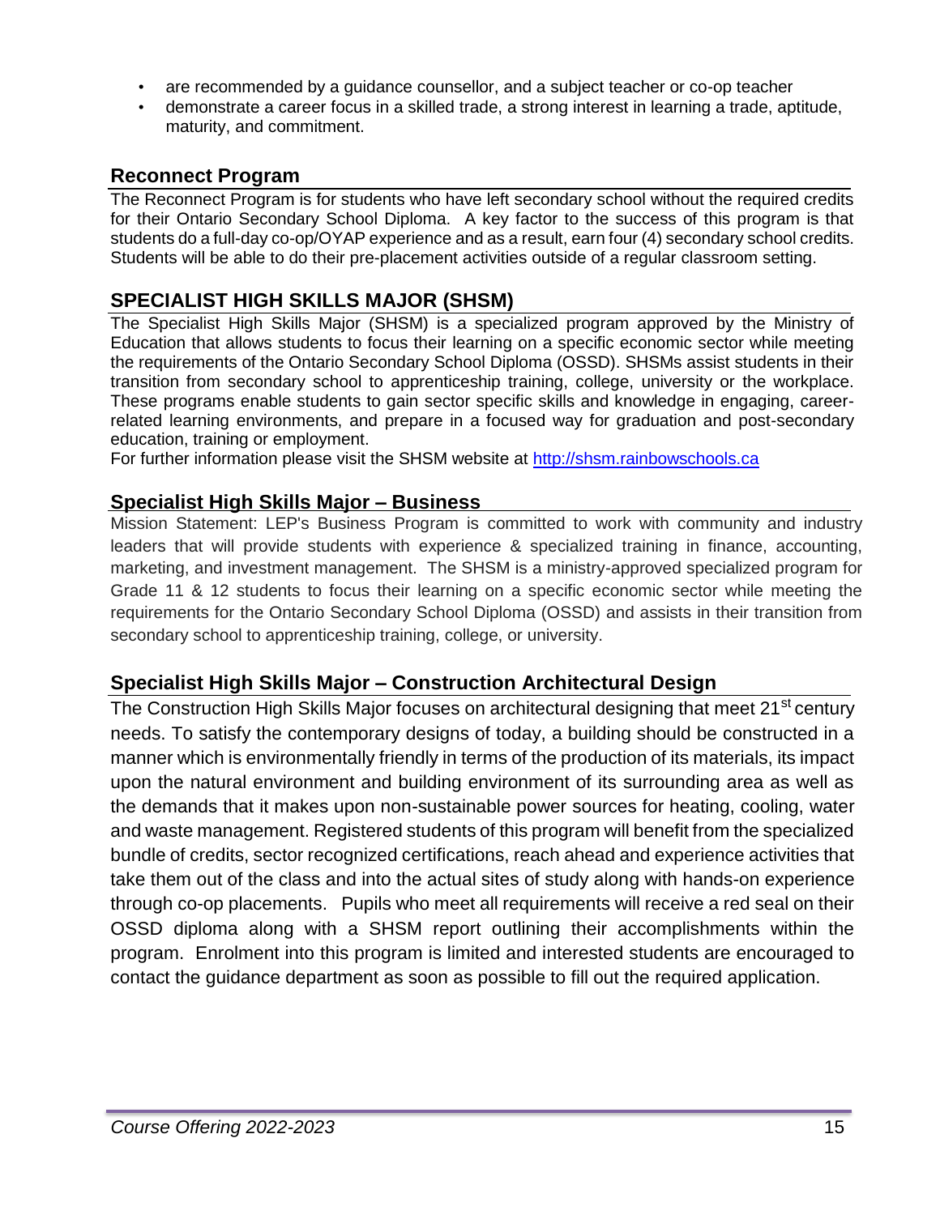- are recommended by a guidance counsellor, and a subject teacher or co-op teacher
- demonstrate a career focus in a skilled trade, a strong interest in learning a trade, aptitude, maturity, and commitment.

## Reconnect Program

The Reconnect Program is for students who have left secondary school without the required credits for their Ontario Secondary School Diploma. A key factor to the success of this program is that students do a full-day co-op/OYAP experience and as a result, earn four (4) secondary school credits. Students will be able to do their pre-placement activities outside of a regular classroom setting.

## SPECIALIST HIGH SKILLS MAJOR (SHSM)

The Specialist High Skills Major (SHSM) is a specialized program approved by the Ministry of Education that allows students to focus their learning on a specific economic sector while meeting the requirements of the Ontario Secondary School Diploma (OSSD). SHSMs assist students in their transition from secondary school to apprenticeship training, college, university or the workplace. These programs enable students to gain sector specific skills and knowledge in engaging, career-related learning environments, and prepare in a focused way for graduation and post-secondary education, training or employment.
For further information please visit the SHSM website at http://shsm.rainbowschools.ca

## Specialist High Skills Major – Business

Mission Statement: LEP's Business Program is committed to work with community and industry leaders that will provide students with experience & specialized training in finance, accounting, marketing, and investment management. The SHSM is a ministry-approved specialized program for Grade 11 & 12 students to focus their learning on a specific economic sector while meeting the requirements for the Ontario Secondary School Diploma (OSSD) and assists in their transition from secondary school to apprenticeship training, college, or university.

## Specialist High Skills Major – Construction Architectural Design

The Construction High Skills Major focuses on architectural designing that meet 21st century needs. To satisfy the contemporary designs of today, a building should be constructed in a manner which is environmentally friendly in terms of the production of its materials, its impact upon the natural environment and building environment of its surrounding area as well as the demands that it makes upon non-sustainable power sources for heating, cooling, water and waste management. Registered students of this program will benefit from the specialized bundle of credits, sector recognized certifications, reach ahead and experience activities that take them out of the class and into the actual sites of study along with hands-on experience through co-op placements. Pupils who meet all requirements will receive a red seal on their OSSD diploma along with a SHSM report outlining their accomplishments within the program. Enrolment into this program is limited and interested students are encouraged to contact the guidance department as soon as possible to fill out the required application.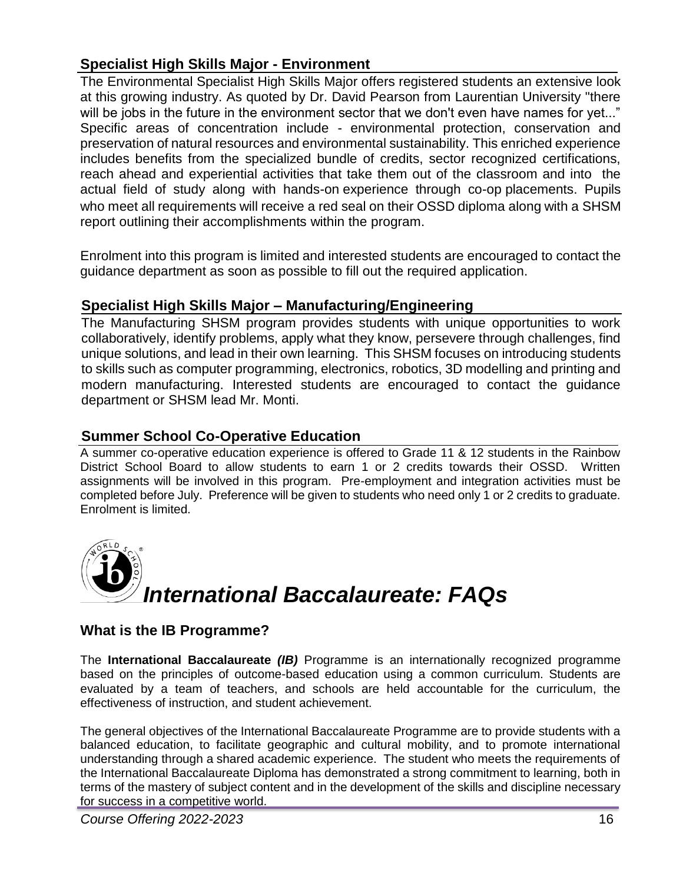## Specialist High Skills Major - Environment

The Environmental Specialist High Skills Major offers registered students an extensive look at this growing industry. As quoted by Dr. David Pearson from Laurentian University "there will be jobs in the future in the environment sector that we don't even have names for yet..." Specific areas of concentration include - environmental protection, conservation and preservation of natural resources and environmental sustainability. This enriched experience includes benefits from the specialized bundle of credits, sector recognized certifications, reach ahead and experiential activities that take them out of the classroom and into the actual field of study along with hands-on experience through co-op placements. Pupils who meet all requirements will receive a red seal on their OSSD diploma along with a SHSM report outlining their accomplishments within the program.

Enrolment into this program is limited and interested students are encouraged to contact the guidance department as soon as possible to fill out the required application.

## Specialist High Skills Major – Manufacturing/Engineering

The Manufacturing SHSM program provides students with unique opportunities to work collaboratively, identify problems, apply what they know, persevere through challenges, find unique solutions, and lead in their own learning. This SHSM focuses on introducing students to skills such as computer programming, electronics, robotics, 3D modelling and printing and modern manufacturing. Interested students are encouraged to contact the guidance department or SHSM lead Mr. Monti.

## Summer School Co-Operative Education

A summer co-operative education experience is offered to Grade 11 & 12 students in the Rainbow District School Board to allow students to earn 1 or 2 credits towards their OSSD. Written assignments will be involved in this program. Pre-employment and integration activities must be completed before July. Preference will be given to students who need only 1 or 2 credits to graduate. Enrolment is limited.

# *International Baccalaureate: FAQs*

### What is the IB Programme?

The **International Baccalaureate** ***(IB)*** Programme is an internationally recognized programme based on the principles of outcome-based education using a common curriculum. Students are evaluated by a team of teachers, and schools are held accountable for the curriculum, the effectiveness of instruction, and student achievement.

The general objectives of the International Baccalaureate Programme are to provide students with a balanced education, to facilitate geographic and cultural mobility, and to promote international understanding through a shared academic experience. The student who meets the requirements of the International Baccalaureate Diploma has demonstrated a strong commitment to learning, both in terms of the mastery of subject content and in the development of the skills and discipline necessary for success in a competitive world.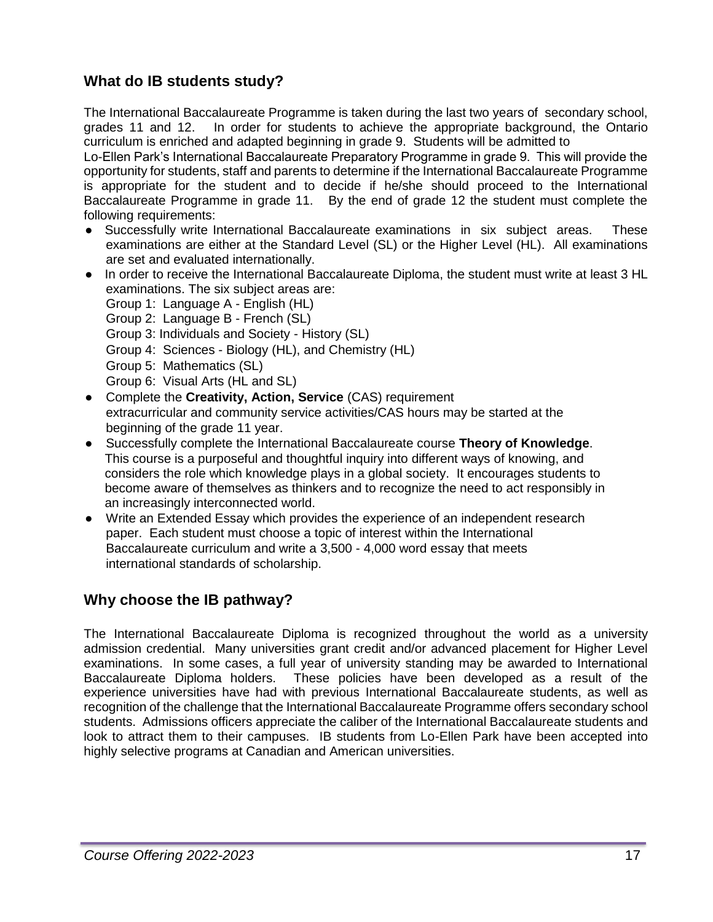## What do IB students study?

The International Baccalaureate Programme is taken during the last two years of secondary school, grades 11 and 12. In order for students to achieve the appropriate background, the Ontario curriculum is enriched and adapted beginning in grade 9. Students will be admitted to Lo-Ellen Park's International Baccalaureate Preparatory Programme in grade 9. This will provide the opportunity for students, staff and parents to determine if the International Baccalaureate Programme is appropriate for the student and to decide if he/she should proceed to the International Baccalaureate Programme in grade 11. By the end of grade 12 the student must complete the following requirements:

- Successfully write International Baccalaureate examinations in six subject areas. These examinations are either at the Standard Level (SL) or the Higher Level (HL). All examinations are set and evaluated internationally.
- In order to receive the International Baccalaureate Diploma, the student must write at least 3 HL examinations. The six subject areas are:
  Group 1: Language A - English (HL)
  Group 2: Language B - French (SL)
  Group 3: Individuals and Society - History (SL)
  Group 4: Sciences - Biology (HL), and Chemistry (HL)
  Group 5: Mathematics (SL)
  Group 6: Visual Arts (HL and SL)
- Complete the **Creativity, Action, Service** (CAS) requirement extracurricular and community service activities/CAS hours may be started at the beginning of the grade 11 year.
- Successfully complete the International Baccalaureate course **Theory of Knowledge**. This course is a purposeful and thoughtful inquiry into different ways of knowing, and considers the role which knowledge plays in a global society. It encourages students to become aware of themselves as thinkers and to recognize the need to act responsibly in an increasingly interconnected world.
- Write an Extended Essay which provides the experience of an independent research paper. Each student must choose a topic of interest within the International Baccalaureate curriculum and write a 3,500 - 4,000 word essay that meets international standards of scholarship.

## Why choose the IB pathway?

The International Baccalaureate Diploma is recognized throughout the world as a university admission credential. Many universities grant credit and/or advanced placement for Higher Level examinations. In some cases, a full year of university standing may be awarded to International Baccalaureate Diploma holders. These policies have been developed as a result of the experience universities have had with previous International Baccalaureate students, as well as recognition of the challenge that the International Baccalaureate Programme offers secondary school students. Admissions officers appreciate the caliber of the International Baccalaureate students and look to attract them to their campuses. IB students from Lo-Ellen Park have been accepted into highly selective programs at Canadian and American universities.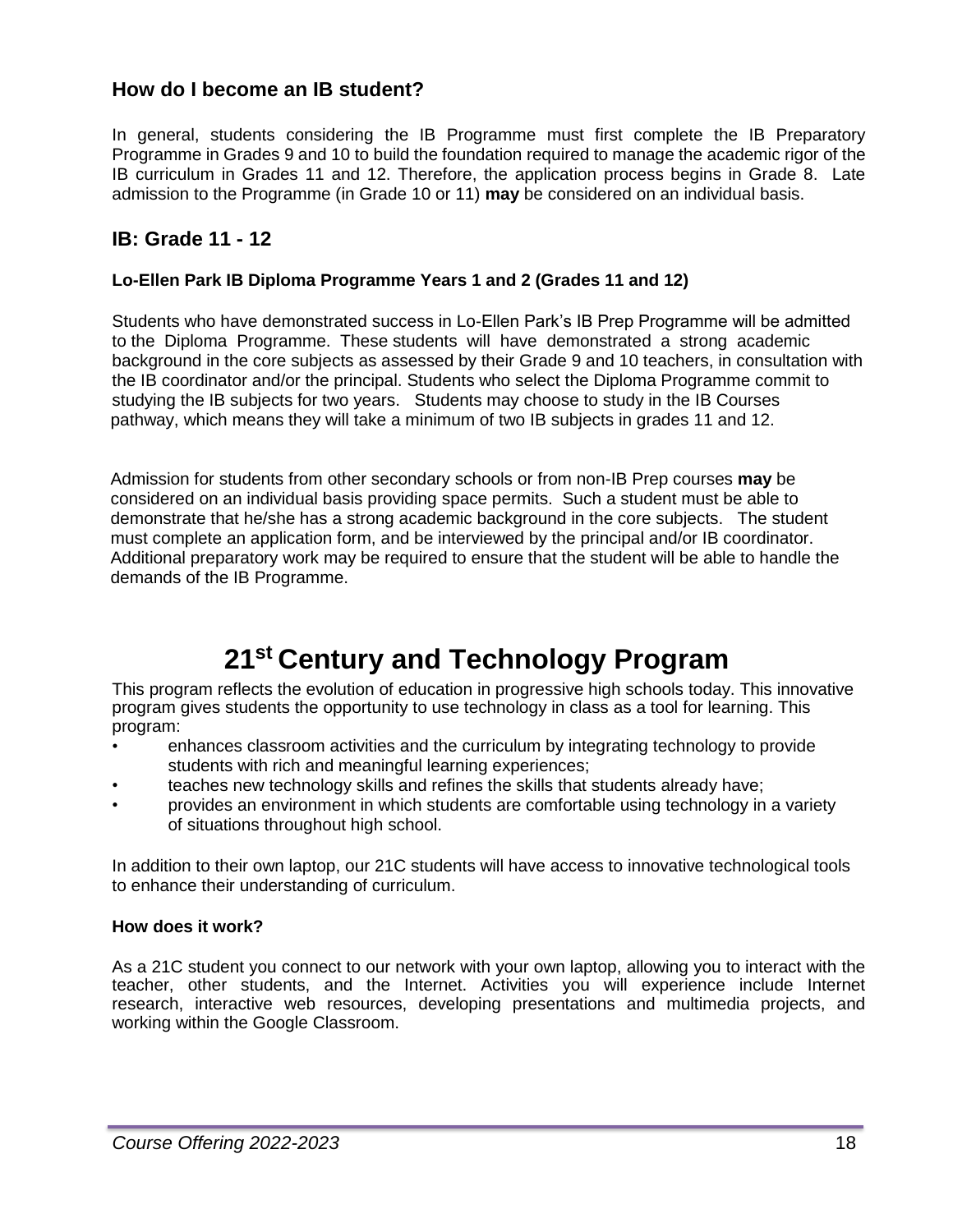## How do I become an IB student?

In general, students considering the IB Programme must first complete the IB Preparatory Programme in Grades 9 and 10 to build the foundation required to manage the academic rigor of the IB curriculum in Grades 11 and 12. Therefore, the application process begins in Grade 8. Late admission to the Programme (in Grade 10 or 11) **may** be considered on an individual basis.

## IB: Grade 11 - 12

### Lo-Ellen Park IB Diploma Programme Years 1 and 2 (Grades 11 and 12)

Students who have demonstrated success in Lo-Ellen Park's IB Prep Programme will be admitted to the Diploma Programme. These students will have demonstrated a strong academic background in the core subjects as assessed by their Grade 9 and 10 teachers, in consultation with the IB coordinator and/or the principal. Students who select the Diploma Programme commit to studying the IB subjects for two years. Students may choose to study in the IB Courses pathway, which means they will take a minimum of two IB subjects in grades 11 and 12.

Admission for students from other secondary schools or from non-IB Prep courses **may** be considered on an individual basis providing space permits. Such a student must be able to demonstrate that he/she has a strong academic background in the core subjects. The student must complete an application form, and be interviewed by the principal and/or IB coordinator. Additional preparatory work may be required to ensure that the student will be able to handle the demands of the IB Programme.

# 21st Century and Technology Program

This program reflects the evolution of education in progressive high schools today. This innovative program gives students the opportunity to use technology in class as a tool for learning. This program:

- enhances classroom activities and the curriculum by integrating technology to provide students with rich and meaningful learning experiences;
- teaches new technology skills and refines the skills that students already have;
- provides an environment in which students are comfortable using technology in a variety of situations throughout high school.

In addition to their own laptop, our 21C students will have access to innovative technological tools to enhance their understanding of curriculum.

**How does it work?**

As a 21C student you connect to our network with your own laptop, allowing you to interact with the teacher, other students, and the Internet. Activities you will experience include Internet research, interactive web resources, developing presentations and multimedia projects, and working within the Google Classroom.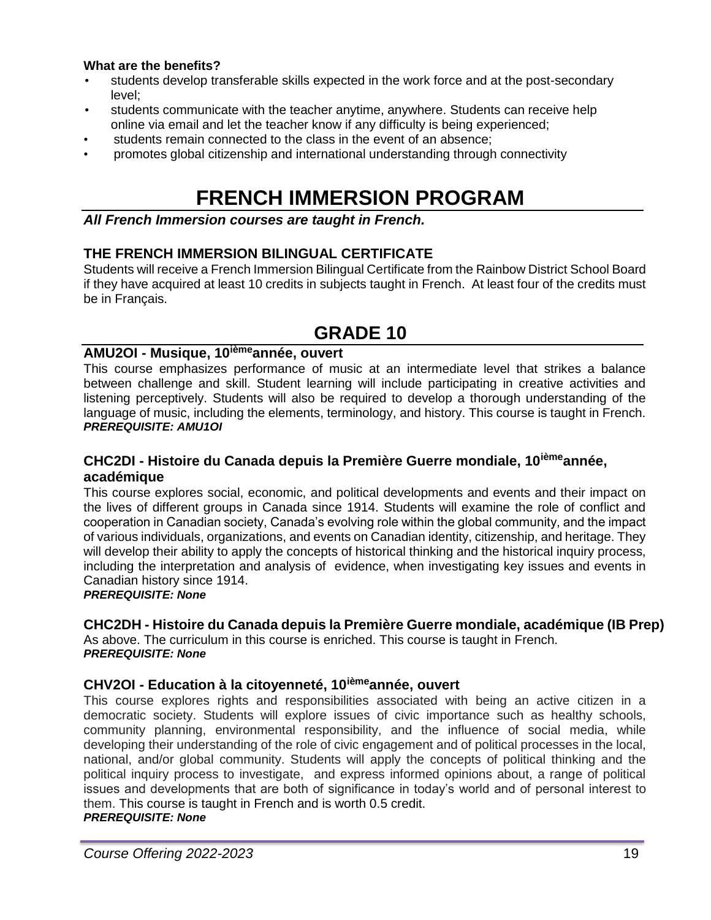**What are the benefits?**

- students develop transferable skills expected in the work force and at the post-secondary level;
- students communicate with the teacher anytime, anywhere. Students can receive help online via email and let the teacher know if any difficulty is being experienced;
- students remain connected to the class in the event of an absence;
- promotes global citizenship and international understanding through connectivity

# FRENCH IMMERSION PROGRAM

***All French Immersion courses are taught in French.***

### THE FRENCH IMMERSION BILINGUAL CERTIFICATE

Students will receive a French Immersion Bilingual Certificate from the Rainbow District School Board if they have acquired at least 10 credits in subjects taught in French. At least four of the credits must be in Français.

## GRADE 10

### AMU2OI - Musique, 10ième année, ouvert

This course emphasizes performance of music at an intermediate level that strikes a balance between challenge and skill. Student learning will include participating in creative activities and listening perceptively. Students will also be required to develop a thorough understanding of the language of music, including the elements, terminology, and history. This course is taught in French.
***PREREQUISITE: AMU1OI***

### CHC2DI - Histoire du Canada depuis la Première Guerre mondiale, 10ième année, académique

This course explores social, economic, and political developments and events and their impact on the lives of different groups in Canada since 1914. Students will examine the role of conflict and cooperation in Canadian society, Canada's evolving role within the global community, and the impact of various individuals, organizations, and events on Canadian identity, citizenship, and heritage. They will develop their ability to apply the concepts of historical thinking and the historical inquiry process, including the interpretation and analysis of evidence, when investigating key issues and events in Canadian history since 1914.
***PREREQUISITE: None***

### CHC2DH - Histoire du Canada depuis la Première Guerre mondiale, académique (IB Prep)

As above. The curriculum in this course is enriched. This course is taught in French.
***PREREQUISITE: None***

### CHV2OI - Education à la citoyenneté, 10ième année, ouvert

This course explores rights and responsibilities associated with being an active citizen in a democratic society. Students will explore issues of civic importance such as healthy schools, community planning, environmental responsibility, and the influence of social media, while developing their understanding of the role of civic engagement and of political processes in the local, national, and/or global community. Students will apply the concepts of political thinking and the political inquiry process to investigate, and express informed opinions about, a range of political issues and developments that are both of significance in today's world and of personal interest to them. This course is taught in French and is worth 0.5 credit.
***PREREQUISITE: None***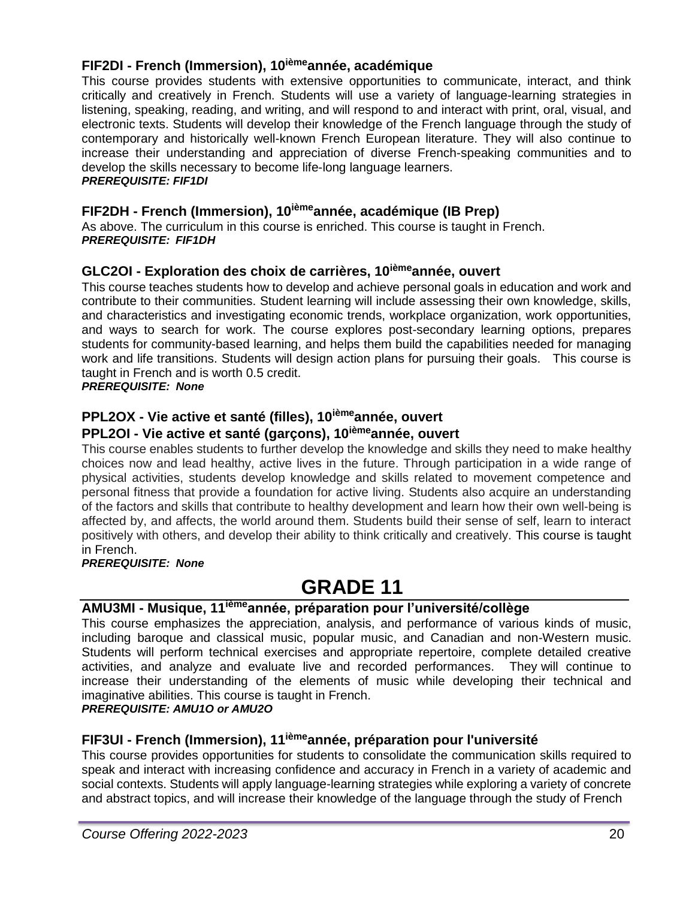### FIF2DI - French (Immersion), 10ième année, académique

This course provides students with extensive opportunities to communicate, interact, and think critically and creatively in French. Students will use a variety of language-learning strategies in listening, speaking, reading, and writing, and will respond to and interact with print, oral, visual, and electronic texts. Students will develop their knowledge of the French language through the study of contemporary and historically well-known French European literature. They will also continue to increase their understanding and appreciation of diverse French-speaking communities and to develop the skills necessary to become life-long language learners.

***PREREQUISITE: FIF1DI***

### FIF2DH - French (Immersion), 10ième année, académique (IB Prep)

As above. The curriculum in this course is enriched. This course is taught in French.

***PREREQUISITE: FIF1DH***

### GLC2OI - Exploration des choix de carrières, 10ième année, ouvert

This course teaches students how to develop and achieve personal goals in education and work and contribute to their communities. Student learning will include assessing their own knowledge, skills, and characteristics and investigating economic trends, workplace organization, work opportunities, and ways to search for work. The course explores post-secondary learning options, prepares students for community-based learning, and helps them build the capabilities needed for managing work and life transitions. Students will design action plans for pursuing their goals. This course is taught in French and is worth 0.5 credit.

***PREREQUISITE: None***

### PPL2OX - Vie active et santé (filles), 10ième année, ouvert
### PPL2OI - Vie active et santé (garçons), 10ième année, ouvert

This course enables students to further develop the knowledge and skills they need to make healthy choices now and lead healthy, active lives in the future. Through participation in a wide range of physical activities, students develop knowledge and skills related to movement competence and personal fitness that provide a foundation for active living. Students also acquire an understanding of the factors and skills that contribute to healthy development and learn how their own well-being is affected by, and affects, the world around them. Students build their sense of self, learn to interact positively with others, and develop their ability to think critically and creatively. This course is taught in French.

***PREREQUISITE: None***

## GRADE 11

### AMU3MI - Musique, 11ième année, préparation pour l'université/collège

This course emphasizes the appreciation, analysis, and performance of various kinds of music, including baroque and classical music, popular music, and Canadian and non-Western music. Students will perform technical exercises and appropriate repertoire, complete detailed creative activities, and analyze and evaluate live and recorded performances. They will continue to increase their understanding of the elements of music while developing their technical and imaginative abilities. This course is taught in French.

***PREREQUISITE: AMU1O or AMU2O***

### FIF3UI - French (Immersion), 11ième année, préparation pour l'université

This course provides opportunities for students to consolidate the communication skills required to speak and interact with increasing confidence and accuracy in French in a variety of academic and social contexts. Students will apply language-learning strategies while exploring a variety of concrete and abstract topics, and will increase their knowledge of the language through the study of French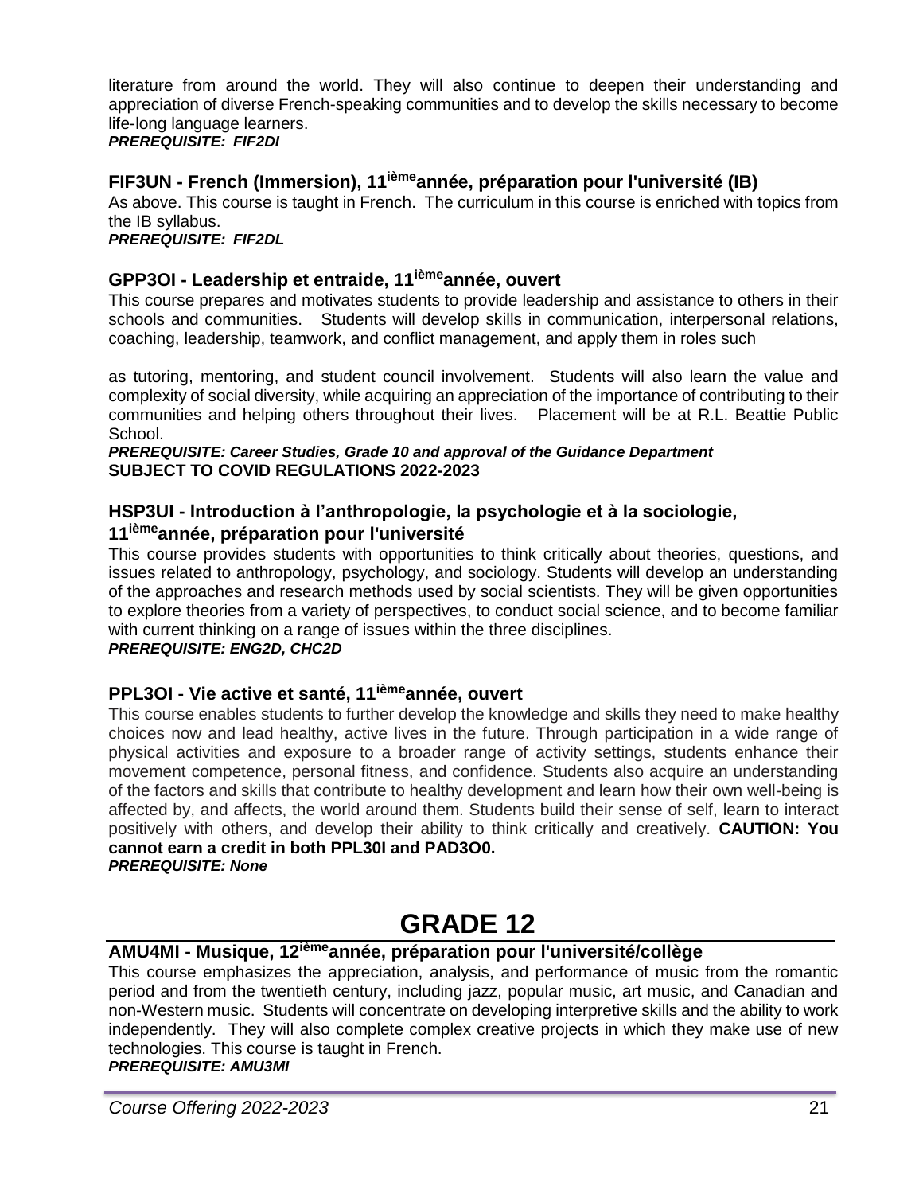literature from around the world. They will also continue to deepen their understanding and appreciation of diverse French-speaking communities and to develop the skills necessary to become life-long language learners.
***PREREQUISITE: FIF2DI***

### FIF3UN - French (Immersion), 11ièmeannée, préparation pour l'université (IB)

As above. This course is taught in French. The curriculum in this course is enriched with topics from the IB syllabus.
***PREREQUISITE: FIF2DL***

### GPP3OI - Leadership et entraide, 11ièmeannée, ouvert

This course prepares and motivates students to provide leadership and assistance to others in their schools and communities. Students will develop skills in communication, interpersonal relations, coaching, leadership, teamwork, and conflict management, and apply them in roles such as tutoring, mentoring, and student council involvement. Students will also learn the value and complexity of social diversity, while acquiring an appreciation of the importance of contributing to their communities and helping others throughout their lives. Placement will be at R.L. Beattie Public School.
***PREREQUISITE: Career Studies, Grade 10 and approval of the Guidance Department***
**SUBJECT TO COVID REGULATIONS 2022-2023**

### HSP3UI - Introduction à l'anthropologie, la psychologie et à la sociologie, 11ièmeannée, préparation pour l'université

This course provides students with opportunities to think critically about theories, questions, and issues related to anthropology, psychology, and sociology. Students will develop an understanding of the approaches and research methods used by social scientists. They will be given opportunities to explore theories from a variety of perspectives, to conduct social science, and to become familiar with current thinking on a range of issues within the three disciplines.
***PREREQUISITE: ENG2D, CHC2D***

### PPL3OI - Vie active et santé, 11ièmeannée, ouvert

This course enables students to further develop the knowledge and skills they need to make healthy choices now and lead healthy, active lives in the future. Through participation in a wide range of physical activities and exposure to a broader range of activity settings, students enhance their movement competence, personal fitness, and confidence. Students also acquire an understanding of the factors and skills that contribute to healthy development and learn how their own well-being is affected by, and affects, the world around them. Students build their sense of self, learn to interact positively with others, and develop their ability to think critically and creatively. **CAUTION: You cannot earn a credit in both PPL30I and PAD3O0.**
***PREREQUISITE: None***

## GRADE 12

### AMU4MI - Musique, 12ièmeannée, préparation pour l'université/collège

This course emphasizes the appreciation, analysis, and performance of music from the romantic period and from the twentieth century, including jazz, popular music, art music, and Canadian and non-Western music. Students will concentrate on developing interpretive skills and the ability to work independently. They will also complete complex creative projects in which they make use of new technologies. This course is taught in French.
***PREREQUISITE: AMU3MI***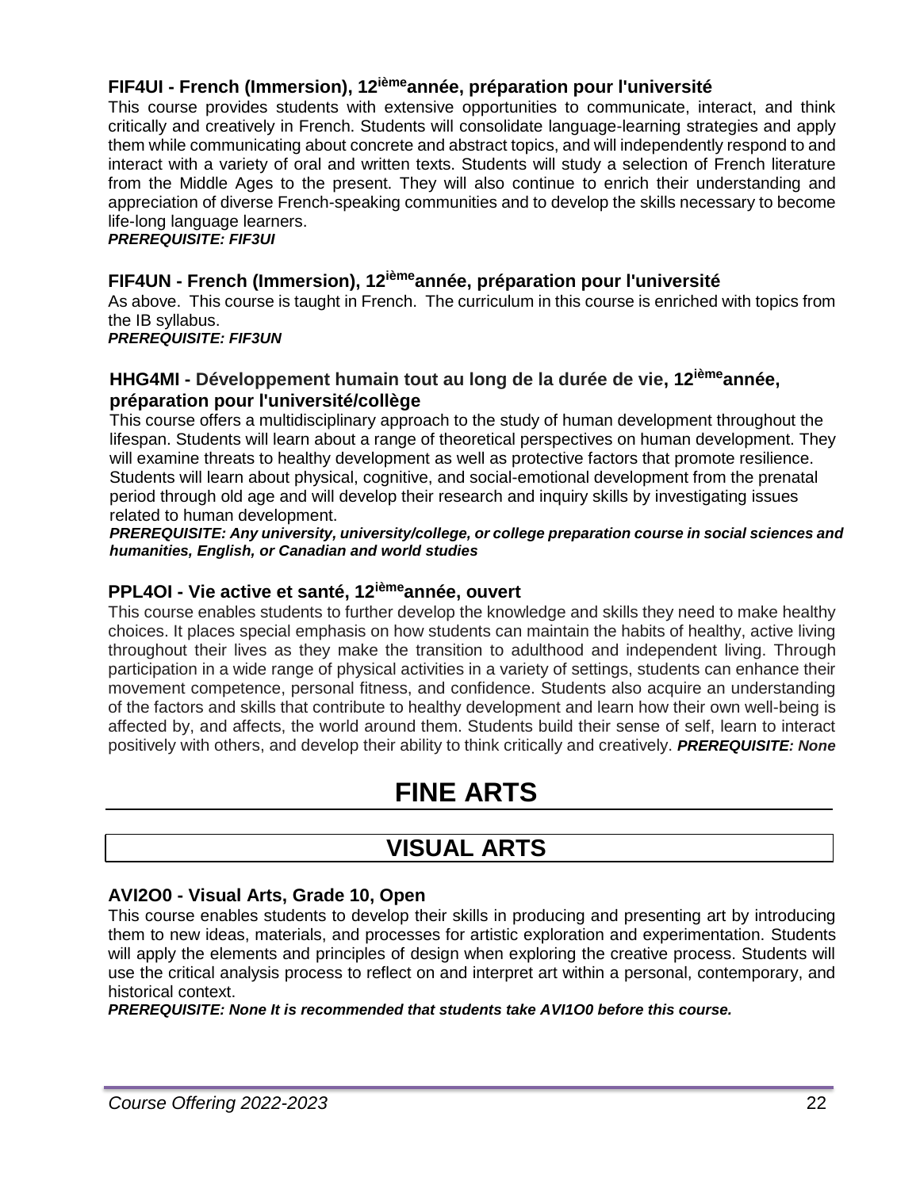### FIF4UI - French (Immersion), 12ième année, préparation pour l'université

This course provides students with extensive opportunities to communicate, interact, and think critically and creatively in French. Students will consolidate language-learning strategies and apply them while communicating about concrete and abstract topics, and will independently respond to and interact with a variety of oral and written texts. Students will study a selection of French literature from the Middle Ages to the present. They will also continue to enrich their understanding and appreciation of diverse French-speaking communities and to develop the skills necessary to become life-long language learners.

***PREREQUISITE: FIF3UI***

### FIF4UN - French (Immersion), 12ième année, préparation pour l'université

As above. This course is taught in French. The curriculum in this course is enriched with topics from the IB syllabus.

***PREREQUISITE: FIF3UN***

### HHG4MI - Développement humain tout au long de la durée de vie, 12ième année, préparation pour l'université/collège

This course offers a multidisciplinary approach to the study of human development throughout the lifespan. Students will learn about a range of theoretical perspectives on human development. They will examine threats to healthy development as well as protective factors that promote resilience. Students will learn about physical, cognitive, and social-emotional development from the prenatal period through old age and will develop their research and inquiry skills by investigating issues related to human development.

***PREREQUISITE: Any university, university/college, or college preparation course in social sciences and humanities, English, or Canadian and world studies***

### PPL4OI - Vie active et santé, 12ième année, ouvert

This course enables students to further develop the knowledge and skills they need to make healthy choices. It places special emphasis on how students can maintain the habits of healthy, active living throughout their lives as they make the transition to adulthood and independent living. Through participation in a wide range of physical activities in a variety of settings, students can enhance their movement competence, personal fitness, and confidence. Students also acquire an understanding of the factors and skills that contribute to healthy development and learn how their own well-being is affected by, and affects, the world around them. Students build their sense of self, learn to interact positively with others, and develop their ability to think critically and creatively. ***PREREQUISITE: None***

# FINE ARTS

## VISUAL ARTS

### AVI2O0 - Visual Arts, Grade 10, Open

This course enables students to develop their skills in producing and presenting art by introducing them to new ideas, materials, and processes for artistic exploration and experimentation. Students will apply the elements and principles of design when exploring the creative process. Students will use the critical analysis process to reflect on and interpret art within a personal, contemporary, and historical context.

***PREREQUISITE: None It is recommended that students take AVI1O0 before this course.***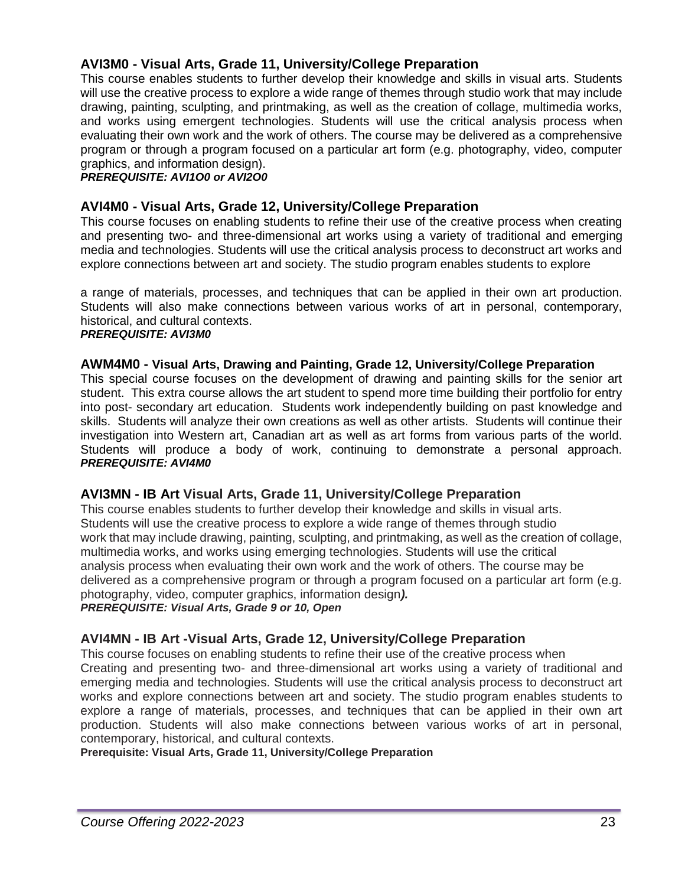### AVI3M0 - Visual Arts, Grade 11, University/College Preparation

This course enables students to further develop their knowledge and skills in visual arts. Students will use the creative process to explore a wide range of themes through studio work that may include drawing, painting, sculpting, and printmaking, as well as the creation of collage, multimedia works, and works using emergent technologies. Students will use the critical analysis process when evaluating their own work and the work of others. The course may be delivered as a comprehensive program or through a program focused on a particular art form (e.g. photography, video, computer graphics, and information design).

***PREREQUISITE: AVI1O0 or AVI2O0***

### AVI4M0 - Visual Arts, Grade 12, University/College Preparation

This course focuses on enabling students to refine their use of the creative process when creating and presenting two- and three-dimensional art works using a variety of traditional and emerging media and technologies. Students will use the critical analysis process to deconstruct art works and explore connections between art and society. The studio program enables students to explore

a range of materials, processes, and techniques that can be applied in their own art production. Students will also make connections between various works of art in personal, contemporary, historical, and cultural contexts.

***PREREQUISITE: AVI3M0***

### AWM4M0 - Visual Arts, Drawing and Painting, Grade 12, University/College Preparation

This special course focuses on the development of drawing and painting skills for the senior art student. This extra course allows the art student to spend more time building their portfolio for entry into post- secondary art education. Students work independently building on past knowledge and skills. Students will analyze their own creations as well as other artists. Students will continue their investigation into Western art, Canadian art as well as art forms from various parts of the world. Students will produce a body of work, continuing to demonstrate a personal approach. ***PREREQUISITE: AVI4M0***

### AVI3MN - IB Art Visual Arts, Grade 11, University/College Preparation

This course enables students to further develop their knowledge and skills in visual arts. Students will use the creative process to explore a wide range of themes through studio work that may include drawing, painting, sculpting, and printmaking, as well as the creation of collage, multimedia works, and works using emerging technologies. Students will use the critical analysis process when evaluating their own work and the work of others. The course may be delivered as a comprehensive program or through a program focused on a particular art form (e.g. photography, video, computer graphics, information design***).***

***PREREQUISITE: Visual Arts, Grade 9 or 10, Open***

### AVI4MN - IB Art -Visual Arts, Grade 12, University/College Preparation

This course focuses on enabling students to refine their use of the creative process when Creating and presenting two- and three-dimensional art works using a variety of traditional and emerging media and technologies. Students will use the critical analysis process to deconstruct art works and explore connections between art and society. The studio program enables students to explore a range of materials, processes, and techniques that can be applied in their own art production. Students will also make connections between various works of art in personal, contemporary, historical, and cultural contexts.

**Prerequisite: Visual Arts, Grade 11, University/College Preparation**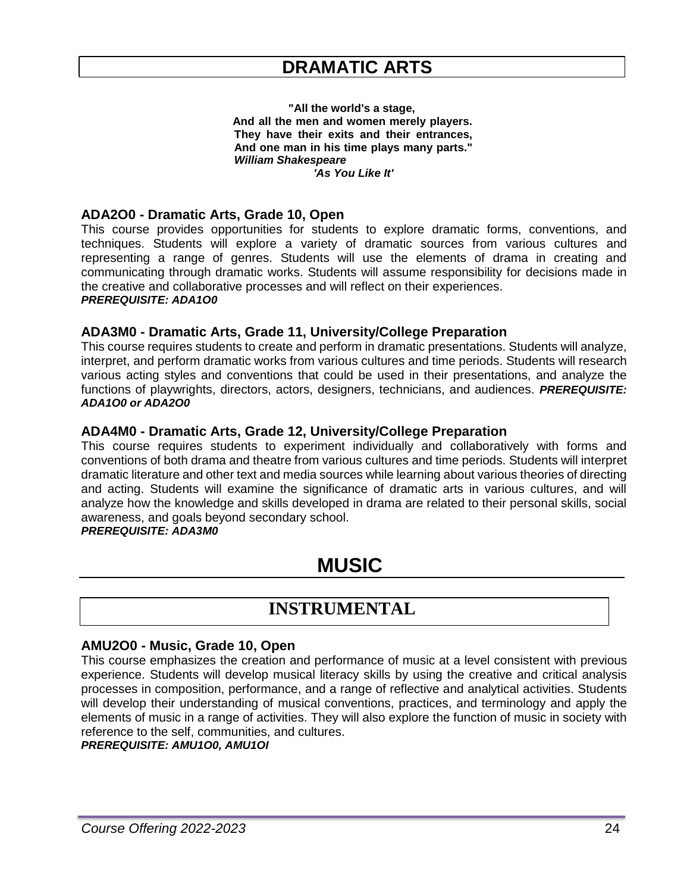# DRAMATIC ARTS

**"All the world's a stage,**
**And all the men and women merely players.**
**They have their exits and their entrances,**
**And one man in his time plays many parts."**
***William Shakespeare***
***'As You Like It'***

### ADA2O0 - Dramatic Arts, Grade 10, Open

This course provides opportunities for students to explore dramatic forms, conventions, and techniques. Students will explore a variety of dramatic sources from various cultures and representing a range of genres. Students will use the elements of drama in creating and communicating through dramatic works. Students will assume responsibility for decisions made in the creative and collaborative processes and will reflect on their experiences.
***PREREQUISITE: ADA1O0***

### ADA3M0 - Dramatic Arts, Grade 11, University/College Preparation

This course requires students to create and perform in dramatic presentations. Students will analyze, interpret, and perform dramatic works from various cultures and time periods. Students will research various acting styles and conventions that could be used in their presentations, and analyze the functions of playwrights, directors, actors, designers, technicians, and audiences. ***PREREQUISITE: ADA1O0 or ADA2O0***

### ADA4M0 - Dramatic Arts, Grade 12, University/College Preparation

This course requires students to experiment individually and collaboratively with forms and conventions of both drama and theatre from various cultures and time periods. Students will interpret dramatic literature and other text and media sources while learning about various theories of directing and acting. Students will examine the significance of dramatic arts in various cultures, and will analyze how the knowledge and skills developed in drama are related to their personal skills, social awareness, and goals beyond secondary school.
***PREREQUISITE: ADA3M0***

# MUSIC

## INSTRUMENTAL

### AMU2O0 - Music, Grade 10, Open

This course emphasizes the creation and performance of music at a level consistent with previous experience. Students will develop musical literacy skills by using the creative and critical analysis processes in composition, performance, and a range of reflective and analytical activities. Students will develop their understanding of musical conventions, practices, and terminology and apply the elements of music in a range of activities. They will also explore the function of music in society with reference to the self, communities, and cultures.
***PREREQUISITE: AMU1O0, AMU1OI***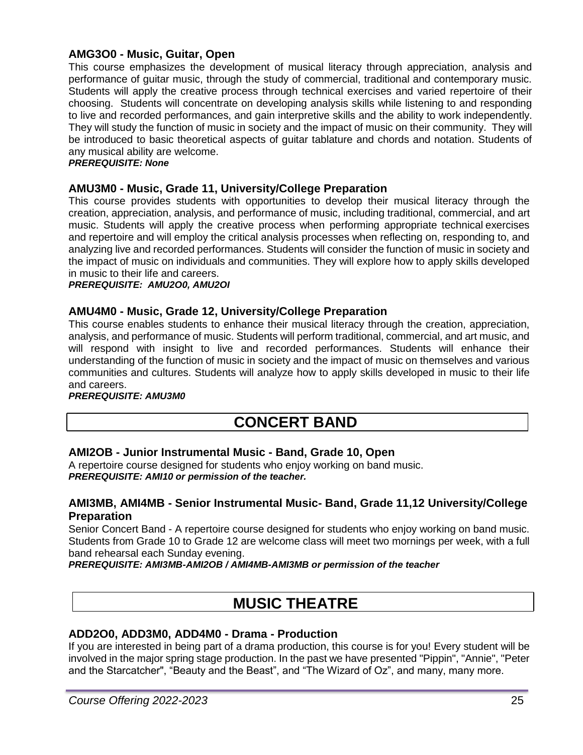### AMG3O0 - Music, Guitar, Open

This course emphasizes the development of musical literacy through appreciation, analysis and performance of guitar music, through the study of commercial, traditional and contemporary music. Students will apply the creative process through technical exercises and varied repertoire of their choosing. Students will concentrate on developing analysis skills while listening to and responding to live and recorded performances, and gain interpretive skills and the ability to work independently. They will study the function of music in society and the impact of music on their community. They will be introduced to basic theoretical aspects of guitar tablature and chords and notation. Students of any musical ability are welcome.

***PREREQUISITE: None***

### AMU3M0 - Music, Grade 11, University/College Preparation

This course provides students with opportunities to develop their musical literacy through the creation, appreciation, analysis, and performance of music, including traditional, commercial, and art music. Students will apply the creative process when performing appropriate technical exercises and repertoire and will employ the critical analysis processes when reflecting on, responding to, and analyzing live and recorded performances. Students will consider the function of music in society and the impact of music on individuals and communities. They will explore how to apply skills developed in music to their life and careers.

***PREREQUISITE: AMU2O0, AMU2OI***

### AMU4M0 - Music, Grade 12, University/College Preparation

This course enables students to enhance their musical literacy through the creation, appreciation, analysis, and performance of music. Students will perform traditional, commercial, and art music, and will respond with insight to live and recorded performances. Students will enhance their understanding of the function of music in society and the impact of music on themselves and various communities and cultures. Students will analyze how to apply skills developed in music to their life and careers.

***PREREQUISITE: AMU3M0***

## CONCERT BAND

### AMI2OB - Junior Instrumental Music - Band, Grade 10, Open

A repertoire course designed for students who enjoy working on band music.

***PREREQUISITE: AMI10 or permission of the teacher.***

### AMI3MB, AMI4MB - Senior Instrumental Music- Band, Grade 11,12 University/College Preparation

Senior Concert Band - A repertoire course designed for students who enjoy working on band music. Students from Grade 10 to Grade 12 are welcome class will meet two mornings per week, with a full band rehearsal each Sunday evening.

***PREREQUISITE: AMI3MB-AMI2OB / AMI4MB-AMI3MB or permission of the teacher***

## MUSIC THEATRE

### ADD2O0, ADD3M0, ADD4M0 - Drama - Production

If you are interested in being part of a drama production, this course is for you! Every student will be involved in the major spring stage production. In the past we have presented "Pippin", "Annie", "Peter and the Starcatcher", "Beauty and the Beast", and "The Wizard of Oz", and many, many more.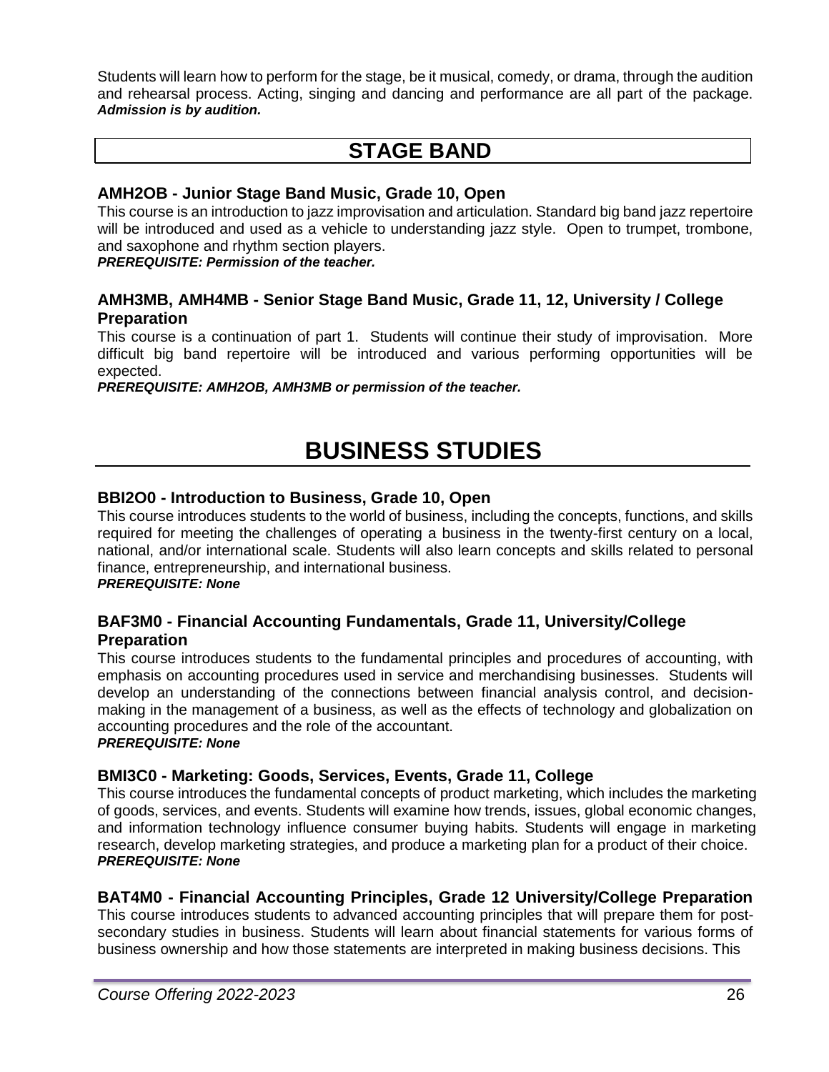Students will learn how to perform for the stage, be it musical, comedy, or drama, through the audition and rehearsal process. Acting, singing and dancing and performance are all part of the package. ***Admission is by audition.***

## STAGE BAND

### AMH2OB - Junior Stage Band Music, Grade 10, Open

This course is an introduction to jazz improvisation and articulation. Standard big band jazz repertoire will be introduced and used as a vehicle to understanding jazz style. Open to trumpet, trombone, and saxophone and rhythm section players.

***PREREQUISITE: Permission of the teacher.***

### AMH3MB, AMH4MB - Senior Stage Band Music, Grade 11, 12, University / College Preparation

This course is a continuation of part 1. Students will continue their study of improvisation. More difficult big band repertoire will be introduced and various performing opportunities will be expected.

***PREREQUISITE: AMH2OB, AMH3MB or permission of the teacher.***

# BUSINESS STUDIES

### BBI2O0 - Introduction to Business, Grade 10, Open

This course introduces students to the world of business, including the concepts, functions, and skills required for meeting the challenges of operating a business in the twenty-first century on a local, national, and/or international scale. Students will also learn concepts and skills related to personal finance, entrepreneurship, and international business.

***PREREQUISITE: None***

### BAF3M0 - Financial Accounting Fundamentals, Grade 11, University/College Preparation

This course introduces students to the fundamental principles and procedures of accounting, with emphasis on accounting procedures used in service and merchandising businesses. Students will develop an understanding of the connections between financial analysis control, and decision-making in the management of a business, as well as the effects of technology and globalization on accounting procedures and the role of the accountant.

***PREREQUISITE: None***

### BMI3C0 - Marketing: Goods, Services, Events, Grade 11, College

This course introduces the fundamental concepts of product marketing, which includes the marketing of goods, services, and events. Students will examine how trends, issues, global economic changes, and information technology influence consumer buying habits. Students will engage in marketing research, develop marketing strategies, and produce a marketing plan for a product of their choice.

***PREREQUISITE: None***

### BAT4M0 - Financial Accounting Principles, Grade 12 University/College Preparation

This course introduces students to advanced accounting principles that will prepare them for post-secondary studies in business. Students will learn about financial statements for various forms of business ownership and how those statements are interpreted in making business decisions. This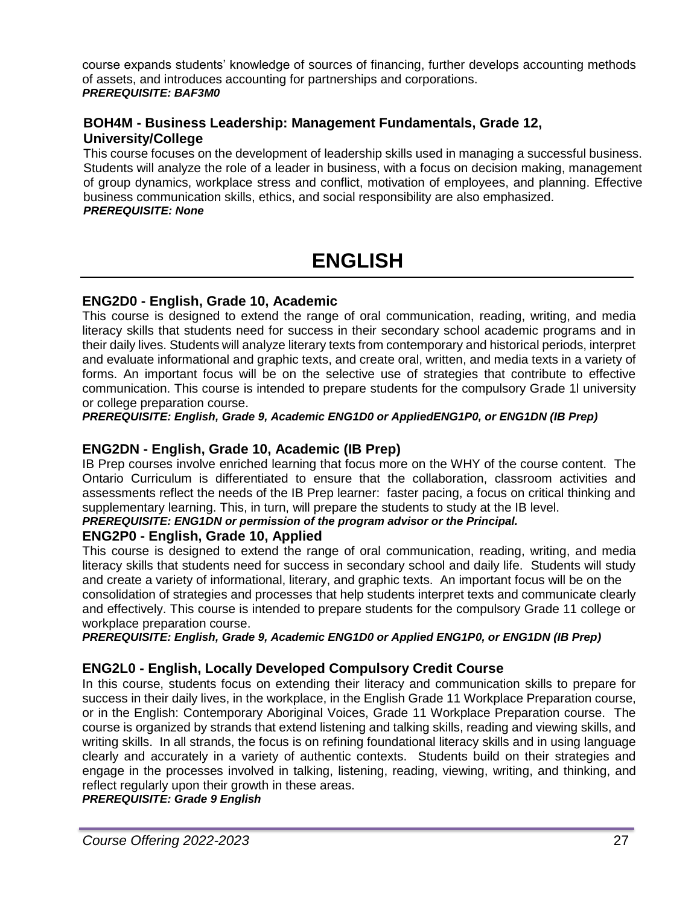course expands students' knowledge of sources of financing, further develops accounting methods of assets, and introduces accounting for partnerships and corporations.
***PREREQUISITE: BAF3M0***

### BOH4M - Business Leadership: Management Fundamentals, Grade 12, University/College

This course focuses on the development of leadership skills used in managing a successful business. Students will analyze the role of a leader in business, with a focus on decision making, management of group dynamics, workplace stress and conflict, motivation of employees, and planning. Effective business communication skills, ethics, and social responsibility are also emphasized.
***PREREQUISITE: None***

# ENGLISH

### ENG2D0 - English, Grade 10, Academic

This course is designed to extend the range of oral communication, reading, writing, and media literacy skills that students need for success in their secondary school academic programs and in their daily lives. Students will analyze literary texts from contemporary and historical periods, interpret and evaluate informational and graphic texts, and create oral, written, and media texts in a variety of forms. An important focus will be on the selective use of strategies that contribute to effective communication. This course is intended to prepare students for the compulsory Grade 1l university or college preparation course.
***PREREQUISITE: English, Grade 9, Academic ENG1D0 or AppliedENG1P0, or ENG1DN (IB Prep)***

### ENG2DN - English, Grade 10, Academic (IB Prep)

IB Prep courses involve enriched learning that focus more on the WHY of the course content. The Ontario Curriculum is differentiated to ensure that the collaboration, classroom activities and assessments reflect the needs of the IB Prep learner: faster pacing, a focus on critical thinking and supplementary learning. This, in turn, will prepare the students to study at the IB level.
***PREREQUISITE: ENG1DN or permission of the program advisor or the Principal.***

### ENG2P0 - English, Grade 10, Applied

This course is designed to extend the range of oral communication, reading, writing, and media literacy skills that students need for success in secondary school and daily life. Students will study and create a variety of informational, literary, and graphic texts. An important focus will be on the consolidation of strategies and processes that help students interpret texts and communicate clearly and effectively. This course is intended to prepare students for the compulsory Grade 11 college or workplace preparation course.
***PREREQUISITE: English, Grade 9, Academic ENG1D0 or Applied ENG1P0, or ENG1DN (IB Prep)***

### ENG2L0 - English, Locally Developed Compulsory Credit Course

In this course, students focus on extending their literacy and communication skills to prepare for success in their daily lives, in the workplace, in the English Grade 11 Workplace Preparation course, or in the English: Contemporary Aboriginal Voices, Grade 11 Workplace Preparation course. The course is organized by strands that extend listening and talking skills, reading and viewing skills, and writing skills. In all strands, the focus is on refining foundational literacy skills and in using language clearly and accurately in a variety of authentic contexts. Students build on their strategies and engage in the processes involved in talking, listening, reading, viewing, writing, and thinking, and reflect regularly upon their growth in these areas.
***PREREQUISITE: Grade 9 English***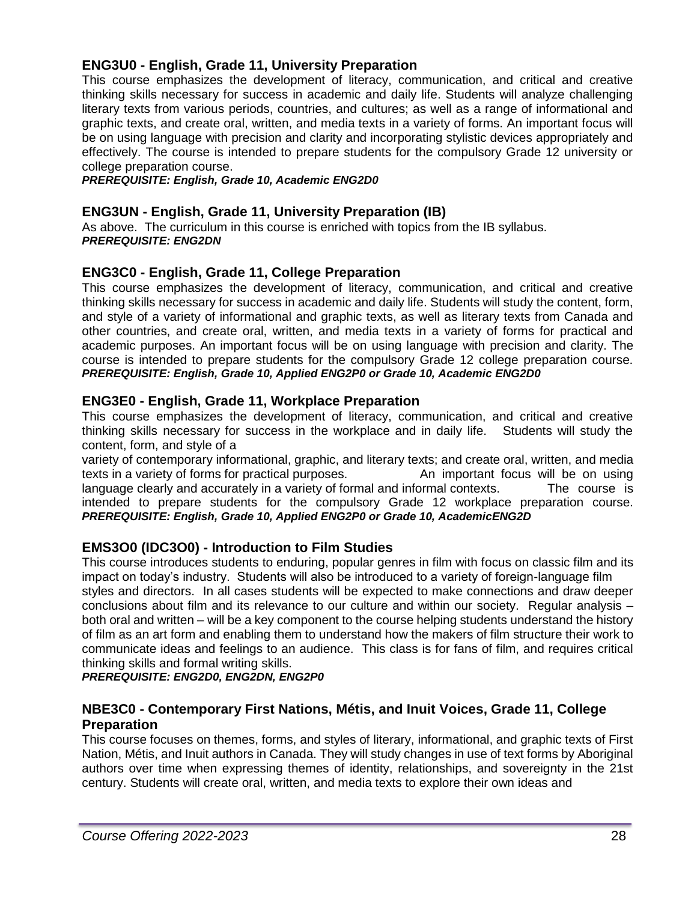### ENG3U0 - English, Grade 11, University Preparation

This course emphasizes the development of literacy, communication, and critical and creative thinking skills necessary for success in academic and daily life. Students will analyze challenging literary texts from various periods, countries, and cultures; as well as a range of informational and graphic texts, and create oral, written, and media texts in a variety of forms. An important focus will be on using language with precision and clarity and incorporating stylistic devices appropriately and effectively. The course is intended to prepare students for the compulsory Grade 12 university or college preparation course.

***PREREQUISITE: English, Grade 10, Academic ENG2D0***

### ENG3UN - English, Grade 11, University Preparation (IB)

As above. The curriculum in this course is enriched with topics from the IB syllabus.

***PREREQUISITE: ENG2DN***

### ENG3C0 - English, Grade 11, College Preparation

This course emphasizes the development of literacy, communication, and critical and creative thinking skills necessary for success in academic and daily life. Students will study the content, form, and style of a variety of informational and graphic texts, as well as literary texts from Canada and other countries, and create oral, written, and media texts in a variety of forms for practical and academic purposes. An important focus will be on using language with precision and clarity. The course is intended to prepare students for the compulsory Grade 12 college preparation course.

***PREREQUISITE: English, Grade 10, Applied ENG2P0 or Grade 10, Academic ENG2D0***

### ENG3E0 - English, Grade 11, Workplace Preparation

This course emphasizes the development of literacy, communication, and critical and creative thinking skills necessary for success in the workplace and in daily life. Students will study the content, form, and style of a variety of contemporary informational, graphic, and literary texts; and create oral, written, and media texts in a variety of forms for practical purposes. An important focus will be on using language clearly and accurately in a variety of formal and informal contexts. The course is intended to prepare students for the compulsory Grade 12 workplace preparation course.

***PREREQUISITE: English, Grade 10, Applied ENG2P0 or Grade 10, AcademicENG2D***

### EMS3O0 (IDC3O0) - Introduction to Film Studies

This course introduces students to enduring, popular genres in film with focus on classic film and its impact on today's industry. Students will also be introduced to a variety of foreign-language film styles and directors. In all cases students will be expected to make connections and draw deeper conclusions about film and its relevance to our culture and within our society. Regular analysis – both oral and written – will be a key component to the course helping students understand the history of film as an art form and enabling them to understand how the makers of film structure their work to communicate ideas and feelings to an audience. This class is for fans of film, and requires critical thinking skills and formal writing skills.

***PREREQUISITE: ENG2D0, ENG2DN, ENG2P0***

### NBE3C0 - Contemporary First Nations, Métis, and Inuit Voices, Grade 11, College Preparation

This course focuses on themes, forms, and styles of literary, informational, and graphic texts of First Nation, Métis, and Inuit authors in Canada. They will study changes in use of text forms by Aboriginal authors over time when expressing themes of identity, relationships, and sovereignty in the 21st century. Students will create oral, written, and media texts to explore their own ideas and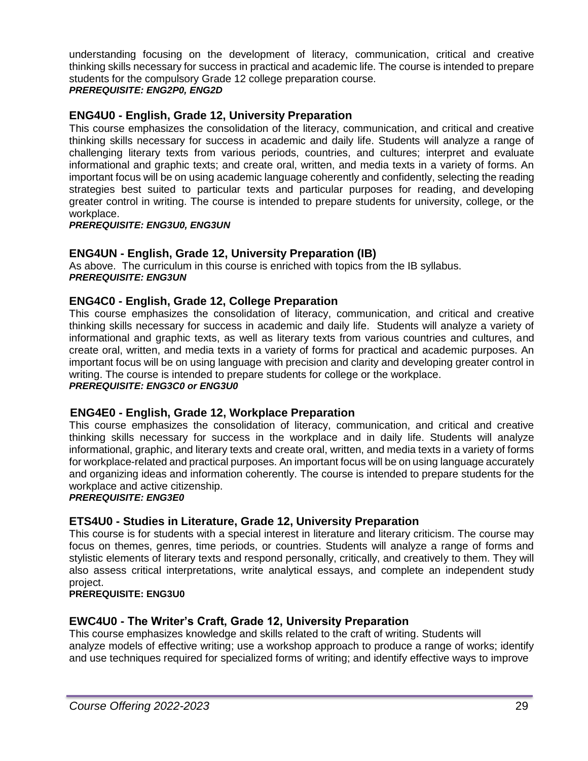understanding focusing on the development of literacy, communication, critical and creative thinking skills necessary for success in practical and academic life. The course is intended to prepare students for the compulsory Grade 12 college preparation course.
***PREREQUISITE: ENG2P0, ENG2D***

### ENG4U0 - English, Grade 12, University Preparation

This course emphasizes the consolidation of the literacy, communication, and critical and creative thinking skills necessary for success in academic and daily life. Students will analyze a range of challenging literary texts from various periods, countries, and cultures; interpret and evaluate informational and graphic texts; and create oral, written, and media texts in a variety of forms. An important focus will be on using academic language coherently and confidently, selecting the reading strategies best suited to particular texts and particular purposes for reading, and developing greater control in writing. The course is intended to prepare students for university, college, or the workplace.
***PREREQUISITE: ENG3U0, ENG3UN***

### ENG4UN - English, Grade 12, University Preparation (IB)

As above. The curriculum in this course is enriched with topics from the IB syllabus.
***PREREQUISITE: ENG3UN***

### ENG4C0 - English, Grade 12, College Preparation

This course emphasizes the consolidation of literacy, communication, and critical and creative thinking skills necessary for success in academic and daily life. Students will analyze a variety of informational and graphic texts, as well as literary texts from various countries and cultures, and create oral, written, and media texts in a variety of forms for practical and academic purposes. An important focus will be on using language with precision and clarity and developing greater control in writing. The course is intended to prepare students for college or the workplace.
***PREREQUISITE: ENG3C0 or ENG3U0***

### ENG4E0 - English, Grade 12, Workplace Preparation

This course emphasizes the consolidation of literacy, communication, and critical and creative thinking skills necessary for success in the workplace and in daily life. Students will analyze informational, graphic, and literary texts and create oral, written, and media texts in a variety of forms for workplace-related and practical purposes. An important focus will be on using language accurately and organizing ideas and information coherently. The course is intended to prepare students for the workplace and active citizenship.
***PREREQUISITE: ENG3E0***

### ETS4U0 - Studies in Literature, Grade 12, University Preparation

This course is for students with a special interest in literature and literary criticism. The course may focus on themes, genres, time periods, or countries. Students will analyze a range of forms and stylistic elements of literary texts and respond personally, critically, and creatively to them. They will also assess critical interpretations, write analytical essays, and complete an independent study project.
**PREREQUISITE: ENG3U0**

### EWC4U0 - The Writer's Craft, Grade 12, University Preparation

This course emphasizes knowledge and skills related to the craft of writing. Students will analyze models of effective writing; use a workshop approach to produce a range of works; identify and use techniques required for specialized forms of writing; and identify effective ways to improve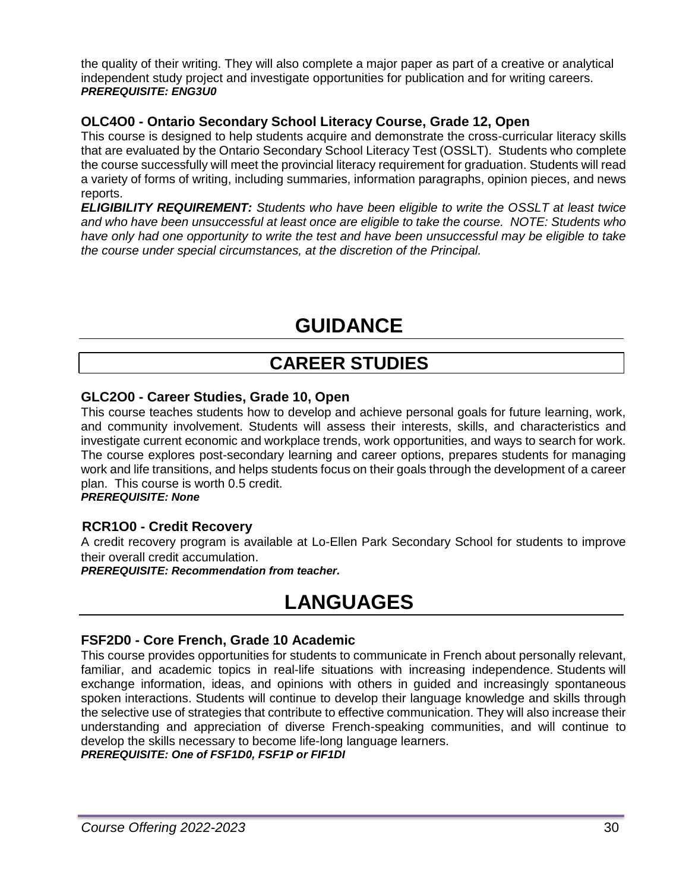the quality of their writing. They will also complete a major paper as part of a creative or analytical independent study project and investigate opportunities for publication and for writing careers.
***PREREQUISITE: ENG3U0***

### OLC4O0 - Ontario Secondary School Literacy Course, Grade 12, Open

This course is designed to help students acquire and demonstrate the cross-curricular literacy skills that are evaluated by the Ontario Secondary School Literacy Test (OSSLT). Students who complete the course successfully will meet the provincial literacy requirement for graduation. Students will read a variety of forms of writing, including summaries, information paragraphs, opinion pieces, and news reports.

***ELIGIBILITY REQUIREMENT:*** *Students who have been eligible to write the OSSLT at least twice and who have been unsuccessful at least once are eligible to take the course. NOTE: Students who have only had one opportunity to write the test and have been unsuccessful may be eligible to take the course under special circumstances, at the discretion of the Principal.*

# GUIDANCE

## CAREER STUDIES

### GLC2O0 - Career Studies, Grade 10, Open

This course teaches students how to develop and achieve personal goals for future learning, work, and community involvement. Students will assess their interests, skills, and characteristics and investigate current economic and workplace trends, work opportunities, and ways to search for work. The course explores post-secondary learning and career options, prepares students for managing work and life transitions, and helps students focus on their goals through the development of a career plan. This course is worth 0.5 credit.
***PREREQUISITE: None***

### RCR1O0 - Credit Recovery

A credit recovery program is available at Lo-Ellen Park Secondary School for students to improve their overall credit accumulation.
***PREREQUISITE: Recommendation from teacher.***

# LANGUAGES

### FSF2D0 - Core French, Grade 10 Academic

This course provides opportunities for students to communicate in French about personally relevant, familiar, and academic topics in real-life situations with increasing independence. Students will exchange information, ideas, and opinions with others in guided and increasingly spontaneous spoken interactions. Students will continue to develop their language knowledge and skills through the selective use of strategies that contribute to effective communication. They will also increase their understanding and appreciation of diverse French-speaking communities, and will continue to develop the skills necessary to become life-long language learners.
***PREREQUISITE: One of FSF1D0, FSF1P or FIF1DI***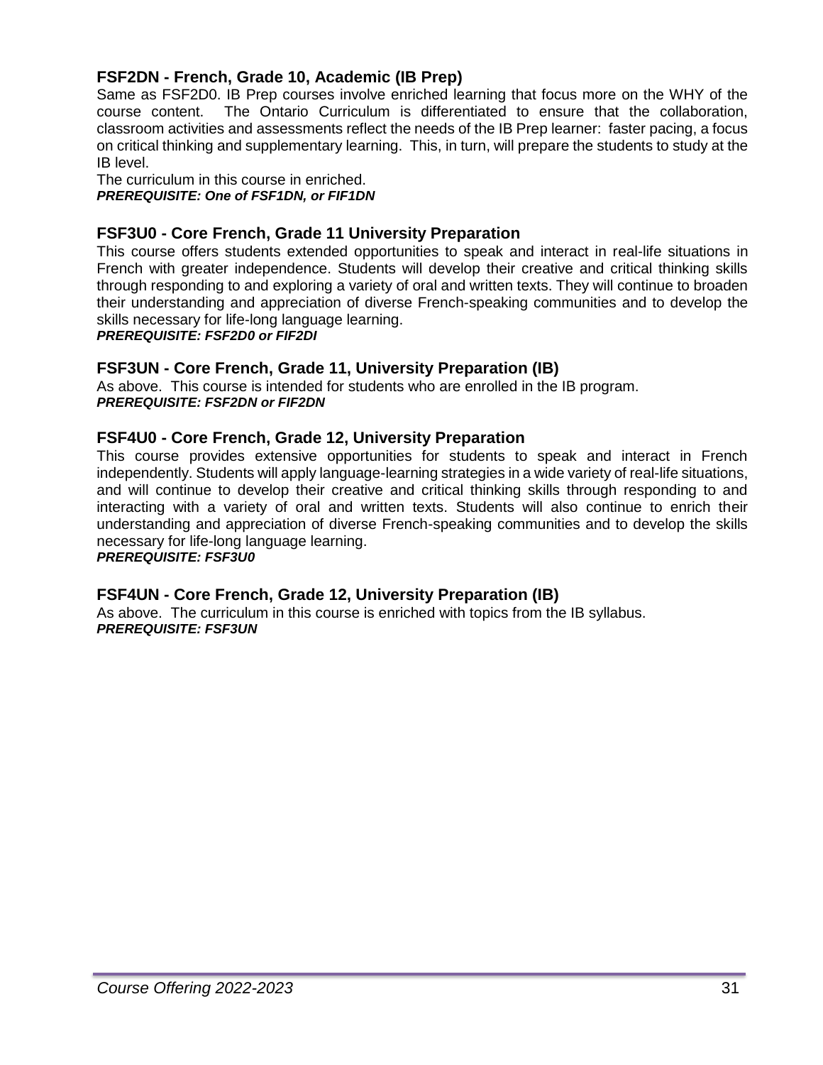### FSF2DN - French, Grade 10, Academic (IB Prep)

Same as FSF2D0. IB Prep courses involve enriched learning that focus more on the WHY of the course content. The Ontario Curriculum is differentiated to ensure that the collaboration, classroom activities and assessments reflect the needs of the IB Prep learner: faster pacing, a focus on critical thinking and supplementary learning. This, in turn, will prepare the students to study at the IB level.

The curriculum in this course in enriched.

***PREREQUISITE: One of FSF1DN, or FIF1DN***

### FSF3U0 - Core French, Grade 11 University Preparation

This course offers students extended opportunities to speak and interact in real-life situations in French with greater independence. Students will develop their creative and critical thinking skills through responding to and exploring a variety of oral and written texts. They will continue to broaden their understanding and appreciation of diverse French-speaking communities and to develop the skills necessary for life-long language learning.

***PREREQUISITE: FSF2D0 or FIF2DI***

### FSF3UN - Core French, Grade 11, University Preparation (IB)

As above. This course is intended for students who are enrolled in the IB program.

***PREREQUISITE: FSF2DN or FIF2DN***

### FSF4U0 - Core French, Grade 12, University Preparation

This course provides extensive opportunities for students to speak and interact in French independently. Students will apply language-learning strategies in a wide variety of real-life situations, and will continue to develop their creative and critical thinking skills through responding to and interacting with a variety of oral and written texts. Students will also continue to enrich their understanding and appreciation of diverse French-speaking communities and to develop the skills necessary for life-long language learning.

***PREREQUISITE: FSF3U0***

### FSF4UN - Core French, Grade 12, University Preparation (IB)

As above. The curriculum in this course is enriched with topics from the IB syllabus.

***PREREQUISITE: FSF3UN***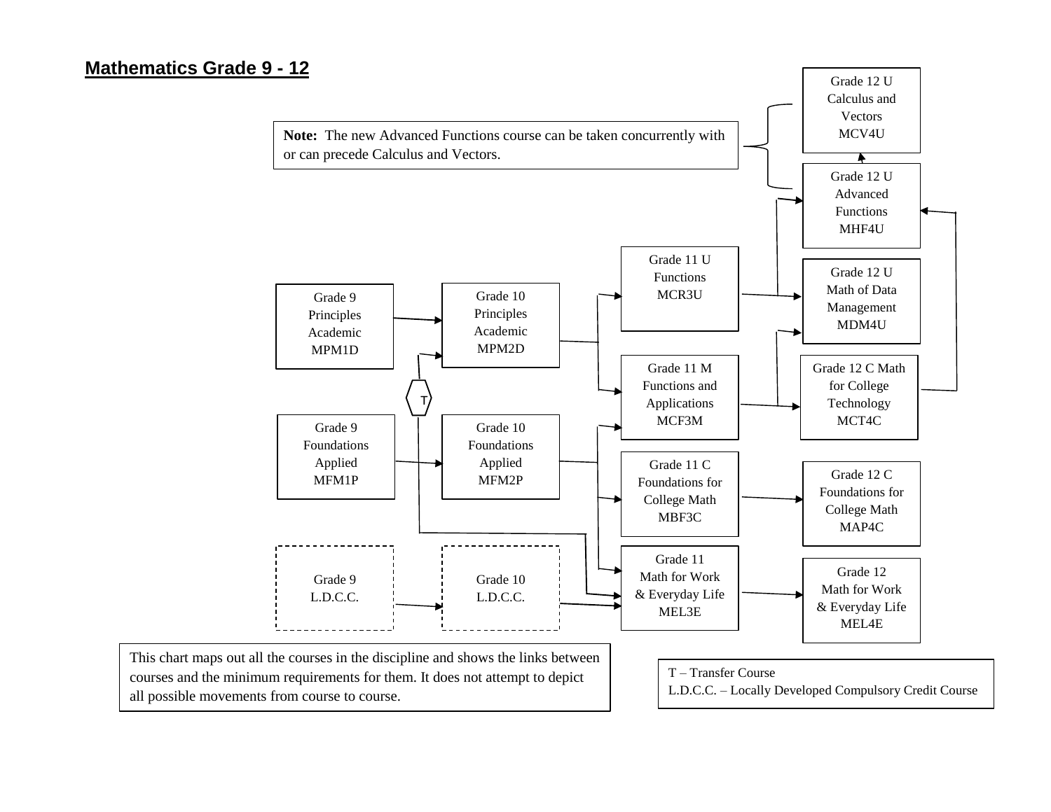## Mathematics Grade 9 - 12

**Note:** The new Advanced Functions course can be taken concurrently with or can precede Calculus and Vectors.

Grade 12 U Calculus and Vectors MCV4U

Grade 12 U Advanced Functions MHF4U

Grade 11 U Functions MCR3U

Grade 12 U Math of Data Management MDM4U

Grade 9 Principles Academic MPM1D

Grade 10 Principles Academic MPM2D

Grade 11 M Functions and Applications MCF3M

Grade 12 C Math for College Technology MCT4C

T

Grade 9 Foundations Applied MFM1P

Grade 10 Foundations Applied MFM2P

Grade 11 C Foundations for College Math MBF3C

Grade 12 C Foundations for College Math MAP4C

Grade 9 L.D.C.C.

Grade 10 L.D.C.C.

Grade 11 Math for Work & Everyday Life MEL3E

Grade 12 Math for Work & Everyday Life MEL4E

This chart maps out all the courses in the discipline and shows the links between courses and the minimum requirements for them. It does not attempt to depict all possible movements from course to course.

T – Transfer Course
L.D.C.C. – Locally Developed Compulsory Credit Course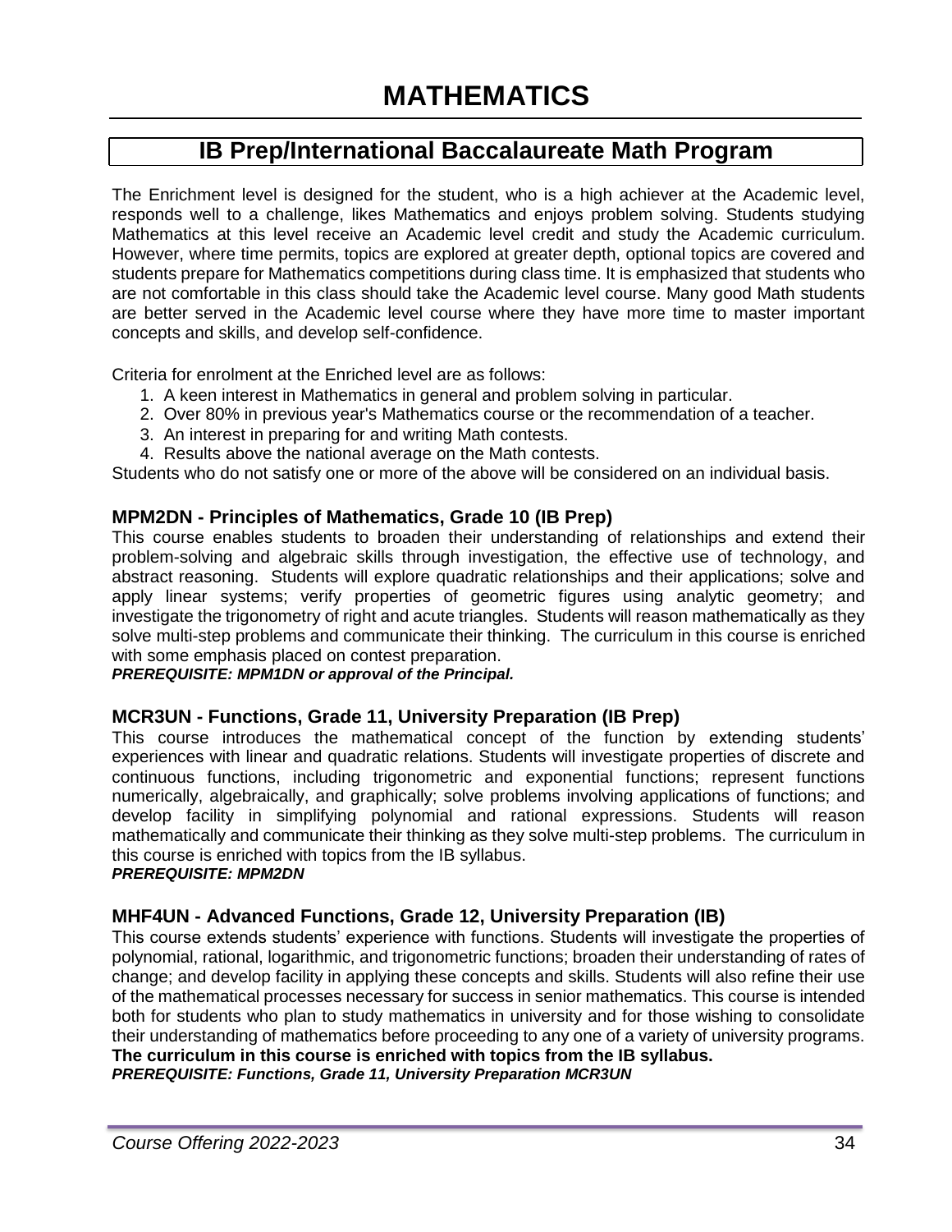# MATHEMATICS

## IB Prep/International Baccalaureate Math Program

The Enrichment level is designed for the student, who is a high achiever at the Academic level, responds well to a challenge, likes Mathematics and enjoys problem solving. Students studying Mathematics at this level receive an Academic level credit and study the Academic curriculum. However, where time permits, topics are explored at greater depth, optional topics are covered and students prepare for Mathematics competitions during class time. It is emphasized that students who are not comfortable in this class should take the Academic level course. Many good Math students are better served in the Academic level course where they have more time to master important concepts and skills, and develop self-confidence.

Criteria for enrolment at the Enriched level are as follows:

1. A keen interest in Mathematics in general and problem solving in particular.
2. Over 80% in previous year's Mathematics course or the recommendation of a teacher.
3. An interest in preparing for and writing Math contests.
4. Results above the national average on the Math contests.

Students who do not satisfy one or more of the above will be considered on an individual basis.

### MPM2DN - Principles of Mathematics, Grade 10 (IB Prep)

This course enables students to broaden their understanding of relationships and extend their problem-solving and algebraic skills through investigation, the effective use of technology, and abstract reasoning. Students will explore quadratic relationships and their applications; solve and apply linear systems; verify properties of geometric figures using analytic geometry; and investigate the trigonometry of right and acute triangles. Students will reason mathematically as they solve multi-step problems and communicate their thinking. The curriculum in this course is enriched with some emphasis placed on contest preparation.

***PREREQUISITE: MPM1DN or approval of the Principal.***

### MCR3UN - Functions, Grade 11, University Preparation (IB Prep)

This course introduces the mathematical concept of the function by extending students' experiences with linear and quadratic relations. Students will investigate properties of discrete and continuous functions, including trigonometric and exponential functions; represent functions numerically, algebraically, and graphically; solve problems involving applications of functions; and develop facility in simplifying polynomial and rational expressions. Students will reason mathematically and communicate their thinking as they solve multi-step problems. The curriculum in this course is enriched with topics from the IB syllabus.

***PREREQUISITE: MPM2DN***

### MHF4UN - Advanced Functions, Grade 12, University Preparation (IB)

This course extends students' experience with functions. Students will investigate the properties of polynomial, rational, logarithmic, and trigonometric functions; broaden their understanding of rates of change; and develop facility in applying these concepts and skills. Students will also refine their use of the mathematical processes necessary for success in senior mathematics. This course is intended both for students who plan to study mathematics in university and for those wishing to consolidate their understanding of mathematics before proceeding to any one of a variety of university programs. **The curriculum in this course is enriched with topics from the IB syllabus.**

***PREREQUISITE: Functions, Grade 11, University Preparation MCR3UN***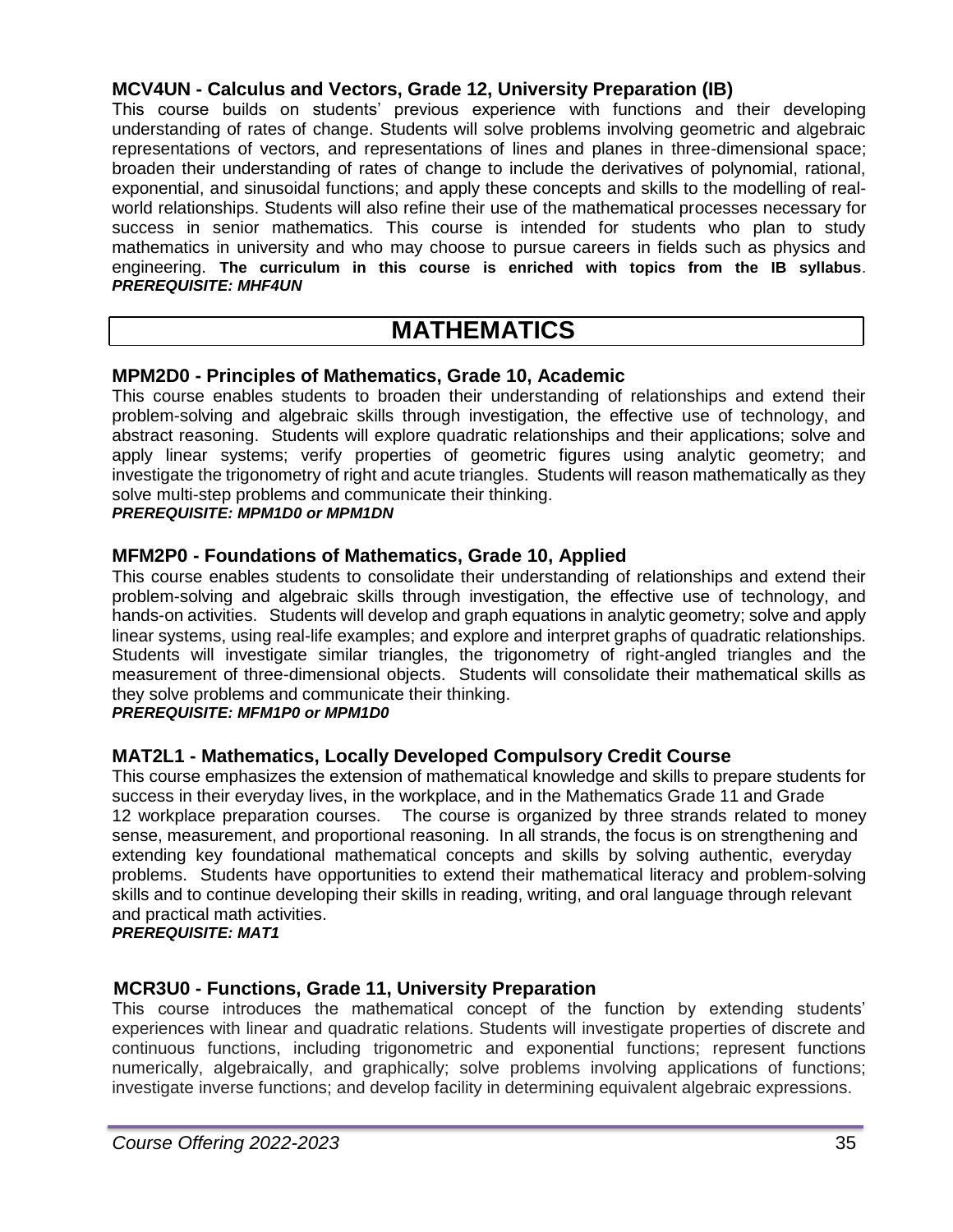### MCV4UN - Calculus and Vectors, Grade 12, University Preparation (IB)

This course builds on students' previous experience with functions and their developing understanding of rates of change. Students will solve problems involving geometric and algebraic representations of vectors, and representations of lines and planes in three-dimensional space; broaden their understanding of rates of change to include the derivatives of polynomial, rational, exponential, and sinusoidal functions; and apply these concepts and skills to the modelling of real-world relationships. Students will also refine their use of the mathematical processes necessary for success in senior mathematics. This course is intended for students who plan to study mathematics in university and who may choose to pursue careers in fields such as physics and engineering. **The curriculum in this course is enriched with topics from the IB syllabus**.
***PREREQUISITE: MHF4UN***

## MATHEMATICS

### MPM2D0 - Principles of Mathematics, Grade 10, Academic

This course enables students to broaden their understanding of relationships and extend their problem-solving and algebraic skills through investigation, the effective use of technology, and abstract reasoning. Students will explore quadratic relationships and their applications; solve and apply linear systems; verify properties of geometric figures using analytic geometry; and investigate the trigonometry of right and acute triangles. Students will reason mathematically as they solve multi-step problems and communicate their thinking.
***PREREQUISITE: MPM1D0 or MPM1DN***

### MFM2P0 - Foundations of Mathematics, Grade 10, Applied

This course enables students to consolidate their understanding of relationships and extend their problem-solving and algebraic skills through investigation, the effective use of technology, and hands-on activities. Students will develop and graph equations in analytic geometry; solve and apply linear systems, using real-life examples; and explore and interpret graphs of quadratic relationships. Students will investigate similar triangles, the trigonometry of right-angled triangles and the measurement of three-dimensional objects. Students will consolidate their mathematical skills as they solve problems and communicate their thinking.
***PREREQUISITE: MFM1P0 or MPM1D0***

### MAT2L1 - Mathematics, Locally Developed Compulsory Credit Course

This course emphasizes the extension of mathematical knowledge and skills to prepare students for success in their everyday lives, in the workplace, and in the Mathematics Grade 11 and Grade 12 workplace preparation courses. The course is organized by three strands related to money sense, measurement, and proportional reasoning. In all strands, the focus is on strengthening and extending key foundational mathematical concepts and skills by solving authentic, everyday problems. Students have opportunities to extend their mathematical literacy and problem-solving skills and to continue developing their skills in reading, writing, and oral language through relevant and practical math activities.
***PREREQUISITE: MAT1***

### MCR3U0 - Functions, Grade 11, University Preparation

This course introduces the mathematical concept of the function by extending students' experiences with linear and quadratic relations. Students will investigate properties of discrete and continuous functions, including trigonometric and exponential functions; represent functions numerically, algebraically, and graphically; solve problems involving applications of functions; investigate inverse functions; and develop facility in determining equivalent algebraic expressions.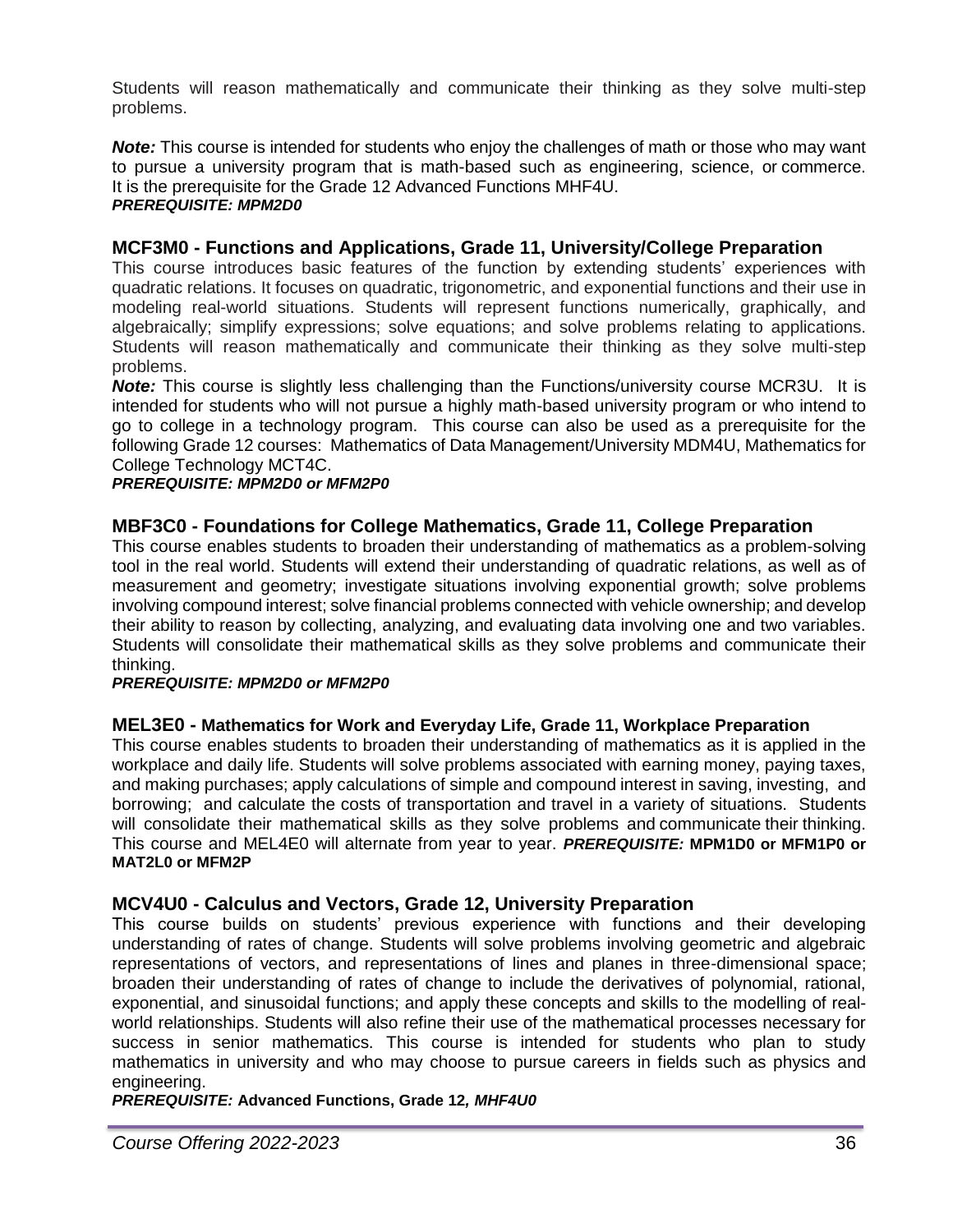Students will reason mathematically and communicate their thinking as they solve multi-step problems.

***Note:*** This course is intended for students who enjoy the challenges of math or those who may want to pursue a university program that is math-based such as engineering, science, or commerce. It is the prerequisite for the Grade 12 Advanced Functions MHF4U.
***PREREQUISITE: MPM2D0***

### MCF3M0 - Functions and Applications, Grade 11, University/College Preparation

This course introduces basic features of the function by extending students' experiences with quadratic relations. It focuses on quadratic, trigonometric, and exponential functions and their use in modeling real-world situations. Students will represent functions numerically, graphically, and algebraically; simplify expressions; solve equations; and solve problems relating to applications. Students will reason mathematically and communicate their thinking as they solve multi-step problems.
***Note:*** This course is slightly less challenging than the Functions/university course MCR3U. It is intended for students who will not pursue a highly math-based university program or who intend to go to college in a technology program. This course can also be used as a prerequisite for the following Grade 12 courses: Mathematics of Data Management/University MDM4U, Mathematics for College Technology MCT4C.
***PREREQUISITE: MPM2D0 or MFM2P0***

### MBF3C0 - Foundations for College Mathematics, Grade 11, College Preparation

This course enables students to broaden their understanding of mathematics as a problem-solving tool in the real world. Students will extend their understanding of quadratic relations, as well as of measurement and geometry; investigate situations involving exponential growth; solve problems involving compound interest; solve financial problems connected with vehicle ownership; and develop their ability to reason by collecting, analyzing, and evaluating data involving one and two variables. Students will consolidate their mathematical skills as they solve problems and communicate their thinking.
***PREREQUISITE: MPM2D0 or MFM2P0***

### MEL3E0 - Mathematics for Work and Everyday Life, Grade 11, Workplace Preparation

This course enables students to broaden their understanding of mathematics as it is applied in the workplace and daily life. Students will solve problems associated with earning money, paying taxes, and making purchases; apply calculations of simple and compound interest in saving, investing, and borrowing; and calculate the costs of transportation and travel in a variety of situations. Students will consolidate their mathematical skills as they solve problems and communicate their thinking. This course and MEL4E0 will alternate from year to year. ***PREREQUISITE:*** **MPM1D0 or MFM1P0 or MAT2L0 or MFM2P**

### MCV4U0 - Calculus and Vectors, Grade 12, University Preparation

This course builds on students' previous experience with functions and their developing understanding of rates of change. Students will solve problems involving geometric and algebraic representations of vectors, and representations of lines and planes in three-dimensional space; broaden their understanding of rates of change to include the derivatives of polynomial, rational, exponential, and sinusoidal functions; and apply these concepts and skills to the modelling of real-world relationships. Students will also refine their use of the mathematical processes necessary for success in senior mathematics. This course is intended for students who plan to study mathematics in university and who may choose to pursue careers in fields such as physics and engineering.
***PREREQUISITE:*** **Advanced Functions, Grade 12*, MHF4U0***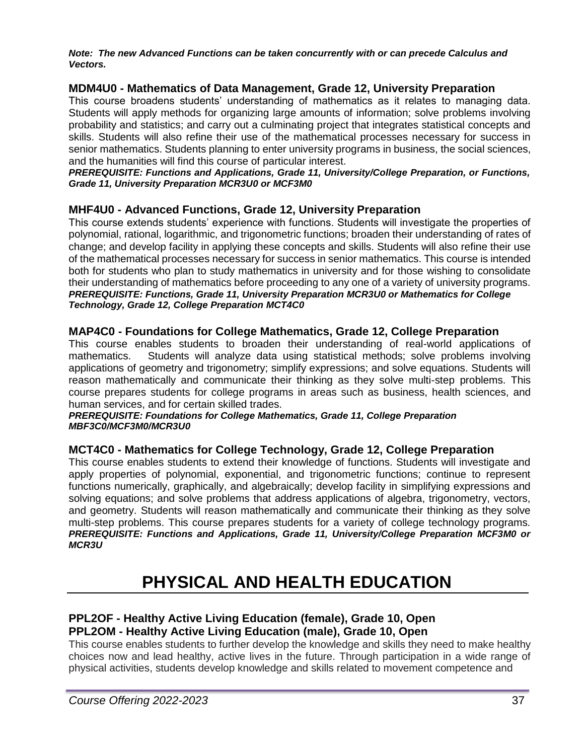***Note: The new Advanced Functions can be taken concurrently with or can precede Calculus and Vectors.***

### MDM4U0 - Mathematics of Data Management, Grade 12, University Preparation

This course broadens students' understanding of mathematics as it relates to managing data. Students will apply methods for organizing large amounts of information; solve problems involving probability and statistics; and carry out a culminating project that integrates statistical concepts and skills. Students will also refine their use of the mathematical processes necessary for success in senior mathematics. Students planning to enter university programs in business, the social sciences, and the humanities will find this course of particular interest.

***PREREQUISITE: Functions and Applications, Grade 11, University/College Preparation, or Functions, Grade 11, University Preparation MCR3U0 or MCF3M0***

### MHF4U0 - Advanced Functions, Grade 12, University Preparation

This course extends students' experience with functions. Students will investigate the properties of polynomial, rational, logarithmic, and trigonometric functions; broaden their understanding of rates of change; and develop facility in applying these concepts and skills. Students will also refine their use of the mathematical processes necessary for success in senior mathematics. This course is intended both for students who plan to study mathematics in university and for those wishing to consolidate their understanding of mathematics before proceeding to any one of a variety of university programs.

***PREREQUISITE: Functions, Grade 11, University Preparation MCR3U0 or Mathematics for College Technology, Grade 12, College Preparation MCT4C0***

### MAP4C0 - Foundations for College Mathematics, Grade 12, College Preparation

This course enables students to broaden their understanding of real-world applications of mathematics. Students will analyze data using statistical methods; solve problems involving applications of geometry and trigonometry; simplify expressions; and solve equations. Students will reason mathematically and communicate their thinking as they solve multi-step problems. This course prepares students for college programs in areas such as business, health sciences, and human services, and for certain skilled trades.

***PREREQUISITE: Foundations for College Mathematics, Grade 11, College Preparation MBF3C0/MCF3M0/MCR3U0***

### MCT4C0 - Mathematics for College Technology, Grade 12, College Preparation

This course enables students to extend their knowledge of functions. Students will investigate and apply properties of polynomial, exponential, and trigonometric functions; continue to represent functions numerically, graphically, and algebraically; develop facility in simplifying expressions and solving equations; and solve problems that address applications of algebra, trigonometry, vectors, and geometry. Students will reason mathematically and communicate their thinking as they solve multi-step problems. This course prepares students for a variety of college technology programs.

***PREREQUISITE: Functions and Applications, Grade 11, University/College Preparation MCF3M0 or MCR3U***

# PHYSICAL AND HEALTH EDUCATION

### PPL2OF - Healthy Active Living Education (female), Grade 10, Open
### PPL2OM - Healthy Active Living Education (male), Grade 10, Open

This course enables students to further develop the knowledge and skills they need to make healthy choices now and lead healthy, active lives in the future. Through participation in a wide range of physical activities, students develop knowledge and skills related to movement competence and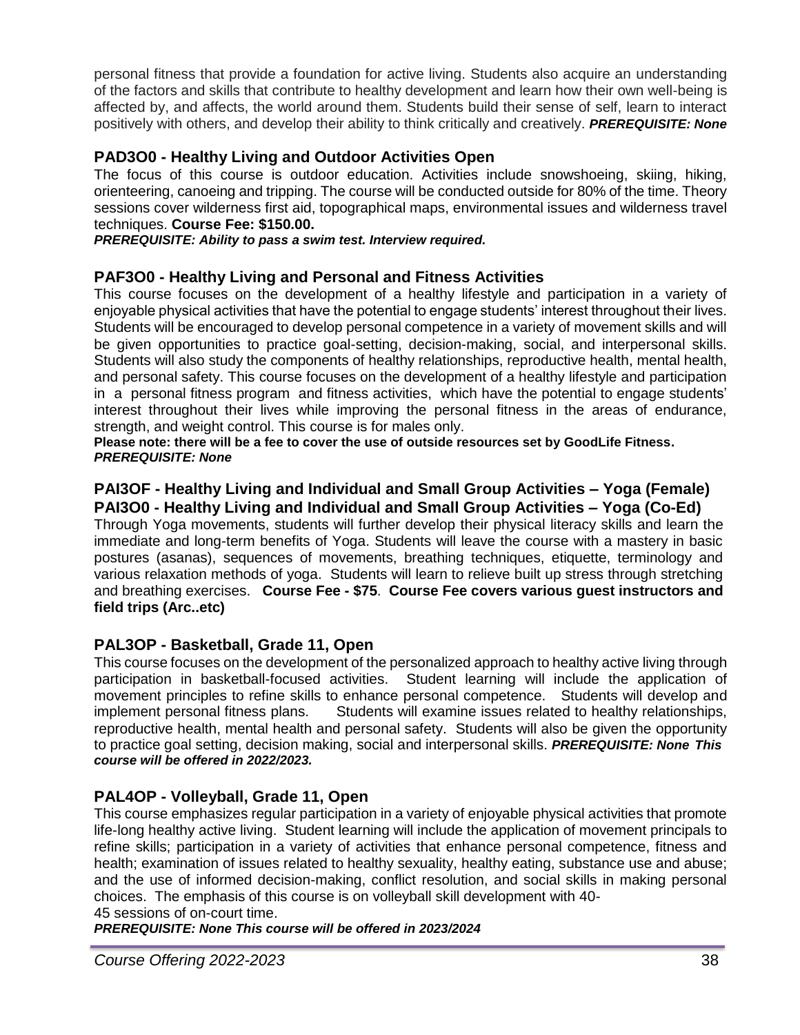personal fitness that provide a foundation for active living. Students also acquire an understanding of the factors and skills that contribute to healthy development and learn how their own well-being is affected by, and affects, the world around them. Students build their sense of self, learn to interact positively with others, and develop their ability to think critically and creatively. ***PREREQUISITE: None***

### PAD3O0 - Healthy Living and Outdoor Activities Open

The focus of this course is outdoor education. Activities include snowshoeing, skiing, hiking, orienteering, canoeing and tripping. The course will be conducted outside for 80% of the time. Theory sessions cover wilderness first aid, topographical maps, environmental issues and wilderness travel techniques. **Course Fee: $150.00.**
***PREREQUISITE: Ability to pass a swim test. Interview required.***

### PAF3O0 - Healthy Living and Personal and Fitness Activities

This course focuses on the development of a healthy lifestyle and participation in a variety of enjoyable physical activities that have the potential to engage students' interest throughout their lives. Students will be encouraged to develop personal competence in a variety of movement skills and will be given opportunities to practice goal-setting, decision-making, social, and interpersonal skills. Students will also study the components of healthy relationships, reproductive health, mental health, and personal safety. This course focuses on the development of a healthy lifestyle and participation in a personal fitness program and fitness activities, which have the potential to engage students' interest throughout their lives while improving the personal fitness in the areas of endurance, strength, and weight control. This course is for males only.
**Please note: there will be a fee to cover the use of outside resources set by GoodLife Fitness.**
***PREREQUISITE: None***

### PAI3OF - Healthy Living and Individual and Small Group Activities – Yoga (Female)
### PAI3O0 - Healthy Living and Individual and Small Group Activities – Yoga (Co-Ed)

Through Yoga movements, students will further develop their physical literacy skills and learn the immediate and long-term benefits of Yoga. Students will leave the course with a mastery in basic postures (asanas), sequences of movements, breathing techniques, etiquette, terminology and various relaxation methods of yoga. Students will learn to relieve built up stress through stretching and breathing exercises. **Course Fee - $75**. **Course Fee covers various guest instructors and field trips (Arc..etc)**

### PAL3OP - Basketball, Grade 11, Open

This course focuses on the development of the personalized approach to healthy active living through participation in basketball-focused activities. Student learning will include the application of movement principles to refine skills to enhance personal competence. Students will develop and implement personal fitness plans. Students will examine issues related to healthy relationships, reproductive health, mental health and personal safety. Students will also be given the opportunity to practice goal setting, decision making, social and interpersonal skills. ***PREREQUISITE: None This course will be offered in 2022/2023.***

### PAL4OP - Volleyball, Grade 11, Open

This course emphasizes regular participation in a variety of enjoyable physical activities that promote life-long healthy active living. Student learning will include the application of movement principals to refine skills; participation in a variety of activities that enhance personal competence, fitness and health; examination of issues related to healthy sexuality, healthy eating, substance use and abuse; and the use of informed decision-making, conflict resolution, and social skills in making personal choices. The emphasis of this course is on volleyball skill development with 40-45 sessions of on-court time.
***PREREQUISITE: None This course will be offered in 2023/2024***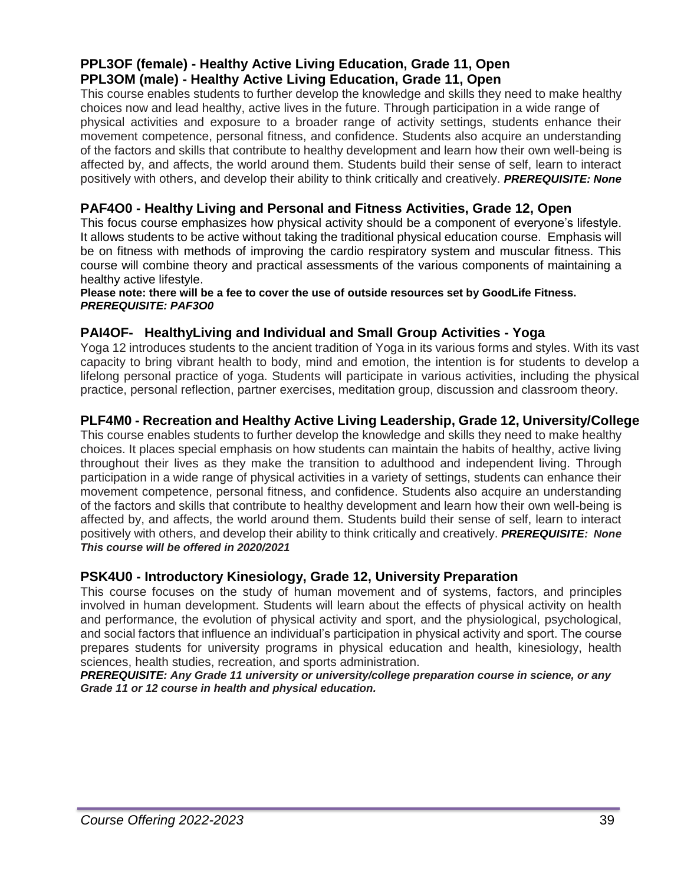### PPL3OF (female) - Healthy Active Living Education, Grade 11, Open
### PPL3OM (male) - Healthy Active Living Education, Grade 11, Open

This course enables students to further develop the knowledge and skills they need to make healthy choices now and lead healthy, active lives in the future. Through participation in a wide range of physical activities and exposure to a broader range of activity settings, students enhance their movement competence, personal fitness, and confidence. Students also acquire an understanding of the factors and skills that contribute to healthy development and learn how their own well-being is affected by, and affects, the world around them. Students build their sense of self, learn to interact positively with others, and develop their ability to think critically and creatively. ***PREREQUISITE: None***

### PAF4O0 - Healthy Living and Personal and Fitness Activities, Grade 12, Open

This focus course emphasizes how physical activity should be a component of everyone's lifestyle. It allows students to be active without taking the traditional physical education course. Emphasis will be on fitness with methods of improving the cardio respiratory system and muscular fitness. This course will combine theory and practical assessments of the various components of maintaining a healthy active lifestyle.

**Please note: there will be a fee to cover the use of outside resources set by GoodLife Fitness.**
***PREREQUISITE: PAF3O0***

### PAI4OF- HealthyLiving and Individual and Small Group Activities - Yoga

Yoga 12 introduces students to the ancient tradition of Yoga in its various forms and styles. With its vast capacity to bring vibrant health to body, mind and emotion, the intention is for students to develop a lifelong personal practice of yoga. Students will participate in various activities, including the physical practice, personal reflection, partner exercises, meditation group, discussion and classroom theory.

### PLF4M0 - Recreation and Healthy Active Living Leadership, Grade 12, University/College

This course enables students to further develop the knowledge and skills they need to make healthy choices. It places special emphasis on how students can maintain the habits of healthy, active living throughout their lives as they make the transition to adulthood and independent living. Through participation in a wide range of physical activities in a variety of settings, students can enhance their movement competence, personal fitness, and confidence. Students also acquire an understanding of the factors and skills that contribute to healthy development and learn how their own well-being is affected by, and affects, the world around them. Students build their sense of self, learn to interact positively with others, and develop their ability to think critically and creatively. ***PREREQUISITE: None***
***This course will be offered in 2020/2021***

### PSK4U0 - Introductory Kinesiology, Grade 12, University Preparation

This course focuses on the study of human movement and of systems, factors, and principles involved in human development. Students will learn about the effects of physical activity on health and performance, the evolution of physical activity and sport, and the physiological, psychological, and social factors that influence an individual's participation in physical activity and sport. The course prepares students for university programs in physical education and health, kinesiology, health sciences, health studies, recreation, and sports administration.

***PREREQUISITE: Any Grade 11 university or university/college preparation course in science, or any Grade 11 or 12 course in health and physical education.***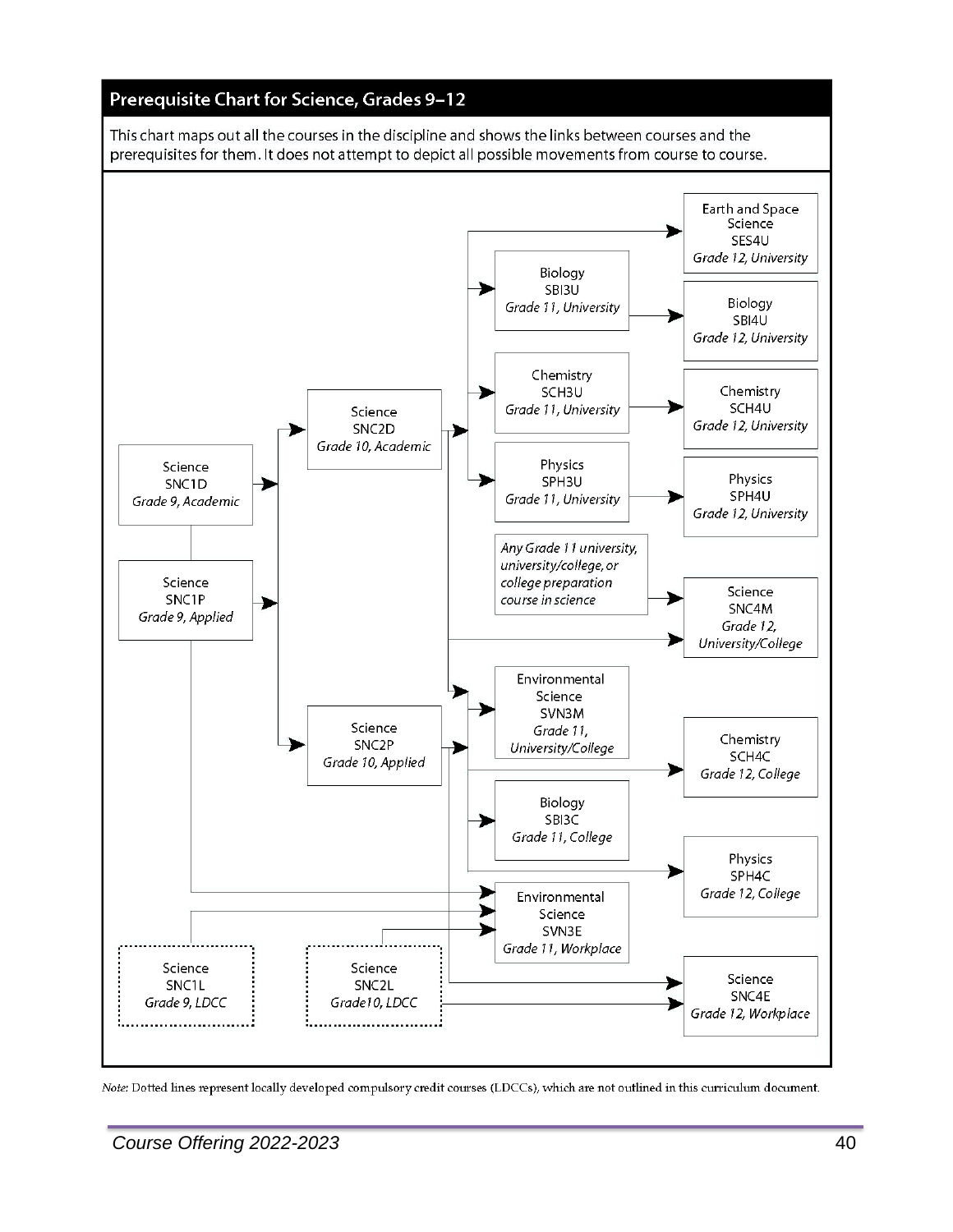## Prerequisite Chart for Science, Grades 9–12

This chart maps out all the courses in the discipline and shows the links between courses and the prerequisites for them. It does not attempt to depict all possible movements from course to course.

Science SNC1D *Grade 9, Academic*

Science SNC1P *Grade 9, Applied*

Science SNC1L *Grade 9, LDCC*

Science SNC2D *Grade 10, Academic*

Science SNC2P *Grade 10, Applied*

Science SNC2L *Grade10, LDCC*

Biology SBI3U *Grade 11, University*

Chemistry SCH3U *Grade 11, University*

Physics SPH3U *Grade 11, University*

*Any Grade 11 university, university/college, or college preparation course in science*

Environmental Science SVN3M *Grade 11, University/College*

Biology SBI3C *Grade 11, College*

Environmental Science SVN3E *Grade 11, Workplace*

Earth and Space Science SES4U *Grade 12, University*

Biology SBI4U *Grade 12, University*

Chemistry SCH4U *Grade 12, University*

Physics SPH4U *Grade 12, University*

Science SNC4M *Grade 12, University/College*

Chemistry SCH4C *Grade 12, College*

Physics SPH4C *Grade 12, College*

Science SNC4E *Grade 12, Workplace*

*Note:* Dotted lines represent locally developed compulsory credit courses (LDCCs), which are not outlined in this curriculum document.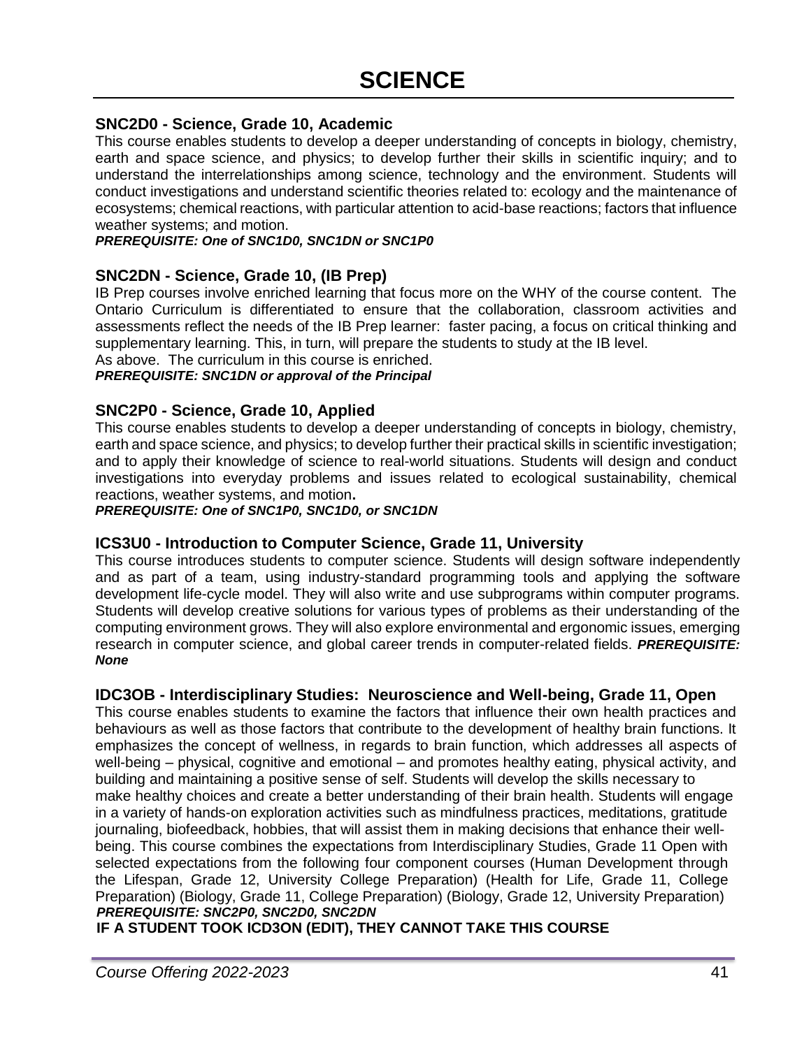# SCIENCE

### SNC2D0 - Science, Grade 10, Academic

This course enables students to develop a deeper understanding of concepts in biology, chemistry, earth and space science, and physics; to develop further their skills in scientific inquiry; and to understand the interrelationships among science, technology and the environment. Students will conduct investigations and understand scientific theories related to: ecology and the maintenance of ecosystems; chemical reactions, with particular attention to acid-base reactions; factors that influence weather systems; and motion.

***PREREQUISITE: One of SNC1D0, SNC1DN or SNC1P0***

### SNC2DN - Science, Grade 10, (IB Prep)

IB Prep courses involve enriched learning that focus more on the WHY of the course content. The Ontario Curriculum is differentiated to ensure that the collaboration, classroom activities and assessments reflect the needs of the IB Prep learner: faster pacing, a focus on critical thinking and supplementary learning. This, in turn, will prepare the students to study at the IB level.

As above. The curriculum in this course is enriched.

***PREREQUISITE: SNC1DN or approval of the Principal***

### SNC2P0 - Science, Grade 10, Applied

This course enables students to develop a deeper understanding of concepts in biology, chemistry, earth and space science, and physics; to develop further their practical skills in scientific investigation; and to apply their knowledge of science to real-world situations. Students will design and conduct investigations into everyday problems and issues related to ecological sustainability, chemical reactions, weather systems, and motion**.**

***PREREQUISITE: One of SNC1P0, SNC1D0, or SNC1DN***

### ICS3U0 - Introduction to Computer Science, Grade 11, University

This course introduces students to computer science. Students will design software independently and as part of a team, using industry-standard programming tools and applying the software development life-cycle model. They will also write and use subprograms within computer programs. Students will develop creative solutions for various types of problems as their understanding of the computing environment grows. They will also explore environmental and ergonomic issues, emerging research in computer science, and global career trends in computer-related fields. ***PREREQUISITE: None***

### IDC3OB - Interdisciplinary Studies: Neuroscience and Well-being, Grade 11, Open

This course enables students to examine the factors that influence their own health practices and behaviours as well as those factors that contribute to the development of healthy brain functions. It emphasizes the concept of wellness, in regards to brain function, which addresses all aspects of well-being – physical, cognitive and emotional – and promotes healthy eating, physical activity, and building and maintaining a positive sense of self. Students will develop the skills necessary to make healthy choices and create a better understanding of their brain health. Students will engage in a variety of hands-on exploration activities such as mindfulness practices, meditations, gratitude journaling, biofeedback, hobbies, that will assist them in making decisions that enhance their well-being. This course combines the expectations from Interdisciplinary Studies, Grade 11 Open with selected expectations from the following four component courses (Human Development through the Lifespan, Grade 12, University College Preparation) (Health for Life, Grade 11, College Preparation) (Biology, Grade 11, College Preparation) (Biology, Grade 12, University Preparation)

***PREREQUISITE: SNC2P0, SNC2D0, SNC2DN***

**IF A STUDENT TOOK ICD3ON (EDIT), THEY CANNOT TAKE THIS COURSE**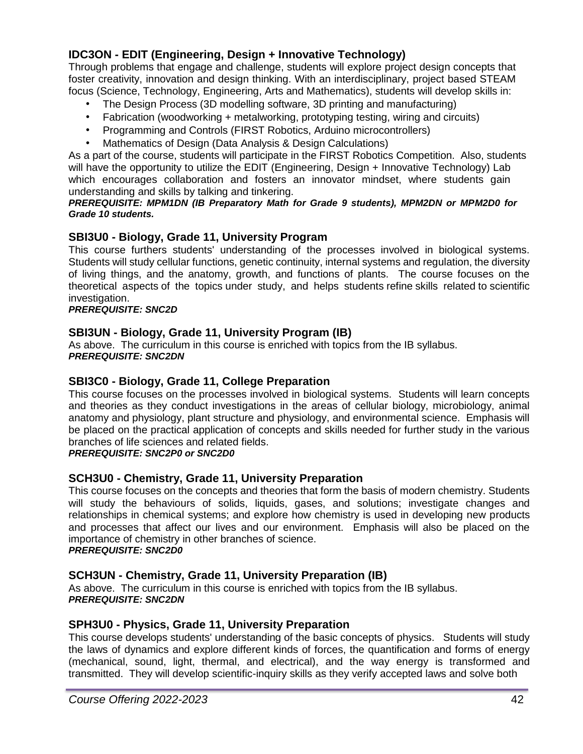### IDC3ON - EDIT (Engineering, Design + Innovative Technology)

Through problems that engage and challenge, students will explore project design concepts that foster creativity, innovation and design thinking. With an interdisciplinary, project based STEAM focus (Science, Technology, Engineering, Arts and Mathematics), students will develop skills in:

- The Design Process (3D modelling software, 3D printing and manufacturing)
- Fabrication (woodworking + metalworking, prototyping testing, wiring and circuits)
- Programming and Controls (FIRST Robotics, Arduino microcontrollers)
- Mathematics of Design (Data Analysis & Design Calculations)

As a part of the course, students will participate in the FIRST Robotics Competition. Also, students will have the opportunity to utilize the EDIT (Engineering, Design + Innovative Technology) Lab which encourages collaboration and fosters an innovator mindset, where students gain understanding and skills by talking and tinkering.

***PREREQUISITE: MPM1DN (IB Preparatory Math for Grade 9 students), MPM2DN or MPM2D0 for Grade 10 students.***

### SBI3U0 - Biology, Grade 11, University Program

This course furthers students' understanding of the processes involved in biological systems. Students will study cellular functions, genetic continuity, internal systems and regulation, the diversity of living things, and the anatomy, growth, and functions of plants. The course focuses on the theoretical aspects of the topics under study, and helps students refine skills related to scientific investigation.

***PREREQUISITE: SNC2D***

### SBI3UN - Biology, Grade 11, University Program (IB)

As above. The curriculum in this course is enriched with topics from the IB syllabus.

***PREREQUISITE: SNC2DN***

### SBI3C0 - Biology, Grade 11, College Preparation

This course focuses on the processes involved in biological systems. Students will learn concepts and theories as they conduct investigations in the areas of cellular biology, microbiology, animal anatomy and physiology, plant structure and physiology, and environmental science. Emphasis will be placed on the practical application of concepts and skills needed for further study in the various branches of life sciences and related fields.

***PREREQUISITE: SNC2P0 or SNC2D0***

### SCH3U0 - Chemistry, Grade 11, University Preparation

This course focuses on the concepts and theories that form the basis of modern chemistry. Students will study the behaviours of solids, liquids, gases, and solutions; investigate changes and relationships in chemical systems; and explore how chemistry is used in developing new products and processes that affect our lives and our environment. Emphasis will also be placed on the importance of chemistry in other branches of science.

***PREREQUISITE: SNC2D0***

### SCH3UN - Chemistry, Grade 11, University Preparation (IB)

As above. The curriculum in this course is enriched with topics from the IB syllabus.

***PREREQUISITE: SNC2DN***

### SPH3U0 - Physics, Grade 11, University Preparation

This course develops students' understanding of the basic concepts of physics. Students will study the laws of dynamics and explore different kinds of forces, the quantification and forms of energy (mechanical, sound, light, thermal, and electrical), and the way energy is transformed and transmitted. They will develop scientific-inquiry skills as they verify accepted laws and solve both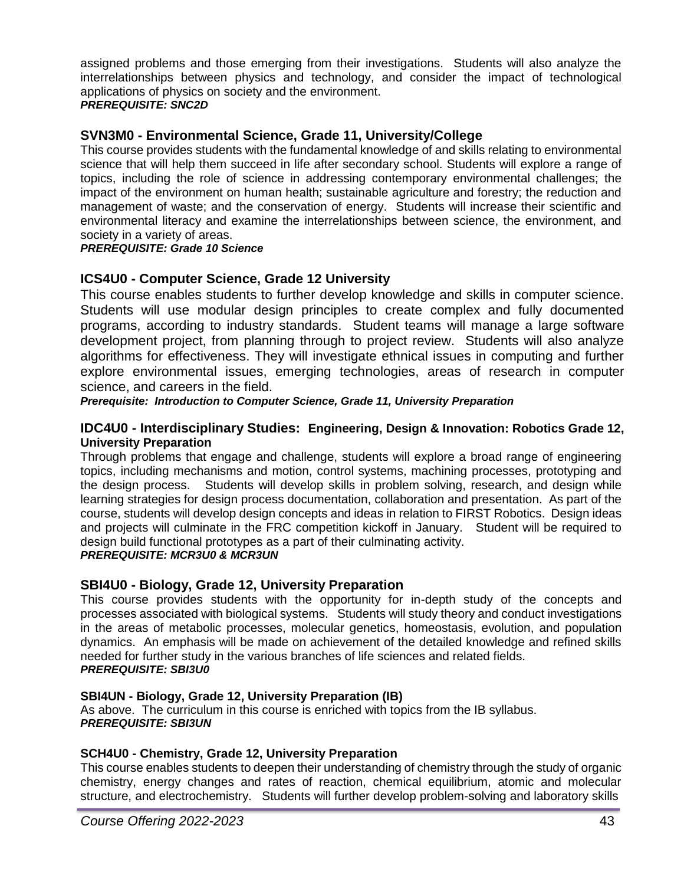assigned problems and those emerging from their investigations. Students will also analyze the interrelationships between physics and technology, and consider the impact of technological applications of physics on society and the environment.
***PREREQUISITE: SNC2D***

### SVN3M0 - Environmental Science, Grade 11, University/College

This course provides students with the fundamental knowledge of and skills relating to environmental science that will help them succeed in life after secondary school. Students will explore a range of topics, including the role of science in addressing contemporary environmental challenges; the impact of the environment on human health; sustainable agriculture and forestry; the reduction and management of waste; and the conservation of energy. Students will increase their scientific and environmental literacy and examine the interrelationships between science, the environment, and society in a variety of areas.
***PREREQUISITE: Grade 10 Science***

### ICS4U0 - Computer Science, Grade 12 University

This course enables students to further develop knowledge and skills in computer science. Students will use modular design principles to create complex and fully documented programs, according to industry standards. Student teams will manage a large software development project, from planning through to project review. Students will also analyze algorithms for effectiveness. They will investigate ethnical issues in computing and further explore environmental issues, emerging technologies, areas of research in computer science, and careers in the field.
***Prerequisite: Introduction to Computer Science, Grade 11, University Preparation***

### IDC4U0 - Interdisciplinary Studies: Engineering, Design & Innovation: Robotics Grade 12, University Preparation

Through problems that engage and challenge, students will explore a broad range of engineering topics, including mechanisms and motion, control systems, machining processes, prototyping and the design process. Students will develop skills in problem solving, research, and design while learning strategies for design process documentation, collaboration and presentation. As part of the course, students will develop design concepts and ideas in relation to FIRST Robotics. Design ideas and projects will culminate in the FRC competition kickoff in January. Student will be required to design build functional prototypes as a part of their culminating activity.
***PREREQUISITE: MCR3U0 & MCR3UN***

### SBI4U0 - Biology, Grade 12, University Preparation

This course provides students with the opportunity for in-depth study of the concepts and processes associated with biological systems. Students will study theory and conduct investigations in the areas of metabolic processes, molecular genetics, homeostasis, evolution, and population dynamics. An emphasis will be made on achievement of the detailed knowledge and refined skills needed for further study in the various branches of life sciences and related fields.
***PREREQUISITE: SBI3U0***

#### SBI4UN - Biology, Grade 12, University Preparation (IB)

As above. The curriculum in this course is enriched with topics from the IB syllabus.
***PREREQUISITE: SBI3UN***

#### SCH4U0 - Chemistry, Grade 12, University Preparation

This course enables students to deepen their understanding of chemistry through the study of organic chemistry, energy changes and rates of reaction, chemical equilibrium, atomic and molecular structure, and electrochemistry. Students will further develop problem-solving and laboratory skills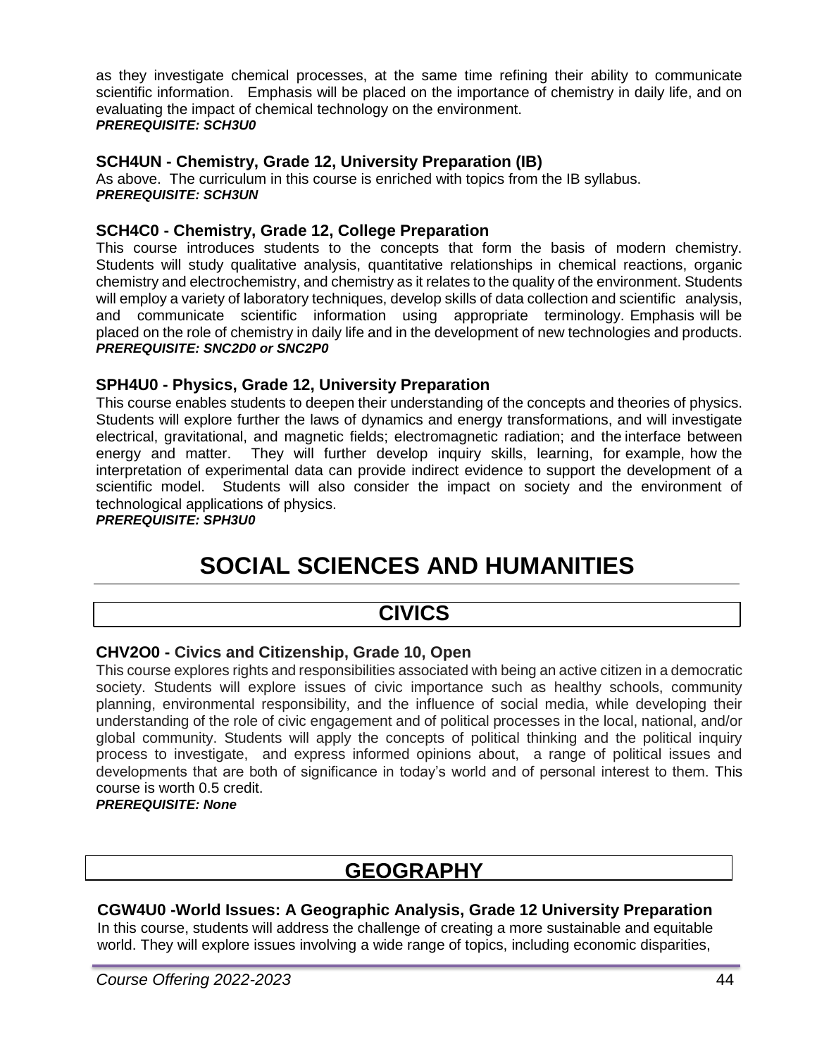as they investigate chemical processes, at the same time refining their ability to communicate scientific information. Emphasis will be placed on the importance of chemistry in daily life, and on evaluating the impact of chemical technology on the environment.
***PREREQUISITE: SCH3U0***

### SCH4UN - Chemistry, Grade 12, University Preparation (IB)

As above. The curriculum in this course is enriched with topics from the IB syllabus.
***PREREQUISITE: SCH3UN***

### SCH4C0 - Chemistry, Grade 12, College Preparation

This course introduces students to the concepts that form the basis of modern chemistry. Students will study qualitative analysis, quantitative relationships in chemical reactions, organic chemistry and electrochemistry, and chemistry as it relates to the quality of the environment. Students will employ a variety of laboratory techniques, develop skills of data collection and scientific analysis, and communicate scientific information using appropriate terminology. Emphasis will be placed on the role of chemistry in daily life and in the development of new technologies and products.
***PREREQUISITE: SNC2D0 or SNC2P0***

### SPH4U0 - Physics, Grade 12, University Preparation

This course enables students to deepen their understanding of the concepts and theories of physics. Students will explore further the laws of dynamics and energy transformations, and will investigate electrical, gravitational, and magnetic fields; electromagnetic radiation; and the interface between energy and matter. They will further develop inquiry skills, learning, for example, how the interpretation of experimental data can provide indirect evidence to support the development of a scientific model. Students will also consider the impact on society and the environment of technological applications of physics.
***PREREQUISITE: SPH3U0***

# SOCIAL SCIENCES AND HUMANITIES

## CIVICS

### CHV2O0 - Civics and Citizenship, Grade 10, Open

This course explores rights and responsibilities associated with being an active citizen in a democratic society. Students will explore issues of civic importance such as healthy schools, community planning, environmental responsibility, and the influence of social media, while developing their understanding of the role of civic engagement and of political processes in the local, national, and/or global community. Students will apply the concepts of political thinking and the political inquiry process to investigate, and express informed opinions about, a range of political issues and developments that are both of significance in today's world and of personal interest to them. This course is worth 0.5 credit.
***PREREQUISITE: None***

## GEOGRAPHY

### CGW4U0 -World Issues: A Geographic Analysis, Grade 12 University Preparation

In this course, students will address the challenge of creating a more sustainable and equitable world. They will explore issues involving a wide range of topics, including economic disparities,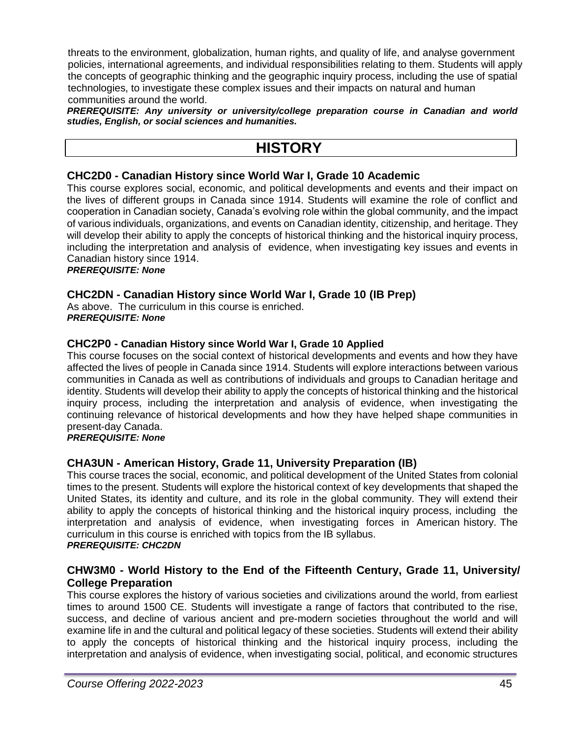threats to the environment, globalization, human rights, and quality of life, and analyse government policies, international agreements, and individual responsibilities relating to them. Students will apply the concepts of geographic thinking and the geographic inquiry process, including the use of spatial technologies, to investigate these complex issues and their impacts on natural and human communities around the world.
***PREREQUISITE: Any university or university/college preparation course in Canadian and world studies, English, or social sciences and humanities.***

# HISTORY

### CHC2D0 - Canadian History since World War I, Grade 10 Academic

This course explores social, economic, and political developments and events and their impact on the lives of different groups in Canada since 1914. Students will examine the role of conflict and cooperation in Canadian society, Canada's evolving role within the global community, and the impact of various individuals, organizations, and events on Canadian identity, citizenship, and heritage. They will develop their ability to apply the concepts of historical thinking and the historical inquiry process, including the interpretation and analysis of evidence, when investigating key issues and events in Canadian history since 1914.
***PREREQUISITE: None***

### CHC2DN - Canadian History since World War I, Grade 10 (IB Prep)

As above. The curriculum in this course is enriched.
***PREREQUISITE: None***

### CHC2P0 - Canadian History since World War I, Grade 10 Applied

This course focuses on the social context of historical developments and events and how they have affected the lives of people in Canada since 1914. Students will explore interactions between various communities in Canada as well as contributions of individuals and groups to Canadian heritage and identity. Students will develop their ability to apply the concepts of historical thinking and the historical inquiry process, including the interpretation and analysis of evidence, when investigating the continuing relevance of historical developments and how they have helped shape communities in present-day Canada.
***PREREQUISITE: None***

### CHA3UN - American History, Grade 11, University Preparation (IB)

This course traces the social, economic, and political development of the United States from colonial times to the present. Students will explore the historical context of key developments that shaped the United States, its identity and culture, and its role in the global community. They will extend their ability to apply the concepts of historical thinking and the historical inquiry process, including the interpretation and analysis of evidence, when investigating forces in American history. The curriculum in this course is enriched with topics from the IB syllabus.
***PREREQUISITE: CHC2DN***

### CHW3M0 - World History to the End of the Fifteenth Century, Grade 11, University/ College Preparation

This course explores the history of various societies and civilizations around the world, from earliest times to around 1500 CE. Students will investigate a range of factors that contributed to the rise, success, and decline of various ancient and pre-modern societies throughout the world and will examine life in and the cultural and political legacy of these societies. Students will extend their ability to apply the concepts of historical thinking and the historical inquiry process, including the interpretation and analysis of evidence, when investigating social, political, and economic structures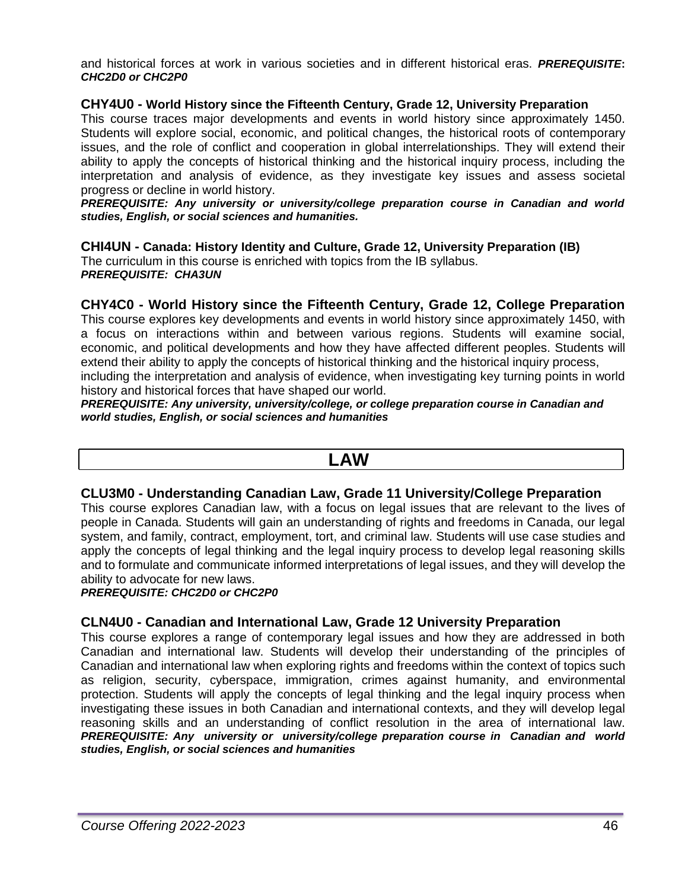and historical forces at work in various societies and in different historical eras. ***PREREQUISITE*: *CHC2D0 or CHC2P0***

### CHY4U0 - World History since the Fifteenth Century, Grade 12, University Preparation

This course traces major developments and events in world history since approximately 1450. Students will explore social, economic, and political changes, the historical roots of contemporary issues, and the role of conflict and cooperation in global interrelationships. They will extend their ability to apply the concepts of historical thinking and the historical inquiry process, including the interpretation and analysis of evidence, as they investigate key issues and assess societal progress or decline in world history.

***PREREQUISITE: Any university or university/college preparation course in Canadian and world studies, English, or social sciences and humanities.***

### CHI4UN - Canada: History Identity and Culture, Grade 12, University Preparation (IB)

The curriculum in this course is enriched with topics from the IB syllabus.

***PREREQUISITE: CHA3UN***

### CHY4C0 - World History since the Fifteenth Century, Grade 12, College Preparation

This course explores key developments and events in world history since approximately 1450, with a focus on interactions within and between various regions. Students will examine social, economic, and political developments and how they have affected different peoples. Students will extend their ability to apply the concepts of historical thinking and the historical inquiry process, including the interpretation and analysis of evidence, when investigating key turning points in world history and historical forces that have shaped our world.

***PREREQUISITE: Any university, university/college, or college preparation course in Canadian and world studies, English, or social sciences and humanities***

## LAW

### CLU3M0 - Understanding Canadian Law, Grade 11 University/College Preparation

This course explores Canadian law, with a focus on legal issues that are relevant to the lives of people in Canada. Students will gain an understanding of rights and freedoms in Canada, our legal system, and family, contract, employment, tort, and criminal law. Students will use case studies and apply the concepts of legal thinking and the legal inquiry process to develop legal reasoning skills and to formulate and communicate informed interpretations of legal issues, and they will develop the ability to advocate for new laws.

***PREREQUISITE: CHC2D0 or CHC2P0***

### CLN4U0 - Canadian and International Law, Grade 12 University Preparation

This course explores a range of contemporary legal issues and how they are addressed in both Canadian and international law. Students will develop their understanding of the principles of Canadian and international law when exploring rights and freedoms within the context of topics such as religion, security, cyberspace, immigration, crimes against humanity, and environmental protection. Students will apply the concepts of legal thinking and the legal inquiry process when investigating these issues in both Canadian and international contexts, and they will develop legal reasoning skills and an understanding of conflict resolution in the area of international law. ***PREREQUISITE: Any university or university/college preparation course in Canadian and world studies, English, or social sciences and humanities***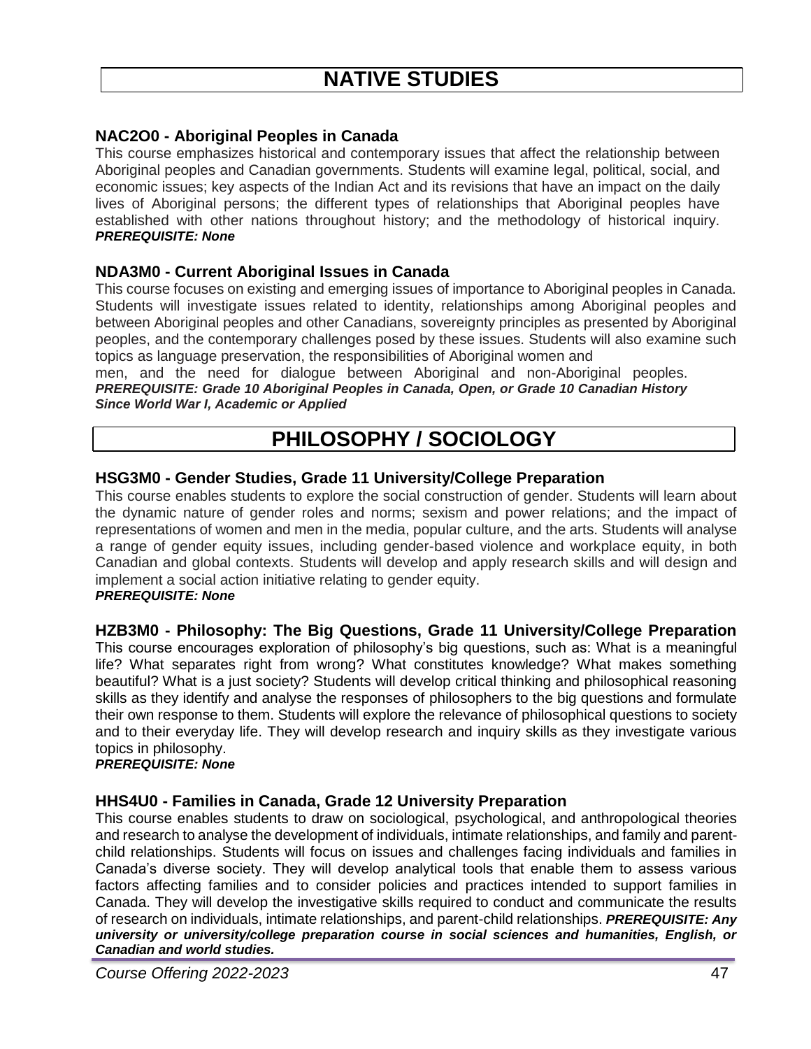# NATIVE STUDIES

### NAC2O0 - Aboriginal Peoples in Canada

This course emphasizes historical and contemporary issues that affect the relationship between Aboriginal peoples and Canadian governments. Students will examine legal, political, social, and economic issues; key aspects of the Indian Act and its revisions that have an impact on the daily lives of Aboriginal persons; the different types of relationships that Aboriginal peoples have established with other nations throughout history; and the methodology of historical inquiry. ***PREREQUISITE: None***

### NDA3M0 - Current Aboriginal Issues in Canada

This course focuses on existing and emerging issues of importance to Aboriginal peoples in Canada. Students will investigate issues related to identity, relationships among Aboriginal peoples and between Aboriginal peoples and other Canadians, sovereignty principles as presented by Aboriginal peoples, and the contemporary challenges posed by these issues. Students will also examine such topics as language preservation, the responsibilities of Aboriginal women and men, and the need for dialogue between Aboriginal and non-Aboriginal peoples.
***PREREQUISITE: Grade 10 Aboriginal Peoples in Canada, Open, or Grade 10 Canadian History Since World War I, Academic or Applied***

# PHILOSOPHY / SOCIOLOGY

### HSG3M0 - Gender Studies, Grade 11 University/College Preparation

This course enables students to explore the social construction of gender. Students will learn about the dynamic nature of gender roles and norms; sexism and power relations; and the impact of representations of women and men in the media, popular culture, and the arts. Students will analyse a range of gender equity issues, including gender-based violence and workplace equity, in both Canadian and global contexts. Students will develop and apply research skills and will design and implement a social action initiative relating to gender equity.
***PREREQUISITE: None***

### HZB3M0 - Philosophy: The Big Questions, Grade 11 University/College Preparation

This course encourages exploration of philosophy's big questions, such as: What is a meaningful life? What separates right from wrong? What constitutes knowledge? What makes something beautiful? What is a just society? Students will develop critical thinking and philosophical reasoning skills as they identify and analyse the responses of philosophers to the big questions and formulate their own response to them. Students will explore the relevance of philosophical questions to society and to their everyday life. They will develop research and inquiry skills as they investigate various topics in philosophy.
***PREREQUISITE: None***

### HHS4U0 - Families in Canada, Grade 12 University Preparation

This course enables students to draw on sociological, psychological, and anthropological theories and research to analyse the development of individuals, intimate relationships, and family and parent-child relationships. Students will focus on issues and challenges facing individuals and families in Canada's diverse society. They will develop analytical tools that enable them to assess various factors affecting families and to consider policies and practices intended to support families in Canada. They will develop the investigative skills required to conduct and communicate the results of research on individuals, intimate relationships, and parent-child relationships. ***PREREQUISITE: Any university or university/college preparation course in social sciences and humanities, English, or Canadian and world studies.***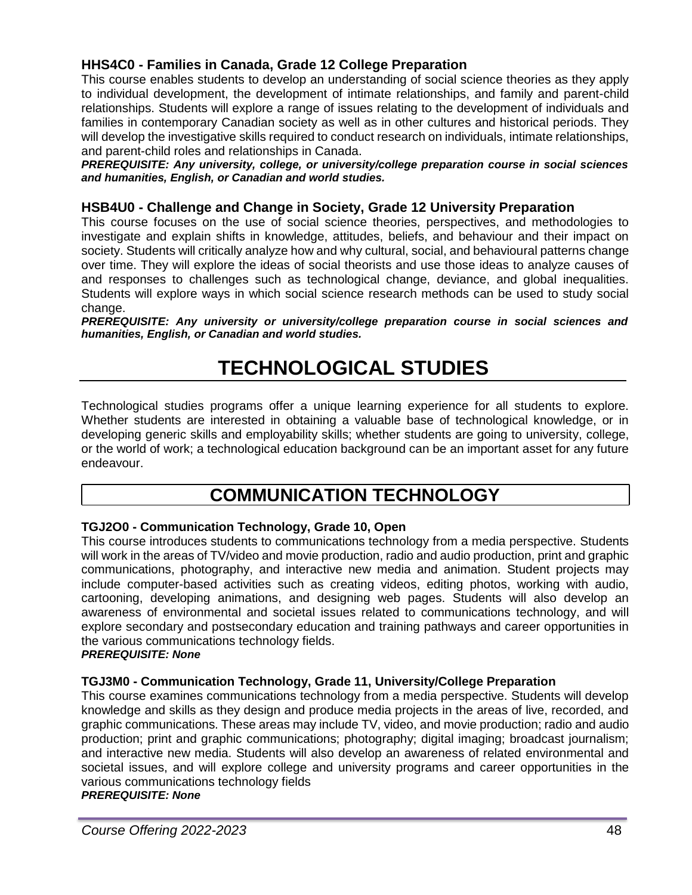### HHS4C0 - Families in Canada, Grade 12 College Preparation

This course enables students to develop an understanding of social science theories as they apply to individual development, the development of intimate relationships, and family and parent-child relationships. Students will explore a range of issues relating to the development of individuals and families in contemporary Canadian society as well as in other cultures and historical periods. They will develop the investigative skills required to conduct research on individuals, intimate relationships, and parent-child roles and relationships in Canada.

***PREREQUISITE: Any university, college, or university/college preparation course in social sciences and humanities, English, or Canadian and world studies.***

### HSB4U0 - Challenge and Change in Society, Grade 12 University Preparation

This course focuses on the use of social science theories, perspectives, and methodologies to investigate and explain shifts in knowledge, attitudes, beliefs, and behaviour and their impact on society. Students will critically analyze how and why cultural, social, and behavioural patterns change over time. They will explore the ideas of social theorists and use those ideas to analyze causes of and responses to challenges such as technological change, deviance, and global inequalities. Students will explore ways in which social science research methods can be used to study social change.

***PREREQUISITE: Any university or university/college preparation course in social sciences and humanities, English, or Canadian and world studies.***

# TECHNOLOGICAL STUDIES

Technological studies programs offer a unique learning experience for all students to explore. Whether students are interested in obtaining a valuable base of technological knowledge, or in developing generic skills and employability skills; whether students are going to university, college, or the world of work; a technological education background can be an important asset for any future endeavour.

## COMMUNICATION TECHNOLOGY

### TGJ2O0 - Communication Technology, Grade 10, Open

This course introduces students to communications technology from a media perspective. Students will work in the areas of TV/video and movie production, radio and audio production, print and graphic communications, photography, and interactive new media and animation. Student projects may include computer-based activities such as creating videos, editing photos, working with audio, cartooning, developing animations, and designing web pages. Students will also develop an awareness of environmental and societal issues related to communications technology, and will explore secondary and postsecondary education and training pathways and career opportunities in the various communications technology fields.

***PREREQUISITE: None***

### TGJ3M0 - Communication Technology, Grade 11, University/College Preparation

This course examines communications technology from a media perspective. Students will develop knowledge and skills as they design and produce media projects in the areas of live, recorded, and graphic communications. These areas may include TV, video, and movie production; radio and audio production; print and graphic communications; photography; digital imaging; broadcast journalism; and interactive new media. Students will also develop an awareness of related environmental and societal issues, and will explore college and university programs and career opportunities in the various communications technology fields

***PREREQUISITE: None***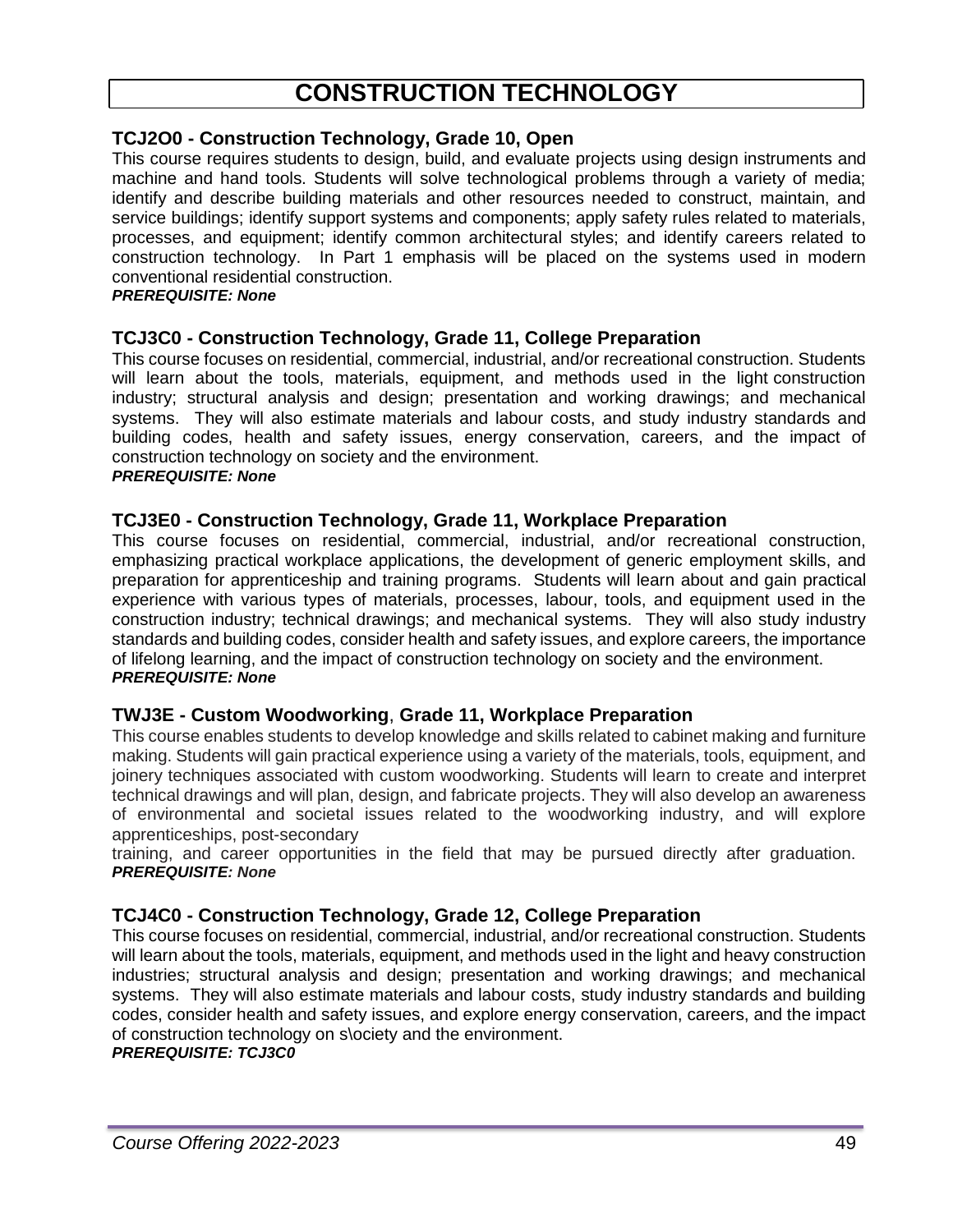# CONSTRUCTION TECHNOLOGY

### TCJ2O0 - Construction Technology, Grade 10, Open

This course requires students to design, build, and evaluate projects using design instruments and machine and hand tools. Students will solve technological problems through a variety of media; identify and describe building materials and other resources needed to construct, maintain, and service buildings; identify support systems and components; apply safety rules related to materials, processes, and equipment; identify common architectural styles; and identify careers related to construction technology. In Part 1 emphasis will be placed on the systems used in modern conventional residential construction.

***PREREQUISITE: None***

### TCJ3C0 - Construction Technology, Grade 11, College Preparation

This course focuses on residential, commercial, industrial, and/or recreational construction. Students will learn about the tools, materials, equipment, and methods used in the light construction industry; structural analysis and design; presentation and working drawings; and mechanical systems. They will also estimate materials and labour costs, and study industry standards and building codes, health and safety issues, energy conservation, careers, and the impact of construction technology on society and the environment.

***PREREQUISITE: None***

### TCJ3E0 - Construction Technology, Grade 11, Workplace Preparation

This course focuses on residential, commercial, industrial, and/or recreational construction, emphasizing practical workplace applications, the development of generic employment skills, and preparation for apprenticeship and training programs. Students will learn about and gain practical experience with various types of materials, processes, labour, tools, and equipment used in the construction industry; technical drawings; and mechanical systems. They will also study industry standards and building codes, consider health and safety issues, and explore careers, the importance of lifelong learning, and the impact of construction technology on society and the environment.

***PREREQUISITE: None***

### TWJ3E - Custom Woodworking, Grade 11, Workplace Preparation

This course enables students to develop knowledge and skills related to cabinet making and furniture making. Students will gain practical experience using a variety of the materials, tools, equipment, and joinery techniques associated with custom woodworking. Students will learn to create and interpret technical drawings and will plan, design, and fabricate projects. They will also develop an awareness of environmental and societal issues related to the woodworking industry, and will explore apprenticeships, post-secondary training, and career opportunities in the field that may be pursued directly after graduation.

***PREREQUISITE: None***

### TCJ4C0 - Construction Technology, Grade 12, College Preparation

This course focuses on residential, commercial, industrial, and/or recreational construction. Students will learn about the tools, materials, equipment, and methods used in the light and heavy construction industries; structural analysis and design; presentation and working drawings; and mechanical systems. They will also estimate materials and labour costs, study industry standards and building codes, consider health and safety issues, and explore energy conservation, careers, and the impact of construction technology on s\ociety and the environment.

***PREREQUISITE: TCJ3C0***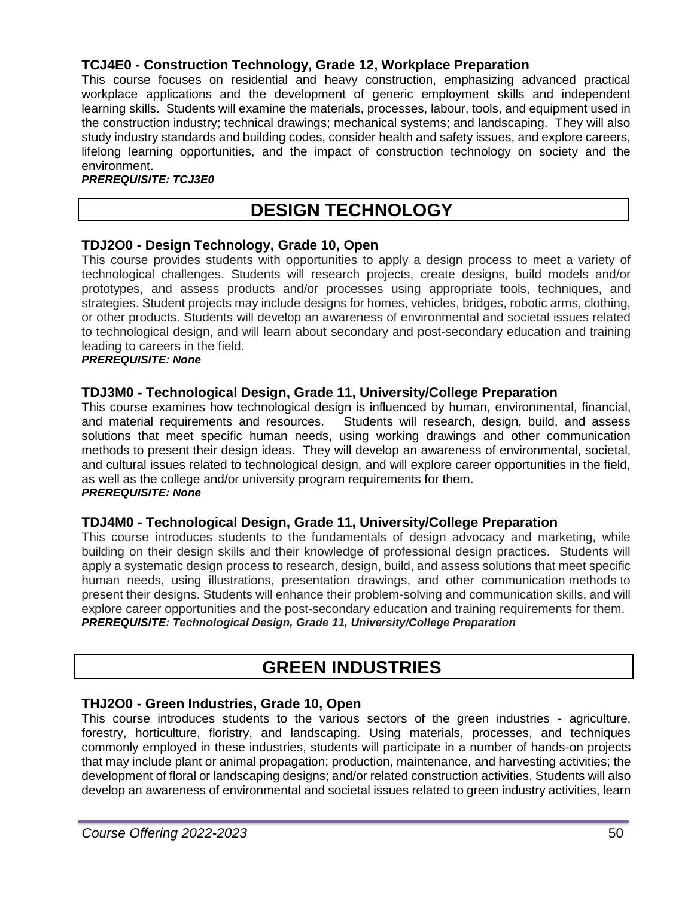### TCJ4E0 - Construction Technology, Grade 12, Workplace Preparation

This course focuses on residential and heavy construction, emphasizing advanced practical workplace applications and the development of generic employment skills and independent learning skills. Students will examine the materials, processes, labour, tools, and equipment used in the construction industry; technical drawings; mechanical systems; and landscaping. They will also study industry standards and building codes, consider health and safety issues, and explore careers, lifelong learning opportunities, and the impact of construction technology on society and the environment.

***PREREQUISITE: TCJ3E0***

## DESIGN TECHNOLOGY

### TDJ2O0 - Design Technology, Grade 10, Open

This course provides students with opportunities to apply a design process to meet a variety of technological challenges. Students will research projects, create designs, build models and/or prototypes, and assess products and/or processes using appropriate tools, techniques, and strategies. Student projects may include designs for homes, vehicles, bridges, robotic arms, clothing, or other products. Students will develop an awareness of environmental and societal issues related to technological design, and will learn about secondary and post-secondary education and training leading to careers in the field.

***PREREQUISITE: None***

### TDJ3M0 - Technological Design, Grade 11, University/College Preparation

This course examines how technological design is influenced by human, environmental, financial, and material requirements and resources. Students will research, design, build, and assess solutions that meet specific human needs, using working drawings and other communication methods to present their design ideas. They will develop an awareness of environmental, societal, and cultural issues related to technological design, and will explore career opportunities in the field, as well as the college and/or university program requirements for them.

***PREREQUISITE: None***

### TDJ4M0 - Technological Design, Grade 11, University/College Preparation

This course introduces students to the fundamentals of design advocacy and marketing, while building on their design skills and their knowledge of professional design practices. Students will apply a systematic design process to research, design, build, and assess solutions that meet specific human needs, using illustrations, presentation drawings, and other communication methods to present their designs. Students will enhance their problem-solving and communication skills, and will explore career opportunities and the post-secondary education and training requirements for them.

***PREREQUISITE: Technological Design, Grade 11, University/College Preparation***

## GREEN INDUSTRIES

### THJ2O0 - Green Industries, Grade 10, Open

This course introduces students to the various sectors of the green industries - agriculture, forestry, horticulture, floristry, and landscaping. Using materials, processes, and techniques commonly employed in these industries, students will participate in a number of hands-on projects that may include plant or animal propagation; production, maintenance, and harvesting activities; the development of floral or landscaping designs; and/or related construction activities. Students will also develop an awareness of environmental and societal issues related to green industry activities, learn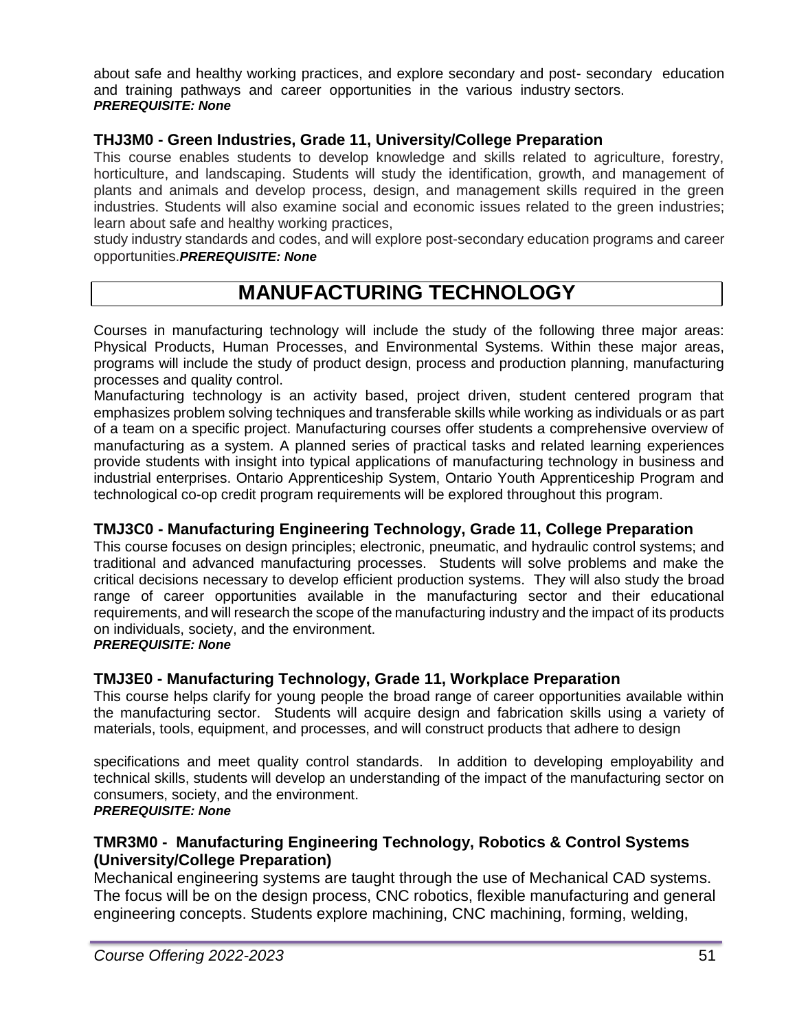about safe and healthy working practices, and explore secondary and post- secondary education and training pathways and career opportunities in the various industry sectors.
***PREREQUISITE: None***

### THJ3M0 - Green Industries, Grade 11, University/College Preparation

This course enables students to develop knowledge and skills related to agriculture, forestry, horticulture, and landscaping. Students will study the identification, growth, and management of plants and animals and develop process, design, and management skills required in the green industries. Students will also examine social and economic issues related to the green industries; learn about safe and healthy working practices,
study industry standards and codes, and will explore post-secondary education programs and career opportunities.***PREREQUISITE: None***

## MANUFACTURING TECHNOLOGY

Courses in manufacturing technology will include the study of the following three major areas: Physical Products, Human Processes, and Environmental Systems. Within these major areas, programs will include the study of product design, process and production planning, manufacturing processes and quality control.
Manufacturing technology is an activity based, project driven, student centered program that emphasizes problem solving techniques and transferable skills while working as individuals or as part of a team on a specific project. Manufacturing courses offer students a comprehensive overview of manufacturing as a system. A planned series of practical tasks and related learning experiences provide students with insight into typical applications of manufacturing technology in business and industrial enterprises. Ontario Apprenticeship System, Ontario Youth Apprenticeship Program and technological co-op credit program requirements will be explored throughout this program.

### TMJ3C0 - Manufacturing Engineering Technology, Grade 11, College Preparation

This course focuses on design principles; electronic, pneumatic, and hydraulic control systems; and traditional and advanced manufacturing processes. Students will solve problems and make the critical decisions necessary to develop efficient production systems. They will also study the broad range of career opportunities available in the manufacturing sector and their educational requirements, and will research the scope of the manufacturing industry and the impact of its products on individuals, society, and the environment.
***PREREQUISITE: None***

### TMJ3E0 - Manufacturing Technology, Grade 11, Workplace Preparation

This course helps clarify for young people the broad range of career opportunities available within the manufacturing sector. Students will acquire design and fabrication skills using a variety of materials, tools, equipment, and processes, and will construct products that adhere to design specifications and meet quality control standards. In addition to developing employability and technical skills, students will develop an understanding of the impact of the manufacturing sector on consumers, society, and the environment.
***PREREQUISITE: None***

### TMR3M0 - Manufacturing Engineering Technology, Robotics & Control Systems (University/College Preparation)

Mechanical engineering systems are taught through the use of Mechanical CAD systems. The focus will be on the design process, CNC robotics, flexible manufacturing and general engineering concepts. Students explore machining, CNC machining, forming, welding,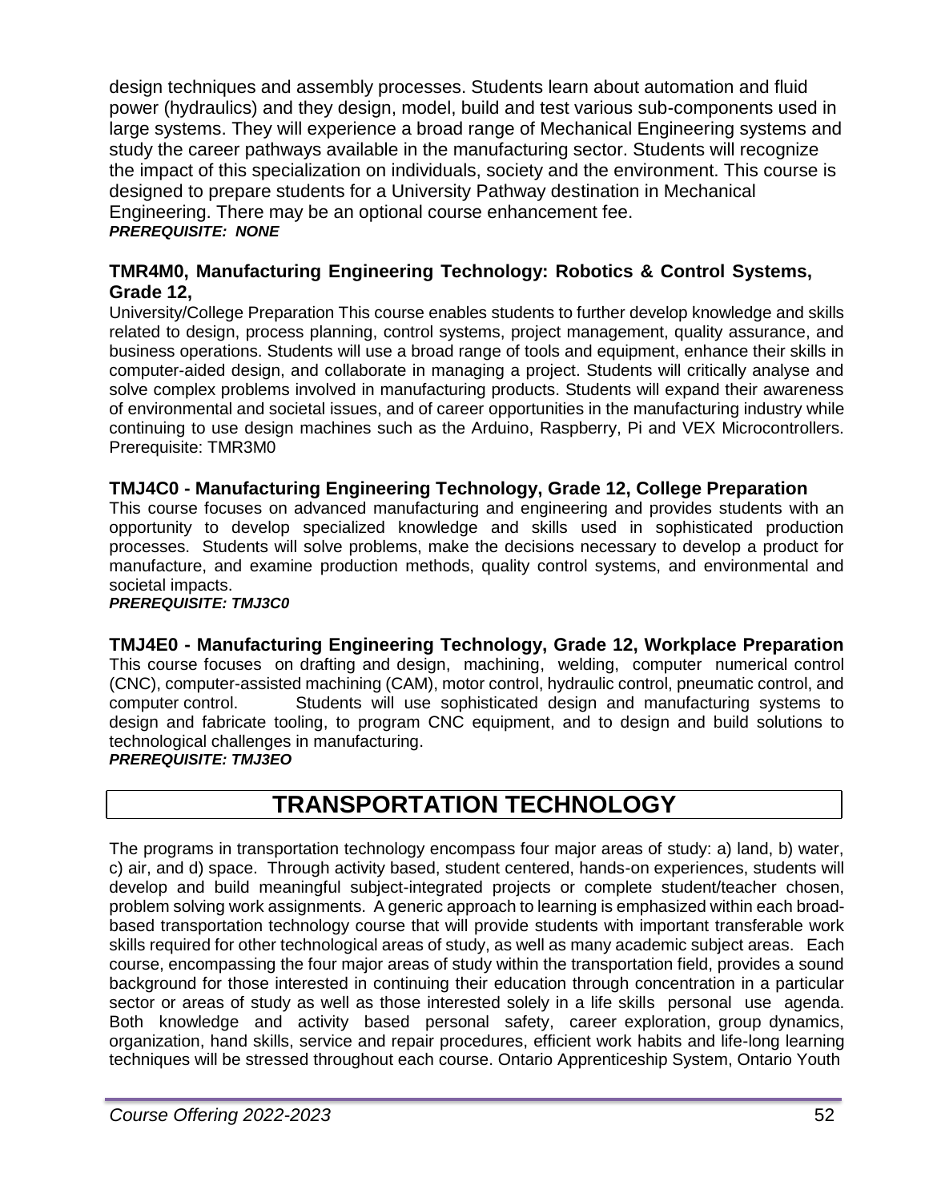design techniques and assembly processes. Students learn about automation and fluid power (hydraulics) and they design, model, build and test various sub-components used in large systems. They will experience a broad range of Mechanical Engineering systems and study the career pathways available in the manufacturing sector. Students will recognize the impact of this specialization on individuals, society and the environment. This course is designed to prepare students for a University Pathway destination in Mechanical Engineering. There may be an optional course enhancement fee.
***PREREQUISITE: NONE***

### TMR4M0, Manufacturing Engineering Technology: Robotics & Control Systems, Grade 12,

University/College Preparation This course enables students to further develop knowledge and skills related to design, process planning, control systems, project management, quality assurance, and business operations. Students will use a broad range of tools and equipment, enhance their skills in computer-aided design, and collaborate in managing a project. Students will critically analyse and solve complex problems involved in manufacturing products. Students will expand their awareness of environmental and societal issues, and of career opportunities in the manufacturing industry while continuing to use design machines such as the Arduino, Raspberry, Pi and VEX Microcontrollers. Prerequisite: TMR3M0

### TMJ4C0 - Manufacturing Engineering Technology, Grade 12, College Preparation

This course focuses on advanced manufacturing and engineering and provides students with an opportunity to develop specialized knowledge and skills used in sophisticated production processes. Students will solve problems, make the decisions necessary to develop a product for manufacture, and examine production methods, quality control systems, and environmental and societal impacts.
***PREREQUISITE: TMJ3C0***

### TMJ4E0 - Manufacturing Engineering Technology, Grade 12, Workplace Preparation

This course focuses on drafting and design, machining, welding, computer numerical control (CNC), computer-assisted machining (CAM), motor control, hydraulic control, pneumatic control, and computer control. Students will use sophisticated design and manufacturing systems to design and fabricate tooling, to program CNC equipment, and to design and build solutions to technological challenges in manufacturing.
***PREREQUISITE: TMJ3EO***

## TRANSPORTATION TECHNOLOGY

The programs in transportation technology encompass four major areas of study: a) land, b) water, c) air, and d) space. Through activity based, student centered, hands-on experiences, students will develop and build meaningful subject-integrated projects or complete student/teacher chosen, problem solving work assignments. A generic approach to learning is emphasized within each broad-based transportation technology course that will provide students with important transferable work skills required for other technological areas of study, as well as many academic subject areas. Each course, encompassing the four major areas of study within the transportation field, provides a sound background for those interested in continuing their education through concentration in a particular sector or areas of study as well as those interested solely in a life skills personal use agenda. Both knowledge and activity based personal safety, career exploration, group dynamics, organization, hand skills, service and repair procedures, efficient work habits and life-long learning techniques will be stressed throughout each course. Ontario Apprenticeship System, Ontario Youth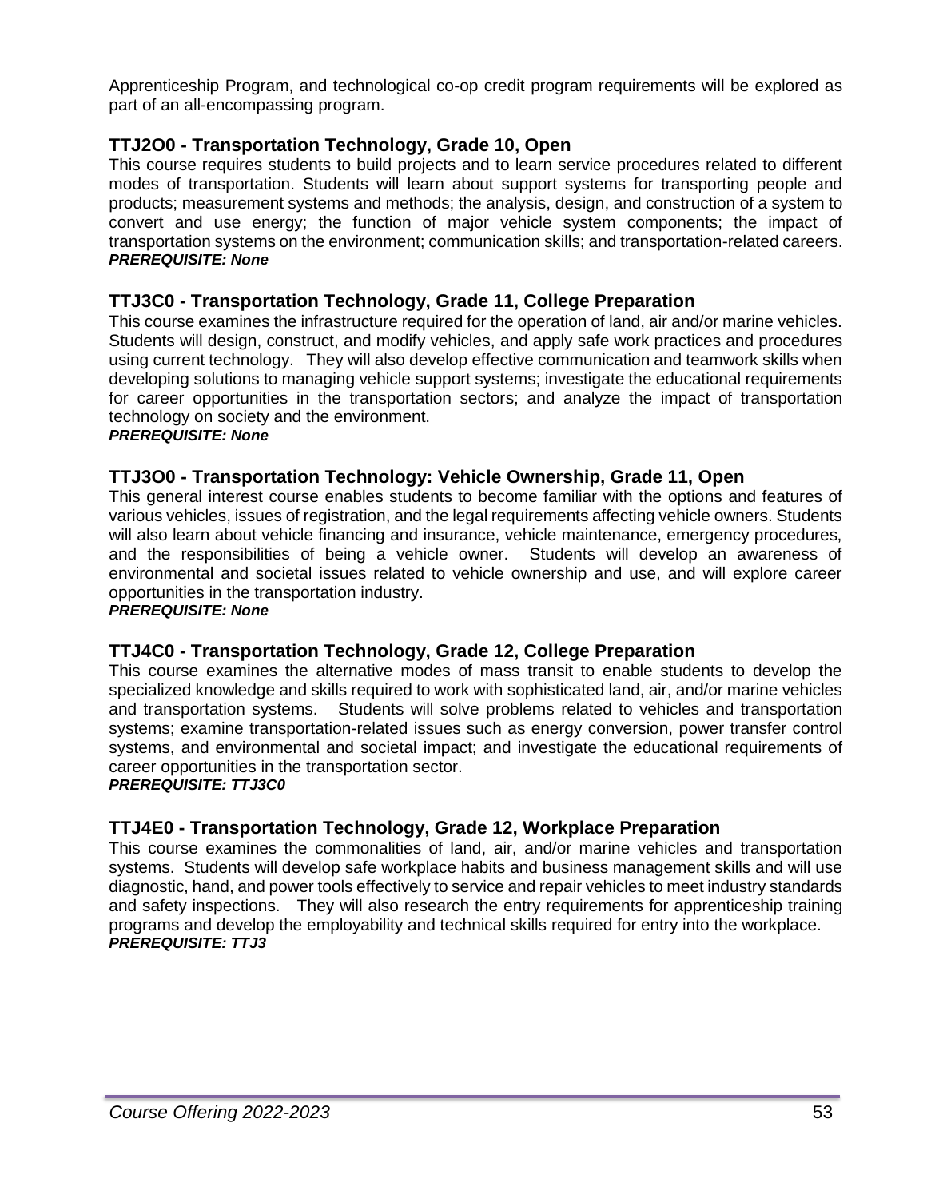Apprenticeship Program, and technological co-op credit program requirements will be explored as part of an all-encompassing program.

### TTJ2O0 - Transportation Technology, Grade 10, Open

This course requires students to build projects and to learn service procedures related to different modes of transportation. Students will learn about support systems for transporting people and products; measurement systems and methods; the analysis, design, and construction of a system to convert and use energy; the function of major vehicle system components; the impact of transportation systems on the environment; communication skills; and transportation-related careers.
***PREREQUISITE: None***

### TTJ3C0 - Transportation Technology, Grade 11, College Preparation

This course examines the infrastructure required for the operation of land, air and/or marine vehicles. Students will design, construct, and modify vehicles, and apply safe work practices and procedures using current technology. They will also develop effective communication and teamwork skills when developing solutions to managing vehicle support systems; investigate the educational requirements for career opportunities in the transportation sectors; and analyze the impact of transportation technology on society and the environment.
***PREREQUISITE: None***

### TTJ3O0 - Transportation Technology: Vehicle Ownership, Grade 11, Open

This general interest course enables students to become familiar with the options and features of various vehicles, issues of registration, and the legal requirements affecting vehicle owners. Students will also learn about vehicle financing and insurance, vehicle maintenance, emergency procedures, and the responsibilities of being a vehicle owner. Students will develop an awareness of environmental and societal issues related to vehicle ownership and use, and will explore career opportunities in the transportation industry.
***PREREQUISITE: None***

### TTJ4C0 - Transportation Technology, Grade 12, College Preparation

This course examines the alternative modes of mass transit to enable students to develop the specialized knowledge and skills required to work with sophisticated land, air, and/or marine vehicles and transportation systems. Students will solve problems related to vehicles and transportation systems; examine transportation-related issues such as energy conversion, power transfer control systems, and environmental and societal impact; and investigate the educational requirements of career opportunities in the transportation sector.
***PREREQUISITE: TTJ3C0***

### TTJ4E0 - Transportation Technology, Grade 12, Workplace Preparation

This course examines the commonalities of land, air, and/or marine vehicles and transportation systems. Students will develop safe workplace habits and business management skills and will use diagnostic, hand, and power tools effectively to service and repair vehicles to meet industry standards and safety inspections. They will also research the entry requirements for apprenticeship training programs and develop the employability and technical skills required for entry into the workplace.
***PREREQUISITE: TTJ3***